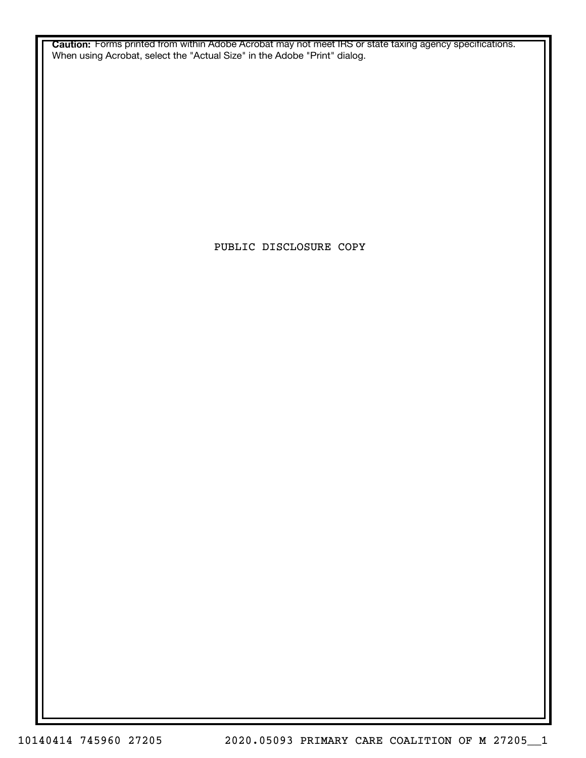**Caution:** Forms printed from within Adobe Acrobat may not meet IRS or state taxing agency specifications. When using Acrobat, select the "Actual Size" in the Adobe "Print" dialog.

PUBLIC DISCLOSURE COPY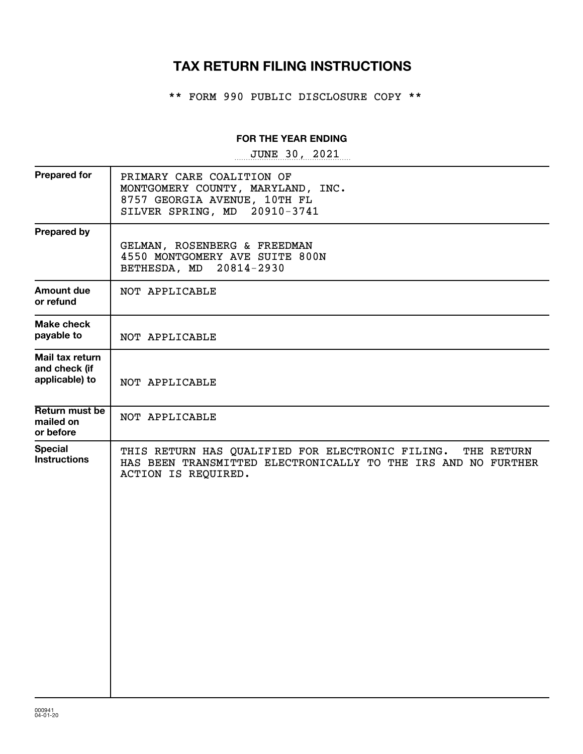# TAX RETURN FILING INSTRUCTIONS

\*\* FORM 990 PUBLIC DISCLOSURE COPY \*\*

**FOR THE YEAR ENDING**

JUNE 30, 2021

| | |
|---|---|
| **Prepared for** | PRIMARY CARE COALITION OF<br>MONTGOMERY COUNTY, MARYLAND, INC.<br>8757 GEORGIA AVENUE, 10TH FL<br>SILVER SPRING, MD 20910-3741 |
| **Prepared by** | GELMAN, ROSENBERG & FREEDMAN<br>4550 MONTGOMERY AVE SUITE 800N<br>BETHESDA, MD 20814-2930 |
| **Amount due or refund** | NOT APPLICABLE |
| **Make check payable to** | NOT APPLICABLE |
| **Mail tax return and check (if applicable) to** | NOT APPLICABLE |
| **Return must be mailed on or before** | NOT APPLICABLE |
| **Special Instructions** | THIS RETURN HAS QUALIFIED FOR ELECTRONIC FILING. THE RETURN HAS BEEN TRANSMITTED ELECTRONICALLY TO THE IRS AND NO FURTHER ACTION IS REQUIRED. |

000941
04-01-20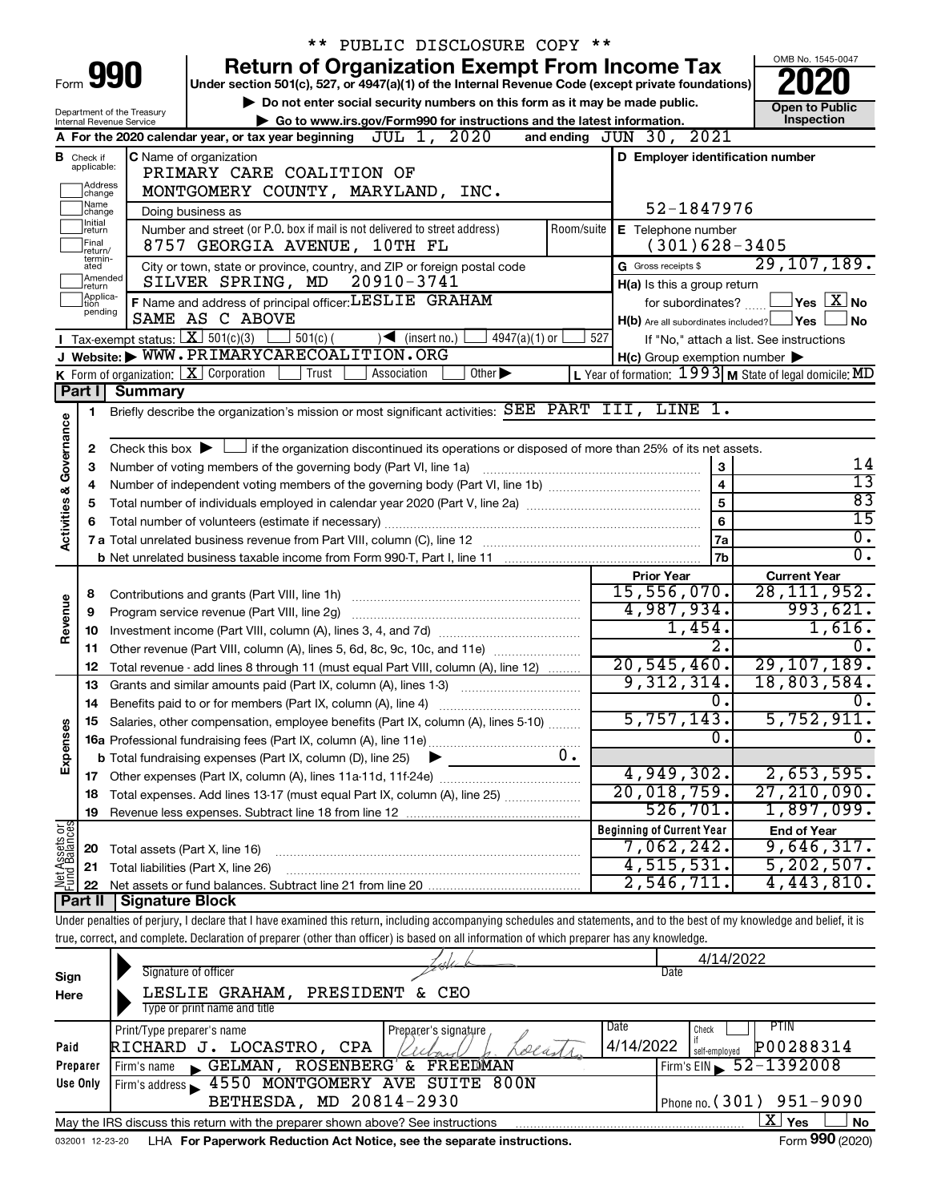** PUBLIC DISCLOSURE COPY **

Form **990**

# Return of Organization Exempt From Income Tax

Under section 501(c), 527, or 4947(a)(1) of the Internal Revenue Code (except private foundations)

▶ Do not enter social security numbers on this form as it may be made public.

▶ Go to www.irs.gov/Form990 for instructions and the latest information.

Department of the Treasury
Internal Revenue Service

OMB No. 1545-0047

**2020**

**Open to Public Inspection**

**A** For the 2020 calendar year, or tax year beginning JUL 1, 2020 and ending JUN 30, 2021

**B** Check if applicable: Address change, Name change, Initial return, Final return/terminated, Amended return, Application pending

**C** Name of organization
PRIMARY CARE COALITION OF
MONTGOMERY COUNTY, MARYLAND, INC.

Doing business as

Number and street (or P.O. box if mail is not delivered to street address) Room/suite
8757 GEORGIA AVENUE, 10TH FL

City or town, state or province, country, and ZIP or foreign postal code
SILVER SPRING, MD 20910-3741

**F** Name and address of principal officer: LESLIE GRAHAM
SAME AS C ABOVE

**D** Employer identification number
52-1847976

**E** Telephone number
(301)628-3405

**G** Gross receipts $ 29,107,189.

**H(a)** Is this a group return for subordinates? ☐ Yes ☒ No

**H(b)** Are all subordinates included? ☐ Yes ☐ No
If "No," attach a list. See instructions

**H(c)** Group exemption number ▶

**I** Tax-exempt status: ☒ 501(c)(3) ☐ 501(c) ( ) ◀ (insert no.) ☐ 4947(a)(1) or ☐ 527

**J** Website: ▶ WWW.PRIMARYCARECOALITION.ORG

**K** Form of organization: ☒ Corporation ☐ Trust ☐ Association ☐ Other ▶

**L** Year of formation: 1993 **M** State of legal domicile: MD

## Part I Summary

**Activities & Governance**

1 Briefly describe the organization's mission or most significant activities: SEE PART III, LINE 1.

2 Check this box ▶ ☐ if the organization discontinued its operations or disposed of more than 25% of its net assets.

| | | | |
|---|---|---|---|
| 3 | Number of voting members of the governing body (Part VI, line 1a) | 3 | 14 |
| 4 | Number of independent voting members of the governing body (Part VI, line 1b) | 4 | 13 |
| 5 | Total number of individuals employed in calendar year 2020 (Part V, line 2a) | 5 | 83 |
| 6 | Total number of volunteers (estimate if necessary) | 6 | 15 |
| 7a | Total unrelated business revenue from Part VIII, column (C), line 12 | 7a | 0. |
| b | Net unrelated business taxable income from Form 990-T, Part I, line 11 | 7b | 0. |

| | | | Prior Year | Current Year |
|---|---|---|---|---|
| **Revenue** | 8 | Contributions and grants (Part VIII, line 1h) | 15,556,070. | 28,111,952. |
| | 9 | Program service revenue (Part VIII, line 2g) | 4,987,934. | 993,621. |
| | 10 | Investment income (Part VIII, column (A), lines 3, 4, and 7d) | 1,454. | 1,616. |
| | 11 | Other revenue (Part VIII, column (A), lines 5, 6d, 8c, 9c, 10c, and 11e) | 2. | 0. |
| | 12 | Total revenue - add lines 8 through 11 (must equal Part VIII, column (A), line 12) | 20,545,460. | 29,107,189. |
| **Expenses** | 13 | Grants and similar amounts paid (Part IX, column (A), lines 1-3) | 9,312,314. | 18,803,584. |
| | 14 | Benefits paid to or for members (Part IX, column (A), line 4) | 0. | 0. |
| | 15 | Salaries, other compensation, employee benefits (Part IX, column (A), lines 5-10) | 5,757,143. | 5,752,911. |
| | 16a | Professional fundraising fees (Part IX, column (A), line 11e) | 0. | 0. |
| | b | Total fundraising expenses (Part IX, column (D), line 25) ▶ 0. | | |
| | 17 | Other expenses (Part IX, column (A), lines 11a-11d, 11f-24e) | 4,949,302. | 2,653,595. |
| | 18 | Total expenses. Add lines 13-17 (must equal Part IX, column (A), line 25) | 20,018,759. | 27,210,090. |
| | 19 | Revenue less expenses. Subtract line 18 from line 12 | 526,701. | 1,897,099. |
| | | | **Beginning of Current Year** | **End of Year** |
| **Net Assets or Fund Balances** | 20 | Total assets (Part X, line 16) | 7,062,242. | 9,646,317. |
| | 21 | Total liabilities (Part X, line 26) | 4,515,531. | 5,202,507. |
| | 22 | Net assets or fund balances. Subtract line 21 from line 20 | 2,546,711. | 4,443,810. |

## Part II Signature Block

Under penalties of perjury, I declare that I have examined this return, including accompanying schedules and statements, and to the best of my knowledge and belief, it is true, correct, and complete. Declaration of preparer (other than officer) is based on all information of which preparer has any knowledge.

**Sign Here**

Signature of officer — Date 4/14/2022

LESLIE GRAHAM, PRESIDENT & CEO
Type or print name and title

**Paid Preparer Use Only**

| Print/Type preparer's name | Preparer's signature | Date | Check ☐ if self-employed | PTIN |
|---|---|---|---|---|
| RICHARD J. LOCASTRO, CPA | Richard J. Locastro | 4/14/2022 | | P00288314 |

Firm's name ▶ GELMAN, ROSENBERG & FREEDMAN — Firm's EIN ▶ 52-1392008

Firm's address ▶ 4550 MONTGOMERY AVE SUITE 800N
BETHESDA, MD 20814-2930 — Phone no. (301) 951-9090

May the IRS discuss this return with the preparer shown above? See instructions ☒ Yes ☐ No

032001 12-23-20 LHA For Paperwork Reduction Act Notice, see the separate instructions. Form **990** (2020)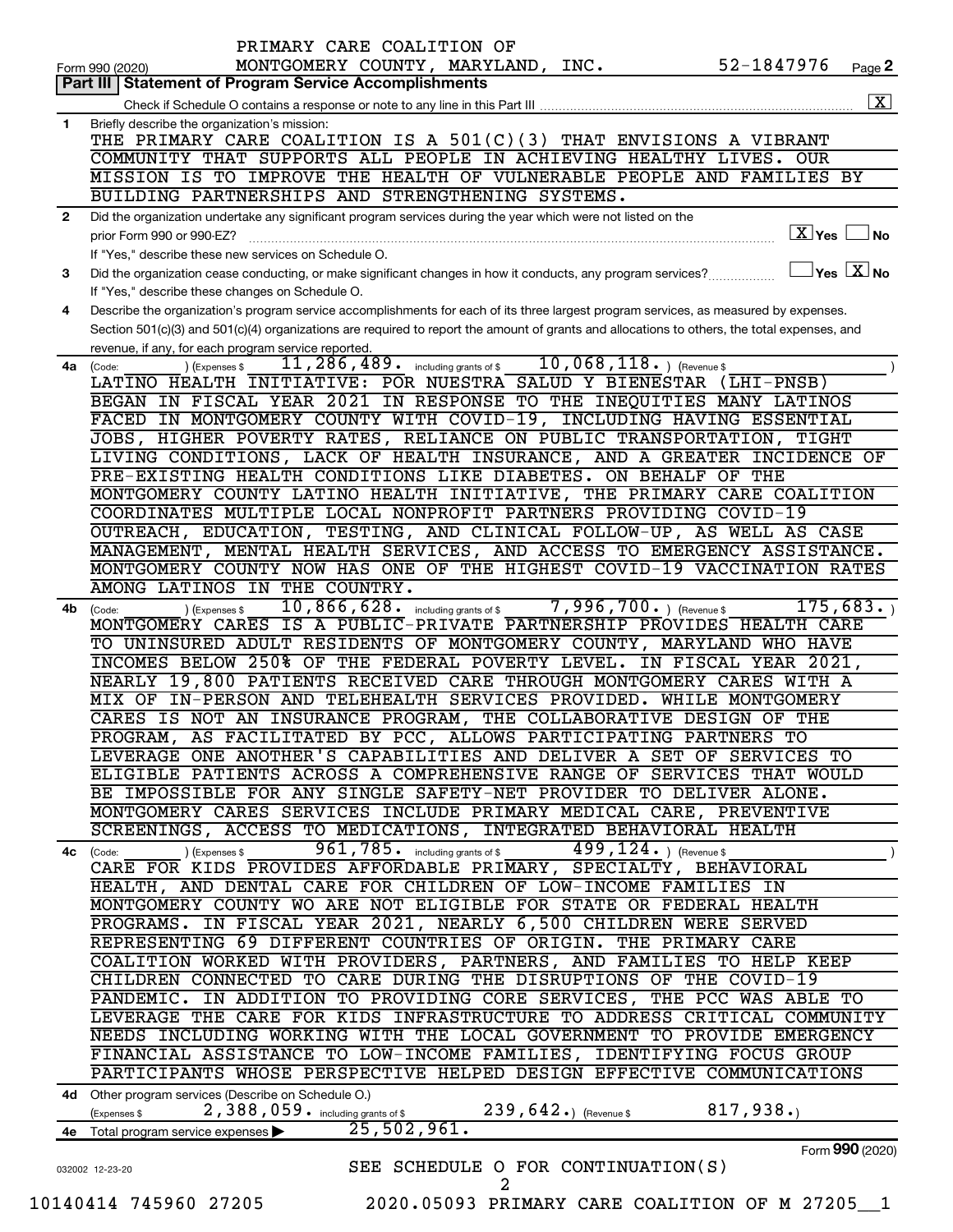PRIMARY CARE COALITION OF MONTGOMERY COUNTY, MARYLAND, INC. 52-1847976

Form 990 (2020)

## Part III | Statement of Program Service Accomplishments

Check if Schedule O contains a response or note to any line in this Part III .......... [X]

**1** Briefly describe the organization's mission:

THE PRIMARY CARE COALITION IS A 501(C)(3) THAT ENVISIONS A VIBRANT COMMUNITY THAT SUPPORTS ALL PEOPLE IN ACHIEVING HEALTHY LIVES. OUR MISSION IS TO IMPROVE THE HEALTH OF VULNERABLE PEOPLE AND FAMILIES BY BUILDING PARTNERSHIPS AND STRENGTHENING SYSTEMS.

**2** Did the organization undertake any significant program services during the year which were not listed on the prior Form 990 or 990-EZ? .......... [X] Yes [ ] No

If "Yes," describe these new services on Schedule O.

**3** Did the organization cease conducting, or make significant changes in how it conducts, any program services? .......... [ ] Yes [X] No

If "Yes," describe these changes on Schedule O.

**4** Describe the organization's program service accomplishments for each of its three largest program services, as measured by expenses. Section 501(c)(3) and 501(c)(4) organizations are required to report the amount of grants and allocations to others, the total expenses, and revenue, if any, for each program service reported.

**4a** (Code: ) (Expenses $ 11,286,489. including grants of $ 10,068,118. ) (Revenue $ )

LATINO HEALTH INITIATIVE: POR NUESTRA SALUD Y BIENESTAR (LHI-PNSB) BEGAN IN FISCAL YEAR 2021 IN RESPONSE TO THE INEQUITIES MANY LATINOS FACED IN MONTGOMERY COUNTY WITH COVID-19, INCLUDING HAVING ESSENTIAL JOBS, HIGHER POVERTY RATES, RELIANCE ON PUBLIC TRANSPORTATION, TIGHT LIVING CONDITIONS, LACK OF HEALTH INSURANCE, AND A GREATER INCIDENCE OF PRE-EXISTING HEALTH CONDITIONS LIKE DIABETES. ON BEHALF OF THE MONTGOMERY COUNTY LATINO HEALTH INITIATIVE, THE PRIMARY CARE COALITION COORDINATES MULTIPLE LOCAL NONPROFIT PARTNERS PROVIDING COVID-19 OUTREACH, EDUCATION, TESTING, AND CLINICAL FOLLOW-UP, AS WELL AS CASE MANAGEMENT, MENTAL HEALTH SERVICES, AND ACCESS TO EMERGENCY ASSISTANCE. MONTGOMERY COUNTY NOW HAS ONE OF THE HIGHEST COVID-19 VACCINATION RATES AMONG LATINOS IN THE COUNTRY.

**4b** (Code: ) (Expenses $ 10,866,628. including grants of $ 7,996,700. ) (Revenue $ 175,683. )

MONTGOMERY CARES IS A PUBLIC-PRIVATE PARTNERSHIP PROVIDES HEALTH CARE TO UNINSURED ADULT RESIDENTS OF MONTGOMERY COUNTY, MARYLAND WHO HAVE INCOMES BELOW 250% OF THE FEDERAL POVERTY LEVEL. IN FISCAL YEAR 2021, NEARLY 19,800 PATIENTS RECEIVED CARE THROUGH MONTGOMERY CARES WITH A MIX OF IN-PERSON AND TELEHEALTH SERVICES PROVIDED. WHILE MONTGOMERY CARES IS NOT AN INSURANCE PROGRAM, THE COLLABORATIVE DESIGN OF THE PROGRAM, AS FACILITATED BY PCC, ALLOWS PARTICIPATING PARTNERS TO LEVERAGE ONE ANOTHER'S CAPABILITIES AND DELIVER A SET OF SERVICES TO ELIGIBLE PATIENTS ACROSS A COMPREHENSIVE RANGE OF SERVICES THAT WOULD BE IMPOSSIBLE FOR ANY SINGLE SAFETY-NET PROVIDER TO DELIVER ALONE. MONTGOMERY CARES SERVICES INCLUDE PRIMARY MEDICAL CARE, PREVENTIVE SCREENINGS, ACCESS TO MEDICATIONS, INTEGRATED BEHAVIORAL HEALTH

**4c** (Code: ) (Expenses $ 961,785. including grants of $ 499,124. ) (Revenue $ )

CARE FOR KIDS PROVIDES AFFORDABLE PRIMARY, SPECIALTY, BEHAVIORAL HEALTH, AND DENTAL CARE FOR CHILDREN OF LOW-INCOME FAMILIES IN MONTGOMERY COUNTY WO ARE NOT ELIGIBLE FOR STATE OR FEDERAL HEALTH PROGRAMS. IN FISCAL YEAR 2021, NEARLY 6,500 CHILDREN WERE SERVED REPRESENTING 69 DIFFERENT COUNTRIES OF ORIGIN. THE PRIMARY CARE COALITION WORKED WITH PROVIDERS, PARTNERS, AND FAMILIES TO HELP KEEP CHILDREN CONNECTED TO CARE DURING THE DISRUPTIONS OF THE COVID-19 PANDEMIC. IN ADDITION TO PROVIDING CORE SERVICES, THE PCC WAS ABLE TO LEVERAGE THE CARE FOR KIDS INFRASTRUCTURE TO ADDRESS CRITICAL COMMUNITY NEEDS INCLUDING WORKING WITH THE LOCAL GOVERNMENT TO PROVIDE EMERGENCY FINANCIAL ASSISTANCE TO LOW-INCOME FAMILIES, IDENTIFYING FOCUS GROUP PARTICIPANTS WHOSE PERSPECTIVE HELPED DESIGN EFFECTIVE COMMUNICATIONS

**4d** Other program services (Describe on Schedule O.)

(Expenses $ 2,388,059. including grants of $ 239,642.) (Revenue $ 817,938.)

**4e** Total program service expenses ▶ 25,502,961.

Form **990** (2020)

SEE SCHEDULE O FOR CONTINUATION(S)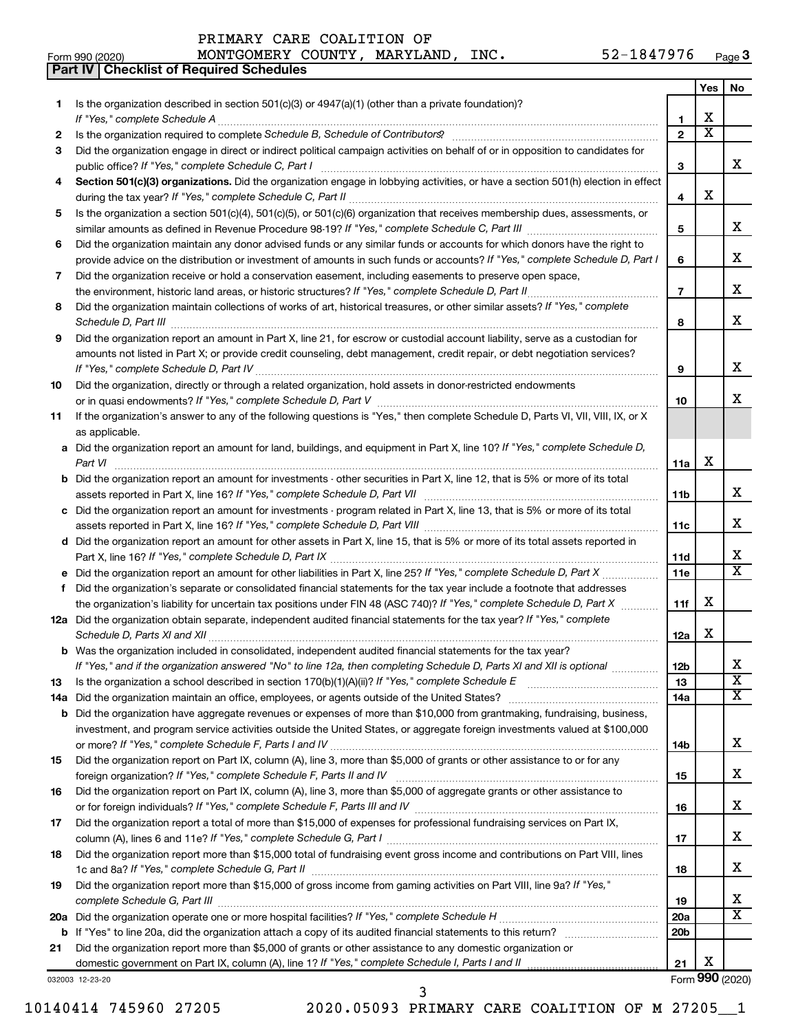PRIMARY CARE COALITION OF MONTGOMERY COUNTY, MARYLAND, INC. 52-1847976

Form 990 (2020) Page 3

**Part IV | Checklist of Required Schedules**

| | | | Yes | No |
|---|---|---|---|---|
| 1 | Is the organization described in section 501(c)(3) or 4947(a)(1) (other than a private foundation)? *If "Yes," complete Schedule A* | 1 | X | |
| 2 | Is the organization required to complete *Schedule B, Schedule of Contributors*? | 2 | X | |
| 3 | Did the organization engage in direct or indirect political campaign activities on behalf of or in opposition to candidates for public office? *If "Yes," complete Schedule C, Part I* | 3 | | X |
| 4 | **Section 501(c)(3) organizations.** Did the organization engage in lobbying activities, or have a section 501(h) election in effect during the tax year? *If "Yes," complete Schedule C, Part II* | 4 | X | |
| 5 | Is the organization a section 501(c)(4), 501(c)(5), or 501(c)(6) organization that receives membership dues, assessments, or similar amounts as defined in Revenue Procedure 98-19? *If "Yes," complete Schedule C, Part III* | 5 | | X |
| 6 | Did the organization maintain any donor advised funds or any similar funds or accounts for which donors have the right to provide advice on the distribution or investment of amounts in such funds or accounts? *If "Yes," complete Schedule D, Part I* | 6 | | X |
| 7 | Did the organization receive or hold a conservation easement, including easements to preserve open space, the environment, historic land areas, or historic structures? *If "Yes," complete Schedule D, Part II* | 7 | | X |
| 8 | Did the organization maintain collections of works of art, historical treasures, or other similar assets? *If "Yes," complete Schedule D, Part III* | 8 | | X |
| 9 | Did the organization report an amount in Part X, line 21, for escrow or custodial account liability, serve as a custodian for amounts not listed in Part X; or provide credit counseling, debt management, credit repair, or debt negotiation services? *If "Yes," complete Schedule D, Part IV* | 9 | | X |
| 10 | Did the organization, directly or through a related organization, hold assets in donor-restricted endowments or in quasi endowments? *If "Yes," complete Schedule D, Part V* | 10 | | X |
| 11 | If the organization's answer to any of the following questions is "Yes," then complete Schedule D, Parts VI, VII, VIII, IX, or X as applicable. | | | |
| a | Did the organization report an amount for land, buildings, and equipment in Part X, line 10? *If "Yes," complete Schedule D, Part VI* | 11a | X | |
| b | Did the organization report an amount for investments - other securities in Part X, line 12, that is 5% or more of its total assets reported in Part X, line 16? *If "Yes," complete Schedule D, Part VII* | 11b | | X |
| c | Did the organization report an amount for investments - program related in Part X, line 13, that is 5% or more of its total assets reported in Part X, line 16? *If "Yes," complete Schedule D, Part VIII* | 11c | | X |
| d | Did the organization report an amount for other assets in Part X, line 15, that is 5% or more of its total assets reported in Part X, line 16? *If "Yes," complete Schedule D, Part IX* | 11d | | X |
| e | Did the organization report an amount for other liabilities in Part X, line 25? *If "Yes," complete Schedule D, Part X* | 11e | | X |
| f | Did the organization's separate or consolidated financial statements for the tax year include a footnote that addresses the organization's liability for uncertain tax positions under FIN 48 (ASC 740)? *If "Yes," complete Schedule D, Part X* | 11f | X | |
| 12a | Did the organization obtain separate, independent audited financial statements for the tax year? *If "Yes," complete Schedule D, Parts XI and XII* | 12a | X | |
| b | Was the organization included in consolidated, independent audited financial statements for the tax year? *If "Yes," and if the organization answered "No" to line 12a, then completing Schedule D, Parts XI and XII is optional* | 12b | | X |
| 13 | Is the organization a school described in section 170(b)(1)(A)(ii)? *If "Yes," complete Schedule E* | 13 | | X |
| 14a | Did the organization maintain an office, employees, or agents outside of the United States? | 14a | | X |
| b | Did the organization have aggregate revenues or expenses of more than $10,000 from grantmaking, fundraising, business, investment, and program service activities outside the United States, or aggregate foreign investments valued at $100,000 or more? *If "Yes," complete Schedule F, Parts I and IV* | 14b | | X |
| 15 | Did the organization report on Part IX, column (A), line 3, more than $5,000 of grants or other assistance to or for any foreign organization? *If "Yes," complete Schedule F, Parts II and IV* | 15 | | X |
| 16 | Did the organization report on Part IX, column (A), line 3, more than $5,000 of aggregate grants or other assistance to or for foreign individuals? *If "Yes," complete Schedule F, Parts III and IV* | 16 | | X |
| 17 | Did the organization report a total of more than $15,000 of expenses for professional fundraising services on Part IX, column (A), lines 6 and 11e? *If "Yes," complete Schedule G, Part I* | 17 | | X |
| 18 | Did the organization report more than $15,000 total of fundraising event gross income and contributions on Part VIII, lines 1c and 8a? *If "Yes," complete Schedule G, Part II* | 18 | | X |
| 19 | Did the organization report more than $15,000 of gross income from gaming activities on Part VIII, line 9a? *If "Yes," complete Schedule G, Part III* | 19 | | X |
| 20a | Did the organization operate one or more hospital facilities? *If "Yes," complete Schedule H* | 20a | | X |
| b | If "Yes" to line 20a, did the organization attach a copy of its audited financial statements to this return? | 20b | | |
| 21 | Did the organization report more than $5,000 of grants or other assistance to any domestic organization or domestic government on Part IX, column (A), line 1? *If "Yes," complete Schedule I, Parts I and II* | 21 | X | |

032003 12-23-20 Form **990** (2020)

10140414 745960 27205 2020.05093 PRIMARY CARE COALITION OF M 27205__1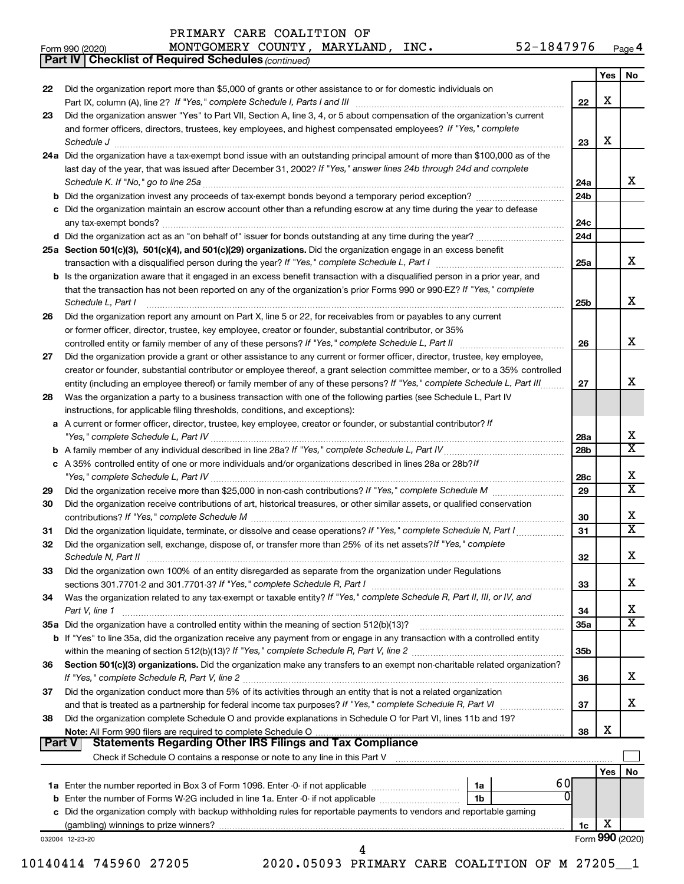PRIMARY CARE COALITION OF
Form 990 (2020) MONTGOMERY COUNTY, MARYLAND, INC. 52-1847976 Page 4

**Part IV | Checklist of Required Schedules** *(continued)*

| | | | Yes | No |
|---|---|---|---|---|
| 22 | Did the organization report more than $5,000 of grants or other assistance to or for domestic individuals on Part IX, column (A), line 2? *If "Yes," complete Schedule I, Parts I and III* | 22 | X | |
| 23 | Did the organization answer "Yes" to Part VII, Section A, line 3, 4, or 5 about compensation of the organization's current and former officers, directors, trustees, key employees, and highest compensated employees? *If "Yes," complete Schedule J* | 23 | X | |
| 24a | Did the organization have a tax-exempt bond issue with an outstanding principal amount of more than $100,000 as of the last day of the year, that was issued after December 31, 2002? *If "Yes," answer lines 24b through 24d and complete Schedule K. If "No," go to line 25a* | 24a | | X |
| b | Did the organization invest any proceeds of tax-exempt bonds beyond a temporary period exception? | 24b | | |
| c | Did the organization maintain an escrow account other than a refunding escrow at any time during the year to defease any tax-exempt bonds? | 24c | | |
| d | Did the organization act as an "on behalf of" issuer for bonds outstanding at any time during the year? | 24d | | |
| 25a | **Section 501(c)(3), 501(c)(4), and 501(c)(29) organizations.** Did the organization engage in an excess benefit transaction with a disqualified person during the year? *If "Yes," complete Schedule L, Part I* | 25a | | X |
| b | Is the organization aware that it engaged in an excess benefit transaction with a disqualified person in a prior year, and that the transaction has not been reported on any of the organization's prior Forms 990 or 990-EZ? *If "Yes," complete Schedule L, Part I* | 25b | | X |
| 26 | Did the organization report any amount on Part X, line 5 or 22, for receivables from or payables to any current or former officer, director, trustee, key employee, creator or founder, substantial contributor, or 35% controlled entity or family member of any of these persons? *If "Yes," complete Schedule L, Part II* | 26 | | X |
| 27 | Did the organization provide a grant or other assistance to any current or former officer, director, trustee, key employee, creator or founder, substantial contributor or employee thereof, a grant selection committee member, or to a 35% controlled entity (including an employee thereof) or family member of any of these persons? *If "Yes," complete Schedule L, Part III* | 27 | | X |
| 28 | Was the organization a party to a business transaction with one of the following parties (see Schedule L, Part IV instructions, for applicable filing thresholds, conditions, and exceptions): | | | |
| a | A current or former officer, director, trustee, key employee, creator or founder, or substantial contributor? *If "Yes," complete Schedule L, Part IV* | 28a | | X |
| b | A family member of any individual described in line 28a? *If "Yes," complete Schedule L, Part IV* | 28b | | X |
| c | A 35% controlled entity of one or more individuals and/or organizations described in lines 28a or 28b? *If "Yes," complete Schedule L, Part IV* | 28c | | X |
| 29 | Did the organization receive more than $25,000 in non-cash contributions? *If "Yes," complete Schedule M* | 29 | | X |
| 30 | Did the organization receive contributions of art, historical treasures, or other similar assets, or qualified conservation contributions? *If "Yes," complete Schedule M* | 30 | | X |
| 31 | Did the organization liquidate, terminate, or dissolve and cease operations? *If "Yes," complete Schedule N, Part I* | 31 | | X |
| 32 | Did the organization sell, exchange, dispose of, or transfer more than 25% of its net assets? *If "Yes," complete Schedule N, Part II* | 32 | | X |
| 33 | Did the organization own 100% of an entity disregarded as separate from the organization under Regulations sections 301.7701-2 and 301.7701-3? *If "Yes," complete Schedule R, Part I* | 33 | | X |
| 34 | Was the organization related to any tax-exempt or taxable entity? *If "Yes," complete Schedule R, Part II, III, or IV, and Part V, line 1* | 34 | | X |
| 35a | Did the organization have a controlled entity within the meaning of section 512(b)(13)? | 35a | | X |
| b | If "Yes" to line 35a, did the organization receive any payment from or engage in any transaction with a controlled entity within the meaning of section 512(b)(13)? *If "Yes," complete Schedule R, Part V, line 2* | 35b | | |
| 36 | **Section 501(c)(3) organizations.** Did the organization make any transfers to an exempt non-charitable related organization? *If "Yes," complete Schedule R, Part V, line 2* | 36 | | X |
| 37 | Did the organization conduct more than 5% of its activities through an entity that is not a related organization and that is treated as a partnership for federal income tax purposes? *If "Yes," complete Schedule R, Part VI* | 37 | | X |
| 38 | Did the organization complete Schedule O and provide explanations in Schedule O for Part VI, lines 11b and 19? **Note:** All Form 990 filers are required to complete Schedule O | 38 | X | |

**Part V | Statements Regarding Other IRS Filings and Tax Compliance**

Check if Schedule O contains a response or note to any line in this Part V ☐

| | | | | | Yes | No |
|---|---|---|---|---|---|---|
| 1a | Enter the number reported in Box 3 of Form 1096. Enter -0- if not applicable | 1a | 60 | | | |
| b | Enter the number of Forms W-2G included in line 1a. Enter -0- if not applicable | 1b | 0 | | | |
| c | Did the organization comply with backup withholding rules for reportable payments to vendors and reportable gaming (gambling) winnings to prize winners? | | | 1c | X | |

032004 12-23-20 Form **990** (2020)

10140414 745960 27205 2020.05093 PRIMARY CARE COALITION OF M 27205__1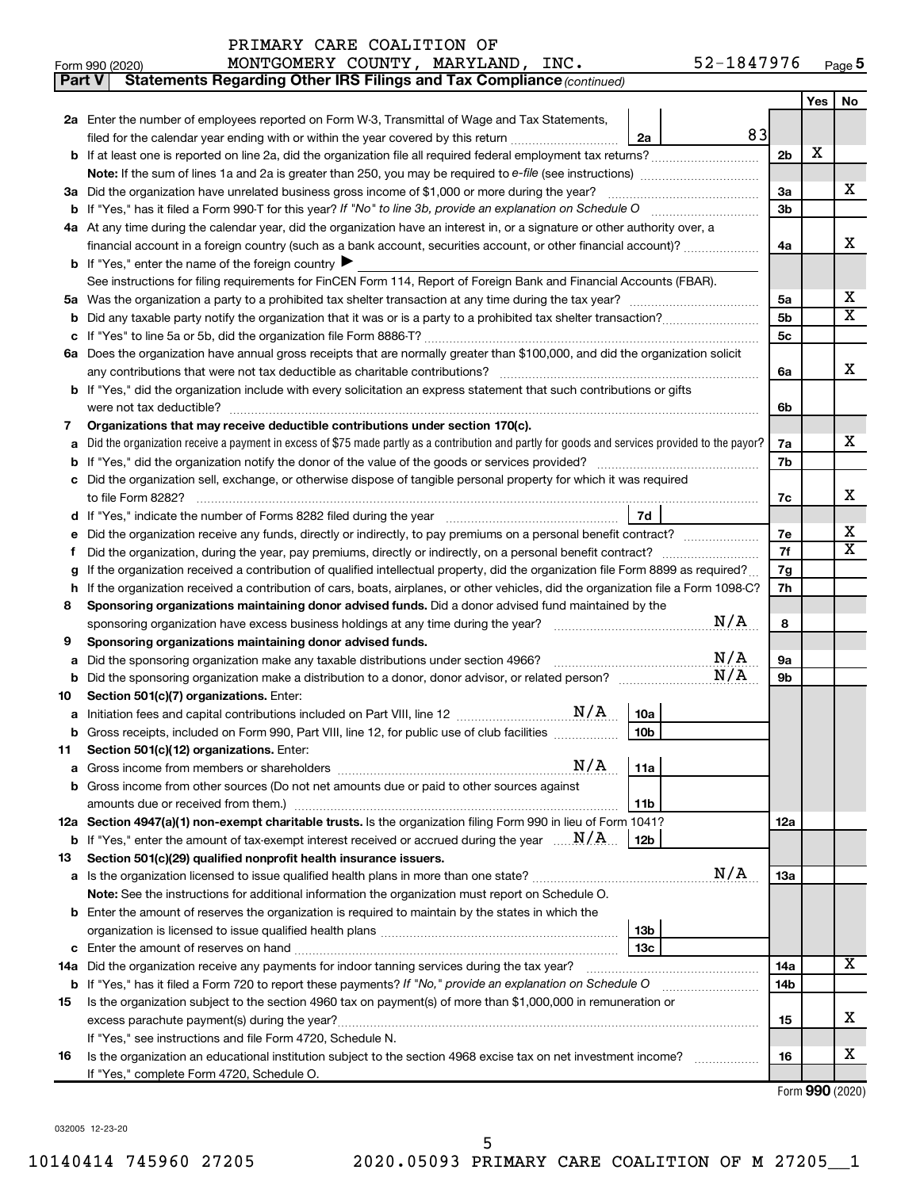PRIMARY CARE COALITION OF MONTGOMERY COUNTY, MARYLAND, INC. 52-1847976

Form 990 (2020) Page **5**

**Part V** **Statements Regarding Other IRS Filings and Tax Compliance** *(continued)*

| | | | | Yes | No |
|---|---|---|---|---|---|
| **2a** | Enter the number of employees reported on Form W-3, Transmittal of Wage and Tax Statements, filed for the calendar year ending with or within the year covered by this return | 2a 83 | | | |
| **b** | If at least one is reported on line 2a, did the organization file all required federal employment tax returns? | | 2b | X | |
| | **Note:** If the sum of lines 1a and 2a is greater than 250, you may be required to *e-file* (see instructions) | | | | |
| **3a** | Did the organization have unrelated business gross income of $1,000 or more during the year? | | 3a | | X |
| **b** | If "Yes," has it filed a Form 990-T for this year? *If "No" to line 3b, provide an explanation on Schedule O* | | 3b | | |
| **4a** | At any time during the calendar year, did the organization have an interest in, or a signature or other authority over, a financial account in a foreign country (such as a bank account, securities account, or other financial account)? | | 4a | | X |
| **b** | If "Yes," enter the name of the foreign country ▶ | | | | |
| | See instructions for filing requirements for FinCEN Form 114, Report of Foreign Bank and Financial Accounts (FBAR). | | | | |
| **5a** | Was the organization a party to a prohibited tax shelter transaction at any time during the tax year? | | 5a | | X |
| **b** | Did any taxable party notify the organization that it was or is a party to a prohibited tax shelter transaction? | | 5b | | X |
| **c** | If "Yes" to line 5a or 5b, did the organization file Form 8886-T? | | 5c | | |
| **6a** | Does the organization have annual gross receipts that are normally greater than $100,000, and did the organization solicit any contributions that were not tax deductible as charitable contributions? | | 6a | | X |
| **b** | If "Yes," did the organization include with every solicitation an express statement that such contributions or gifts were not tax deductible? | | 6b | | |
| **7** | **Organizations that may receive deductible contributions under section 170(c).** | | | | |
| **a** | Did the organization receive a payment in excess of $75 made partly as a contribution and partly for goods and services provided to the payor? | | 7a | | X |
| **b** | If "Yes," did the organization notify the donor of the value of the goods or services provided? | | 7b | | |
| **c** | Did the organization sell, exchange, or otherwise dispose of tangible personal property for which it was required to file Form 8282? | | 7c | | X |
| **d** | If "Yes," indicate the number of Forms 8282 filed during the year | 7d | | | |
| **e** | Did the organization receive any funds, directly or indirectly, to pay premiums on a personal benefit contract? | | 7e | | X |
| **f** | Did the organization, during the year, pay premiums, directly or indirectly, on a personal benefit contract? | | 7f | | X |
| **g** | If the organization received a contribution of qualified intellectual property, did the organization file Form 8899 as required? | | 7g | | |
| **h** | If the organization received a contribution of cars, boats, airplanes, or other vehicles, did the organization file a Form 1098-C? | | 7h | | |
| **8** | **Sponsoring organizations maintaining donor advised funds.** Did a donor advised fund maintained by the sponsoring organization have excess business holdings at any time during the year? N/A | | 8 | | |
| **9** | **Sponsoring organizations maintaining donor advised funds.** | | | | |
| **a** | Did the sponsoring organization make any taxable distributions under section 4966? N/A | | 9a | | |
| **b** | Did the sponsoring organization make a distribution to a donor, donor advisor, or related person? N/A | | 9b | | |
| **10** | **Section 501(c)(7) organizations.** Enter: | | | | |
| **a** | Initiation fees and capital contributions included on Part VIII, line 12 N/A | 10a | | | |
| **b** | Gross receipts, included on Form 990, Part VIII, line 12, for public use of club facilities | 10b | | | |
| **11** | **Section 501(c)(12) organizations.** Enter: | | | | |
| **a** | Gross income from members or shareholders N/A | 11a | | | |
| **b** | Gross income from other sources (Do not net amounts due or paid to other sources against amounts due or received from them.) | 11b | | | |
| **12a** | **Section 4947(a)(1) non-exempt charitable trusts.** Is the organization filing Form 990 in lieu of Form 1041? | | 12a | | |
| **b** | If "Yes," enter the amount of tax-exempt interest received or accrued during the year N/A | 12b | | | |
| **13** | **Section 501(c)(29) qualified nonprofit health insurance issuers.** | | | | |
| **a** | Is the organization licensed to issue qualified health plans in more than one state? N/A | | 13a | | |
| | **Note:** See the instructions for additional information the organization must report on Schedule O. | | | | |
| **b** | Enter the amount of reserves the organization is required to maintain by the states in which the organization is licensed to issue qualified health plans | 13b | | | |
| **c** | Enter the amount of reserves on hand | 13c | | | |
| **14a** | Did the organization receive any payments for indoor tanning services during the tax year? | | 14a | | X |
| **b** | If "Yes," has it filed a Form 720 to report these payments? *If "No," provide an explanation on Schedule O* | | 14b | | |
| **15** | Is the organization subject to the section 4960 tax on payment(s) of more than $1,000,000 in remuneration or excess parachute payment(s) during the year? | | 15 | | X |
| | If "Yes," see instructions and file Form 4720, Schedule N. | | | | |
| **16** | Is the organization an educational institution subject to the section 4968 excise tax on net investment income? | | 16 | | X |
| | If "Yes," complete Form 4720, Schedule O. | | | | |

Form **990** (2020)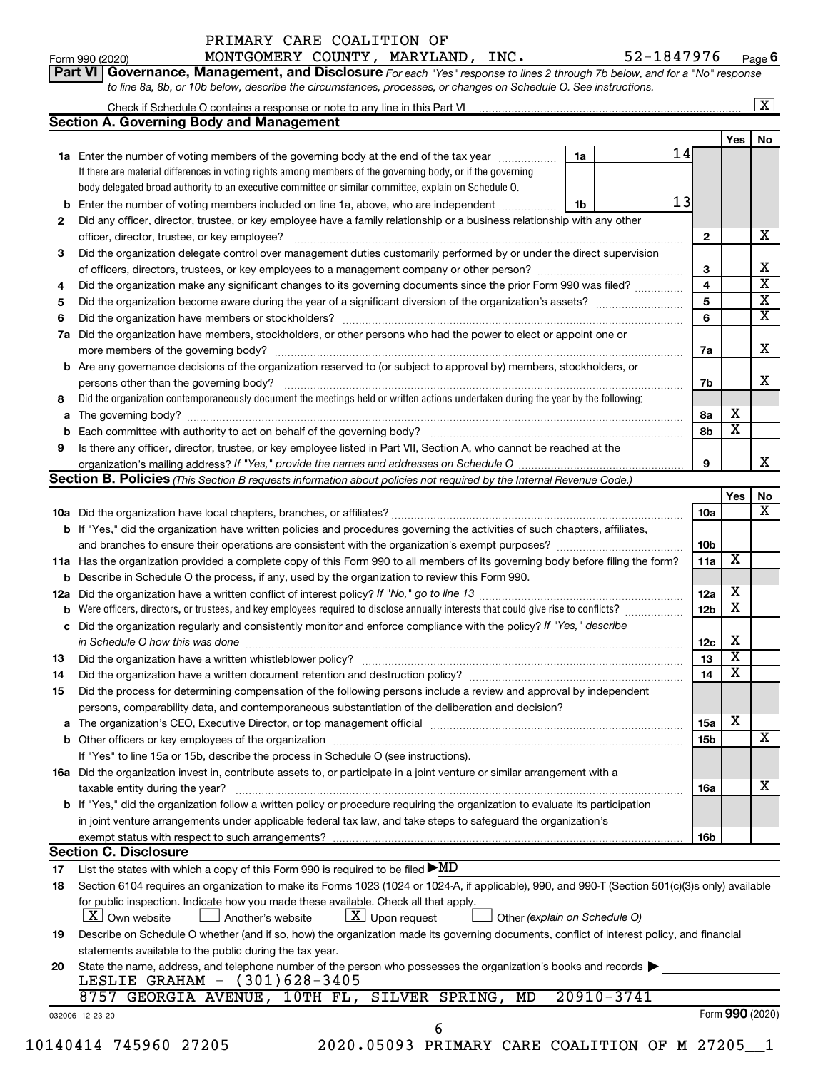PRIMARY CARE COALITION OF MONTGOMERY COUNTY, MARYLAND, INC. 52-1847976

Form 990 (2020) Page 6

**Part VI Governance, Management, and Disclosure** *For each "Yes" response to lines 2 through 7b below, and for a "No" response to line 8a, 8b, or 10b below, describe the circumstances, processes, or changes on Schedule O. See instructions.*

Check if Schedule O contains a response or note to any line in this Part VI [X]

## Section A. Governing Body and Management

| | | | | Yes | No |
|---|---|---|---|---|---|
| **1a** | Enter the number of voting members of the governing body at the end of the tax year | 1a | 14 | | |
| | If there are material differences in voting rights among members of the governing body, or if the governing body delegated broad authority to an executive committee or similar committee, explain on Schedule O. | | | | |
| **b** | Enter the number of voting members included on line 1a, above, who are independent | 1b | 13 | | |
| **2** | Did any officer, director, trustee, or key employee have a family relationship or a business relationship with any other officer, director, trustee, or key employee? | 2 | | | X |
| **3** | Did the organization delegate control over management duties customarily performed by or under the direct supervision of officers, directors, trustees, or key employees to a management company or other person? | 3 | | | X |
| **4** | Did the organization make any significant changes to its governing documents since the prior Form 990 was filed? | 4 | | | X |
| **5** | Did the organization become aware during the year of a significant diversion of the organization's assets? | 5 | | | X |
| **6** | Did the organization have members or stockholders? | 6 | | | X |
| **7a** | Did the organization have members, stockholders, or other persons who had the power to elect or appoint one or more members of the governing body? | 7a | | | X |
| **b** | Are any governance decisions of the organization reserved to (or subject to approval by) members, stockholders, or persons other than the governing body? | 7b | | | X |
| **8** | Did the organization contemporaneously document the meetings held or written actions undertaken during the year by the following: | | | | |
| **a** | The governing body? | 8a | | X | |
| **b** | Each committee with authority to act on behalf of the governing body? | 8b | | X | |
| **9** | Is there any officer, director, trustee, or key employee listed in Part VII, Section A, who cannot be reached at the organization's mailing address? *If "Yes," provide the names and addresses on Schedule O* | 9 | | | X |

## Section B. Policies *(This Section B requests information about policies not required by the Internal Revenue Code.)*

| | | | Yes | No |
|---|---|---|---|---|
| **10a** | Did the organization have local chapters, branches, or affiliates? | 10a | | X |
| **b** | If "Yes," did the organization have written policies and procedures governing the activities of such chapters, affiliates, and branches to ensure their operations are consistent with the organization's exempt purposes? | 10b | | |
| **11a** | Has the organization provided a complete copy of this Form 990 to all members of its governing body before filing the form? | 11a | X | |
| **b** | Describe in Schedule O the process, if any, used by the organization to review this Form 990. | | | |
| **12a** | Did the organization have a written conflict of interest policy? *If "No," go to line 13* | 12a | X | |
| **b** | Were officers, directors, or trustees, and key employees required to disclose annually interests that could give rise to conflicts? | 12b | X | |
| **c** | Did the organization regularly and consistently monitor and enforce compliance with the policy? *If "Yes," describe in Schedule O how this was done* | 12c | X | |
| **13** | Did the organization have a written whistleblower policy? | 13 | X | |
| **14** | Did the organization have a written document retention and destruction policy? | 14 | X | |
| **15** | Did the process for determining compensation of the following persons include a review and approval by independent persons, comparability data, and contemporaneous substantiation of the deliberation and decision? | | | |
| **a** | The organization's CEO, Executive Director, or top management official | 15a | X | |
| **b** | Other officers or key employees of the organization | 15b | | X |
| | If "Yes" to line 15a or 15b, describe the process in Schedule O (see instructions). | | | |
| **16a** | Did the organization invest in, contribute assets to, or participate in a joint venture or similar arrangement with a taxable entity during the year? | 16a | | X |
| **b** | If "Yes," did the organization follow a written policy or procedure requiring the organization to evaluate its participation in joint venture arrangements under applicable federal tax law, and take steps to safeguard the organization's exempt status with respect to such arrangements? | 16b | | |

## Section C. Disclosure

**17** List the states with which a copy of this Form 990 is required to be filed ▶ MD

**18** Section 6104 requires an organization to make its Forms 1023 (1024 or 1024-A, if applicable), 990, and 990-T (Section 501(c)(3)s only) available for public inspection. Indicate how you made these available. Check all that apply.

[X] Own website [ ] Another's website [X] Upon request [ ] Other *(explain on Schedule O)*

**19** Describe on Schedule O whether (and if so, how) the organization made its governing documents, conflict of interest policy, and financial statements available to the public during the tax year.

**20** State the name, address, and telephone number of the person who possesses the organization's books and records ▶

LESLIE GRAHAM - (301)628-3405

8757 GEORGIA AVENUE, 10TH FL, SILVER SPRING, MD 20910-3741

032006 12-23-20 Form **990** (2020)

10140414 745960 27205 2020.05093 PRIMARY CARE COALITION OF M 27205__1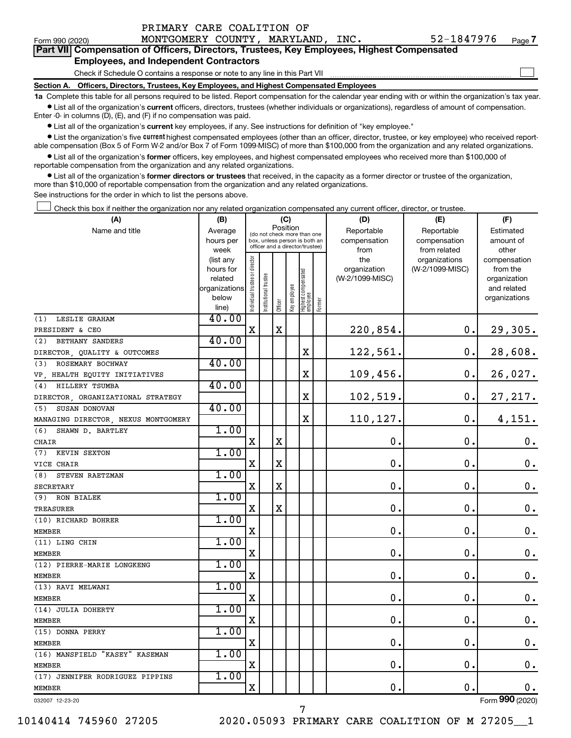PRIMARY CARE COALITION OF
Form 990 (2020) MONTGOMERY COUNTY, MARYLAND, INC. 52-1847976 Page 7

**Part VII Compensation of Officers, Directors, Trustees, Key Employees, Highest Compensated Employees, and Independent Contractors**

Check if Schedule O contains a response or note to any line in this Part VII

**Section A. Officers, Directors, Trustees, Key Employees, and Highest Compensated Employees**

**1a** Complete this table for all persons required to be listed. Report compensation for the calendar year ending with or within the organization's tax year.

- List all of the organization's **current** officers, directors, trustees (whether individuals or organizations), regardless of amount of compensation. Enter -0- in columns (D), (E), and (F) if no compensation was paid.
- List all of the organization's **current** key employees, if any. See instructions for definition of "key employee."
- List the organization's five **current** highest compensated employees (other than an officer, director, trustee, or key employee) who received reportable compensation (Box 5 of Form W-2 and/or Box 7 of Form 1099-MISC) of more than $100,000 from the organization and any related organizations.
- List all of the organization's **former** officers, key employees, and highest compensated employees who received more than $100,000 of reportable compensation from the organization and any related organizations.
- List all of the organization's **former directors or trustees** that received, in the capacity as a former director or trustee of the organization, more than $10,000 of reportable compensation from the organization and any related organizations.

See instructions for the order in which to list the persons above.

Check this box if neither the organization nor any related organization compensated any current officer, director, or trustee.

| (A) Name and title | (B) Average hours per week (list any hours for related organizations below line) | (C) Position: Individual trustee or director | Institutional trustee | Officer | Key employee | Highest compensated employee | Former | (D) Reportable compensation from the organization (W-2/1099-MISC) | (E) Reportable compensation from related organizations (W-2/1099-MISC) | (F) Estimated amount of other compensation from the organization and related organizations |
|---|---|---|---|---|---|---|---|---|---|---|
| (1) LESLIE GRAHAM<br>PRESIDENT & CEO | 40.00 | X | | X | | | | 220,854. | 0. | 29,305. |
| (2) BETHANY SANDERS<br>DIRECTOR, QUALITY & OUTCOMES | 40.00 | | | | | X | | 122,561. | 0. | 28,608. |
| (3) ROSEMARY BOCHWAY<br>VP, HEALTH EQUITY INITIATIVES | 40.00 | | | | | X | | 109,456. | 0. | 26,027. |
| (4) HILLERY TSUMBA<br>DIRECTOR, ORGANIZATIONAL STRATEGY | 40.00 | | | | | X | | 102,519. | 0. | 27,217. |
| (5) SUSAN DONOVAN<br>MANAGING DIRECTOR, NEXUS MONTGOMERY | 40.00 | | | | | X | | 110,127. | 0. | 4,151. |
| (6) SHAWN D. BARTLEY<br>CHAIR | 1.00 | X | | X | | | | 0. | 0. | 0. |
| (7) KEVIN SEXTON<br>VICE CHAIR | 1.00 | X | | X | | | | 0. | 0. | 0. |
| (8) STEVEN RAETZMAN<br>SECRETARY | 1.00 | X | | X | | | | 0. | 0. | 0. |
| (9) RON BIALEK<br>TREASURER | 1.00 | X | | X | | | | 0. | 0. | 0. |
| (10) RICHARD BOHRER<br>MEMBER | 1.00 | X | | | | | | 0. | 0. | 0. |
| (11) LING CHIN<br>MEMBER | 1.00 | X | | | | | | 0. | 0. | 0. |
| (12) PIERRE-MARIE LONGKENG<br>MEMBER | 1.00 | X | | | | | | 0. | 0. | 0. |
| (13) RAVI MELWANI<br>MEMBER | 1.00 | X | | | | | | 0. | 0. | 0. |
| (14) JULIA DOHERTY<br>MEMBER | 1.00 | X | | | | | | 0. | 0. | 0. |
| (15) DONNA PERRY<br>MEMBER | 1.00 | X | | | | | | 0. | 0. | 0. |
| (16) MANSFIELD "KASEY" KASEMAN<br>MEMBER | 1.00 | X | | | | | | 0. | 0. | 0. |
| (17) JENNIFER RODRIGUEZ PIPPINS<br>MEMBER | 1.00 | X | | | | | | 0. | 0. | 0. |

032007 12-23-20 Form 990 (2020)

10140414 745960 27205 2020.05093 PRIMARY CARE COALITION OF M 27205__1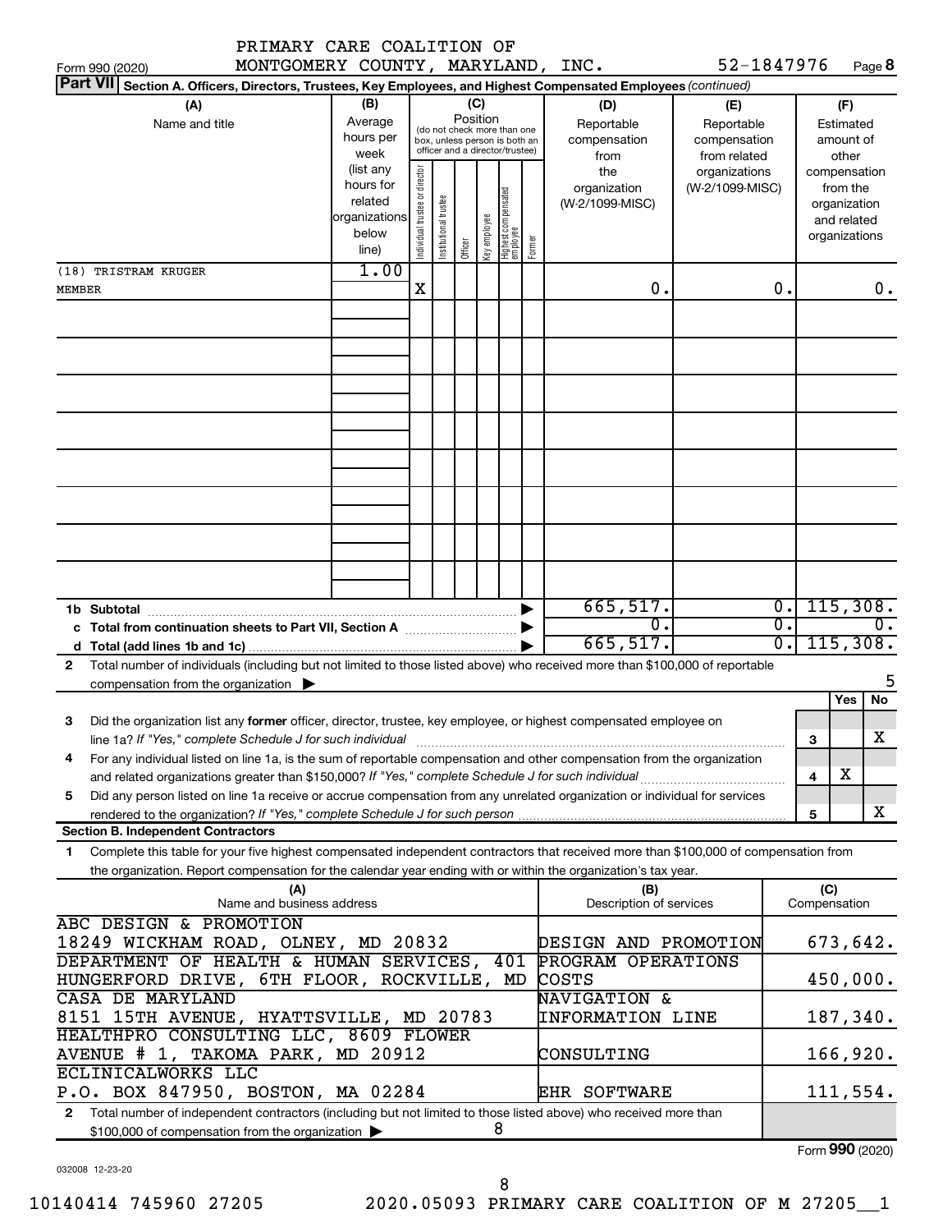PRIMARY CARE COALITION OF MONTGOMERY COUNTY, MARYLAND, INC. 52-1847976

Form 990 (2020) Page 8

**Part VII Section A. Officers, Directors, Trustees, Key Employees, and Highest Compensated Employees** *(continued)*

| (A) Name and title | (B) Average hours per week (list any hours for related organizations below line) | (C) Position: Individual trustee or director | Institutional trustee | Officer | Key employee | Highest compensated employee | Former | (D) Reportable compensation from the organization (W-2/1099-MISC) | (E) Reportable compensation from related organizations (W-2/1099-MISC) | (F) Estimated amount of other compensation from the organization and related organizations |
|---|---|---|---|---|---|---|---|---|---|---|
| (18) TRISTRAM KRUGER<br>MEMBER | 1.00 | X | | | | | | 0. | 0. | 0. |

| | (D) | (E) | (F) |
|---|---|---|---|
| 1b Subtotal | 665,517. | 0. | 115,308. |
| c Total from continuation sheets to Part VII, Section A | 0. | 0. | 0. |
| d Total (add lines 1b and 1c) | 665,517. | 0. | 115,308. |

2 Total number of individuals (including but not limited to those listed above) who received more than $100,000 of reportable compensation from the organization ▶ 5

| | | Yes | No |
|---|---|---|---|
| 3 Did the organization list any **former** officer, director, trustee, key employee, or highest compensated employee on line 1a? *If "Yes," complete Schedule J for such individual* | 3 | | X |
| 4 For any individual listed on line 1a, is the sum of reportable compensation and other compensation from the organization and related organizations greater than $150,000? *If "Yes," complete Schedule J for such individual* | 4 | X | |
| 5 Did any person listed on line 1a receive or accrue compensation from any unrelated organization or individual for services rendered to the organization? *If "Yes," complete Schedule J for such person* | 5 | | X |

**Section B. Independent Contractors**

1 Complete this table for your five highest compensated independent contractors that received more than $100,000 of compensation from the organization. Report compensation for the calendar year ending with or within the organization's tax year.

| (A) Name and business address | (B) Description of services | (C) Compensation |
|---|---|---|
| ABC DESIGN & PROMOTION<br>18249 WICKHAM ROAD, OLNEY, MD 20832 | DESIGN AND PROMOTION | 673,642. |
| DEPARTMENT OF HEALTH & HUMAN SERVICES, 401 HUNGERFORD DRIVE, 6TH FLOOR, ROCKVILLE, MD | PROGRAM OPERATIONS COSTS | 450,000. |
| CASA DE MARYLAND<br>8151 15TH AVENUE, HYATTSVILLE, MD 20783 | NAVIGATION & INFORMATION LINE | 187,340. |
| HEALTHPRO CONSULTING LLC, 8609 FLOWER AVENUE # 1, TAKOMA PARK, MD 20912 | CONSULTING | 166,920. |
| ECLINICALWORKS LLC<br>P.O. BOX 847950, BOSTON, MA 02284 | EHR SOFTWARE | 111,554. |

2 Total number of independent contractors (including but not limited to those listed above) who received more than $100,000 of compensation from the organization ▶ 8

Form **990** (2020)

032008 12-23-20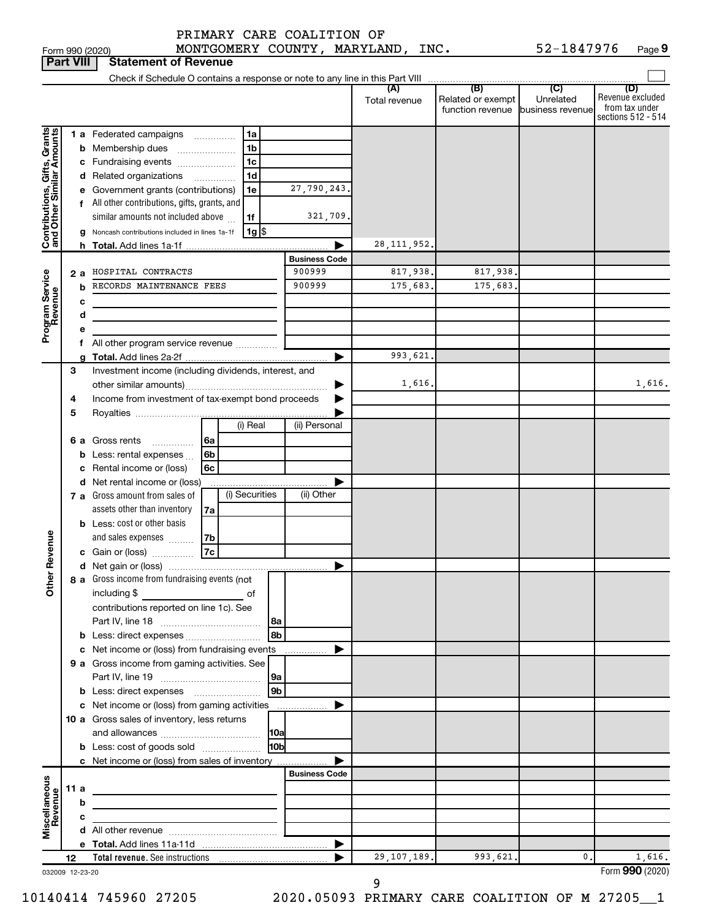PRIMARY CARE COALITION OF MONTGOMERY COUNTY, MARYLAND, INC. 52-1847976

Form 990 (2020)

## Part VIII Statement of Revenue

Check if Schedule O contains a response or note to any line in this Part VIII

| | | | | (A) Total revenue | (B) Related or exempt function revenue | (C) Unrelated business revenue | (D) Revenue excluded from tax under sections 512 - 514 |
|---|---|---|---|---|---|---|---|
| **Contributions, Gifts, Grants and Other Similar Amounts** | 1a Federated campaigns | 1a | | | | | |
| | b Membership dues | 1b | | | | | |
| | c Fundraising events | 1c | | | | | |
| | d Related organizations | 1d | | | | | |
| | e Government grants (contributions) | 1e | 27,790,243. | | | | |
| | f All other contributions, gifts, grants, and similar amounts not included above | 1f | 321,709. | | | | |
| | g Noncash contributions included in lines 1a-1f | 1g | $ | | | | |
| | h Total. Add lines 1a-1f | | | 28,111,952. | | | |
| **Program Service Revenue** | | | Business Code | | | | |
| | 2a HOSPITAL CONTRACTS | | 900999 | 817,938. | 817,938. | | |
| | b RECORDS MAINTENANCE FEES | | 900999 | 175,683. | 175,683. | | |
| | c | | | | | | |
| | d | | | | | | |
| | e | | | | | | |
| | f All other program service revenue | | | | | | |
| | g Total. Add lines 2a-2f | | | 993,621. | | | |
| **Other Revenue** | 3 Investment income (including dividends, interest, and other similar amounts) | | | 1,616. | | | 1,616. |
| | 4 Income from investment of tax-exempt bond proceeds | | | | | | |
| | 5 Royalties | | | | | | |
| | | (i) Real | (ii) Personal | | | | |
| | 6a Gross rents 6a | | | | | | |
| | b Less: rental expenses 6b | | | | | | |
| | c Rental income or (loss) 6c | | | | | | |
| | d Net rental income or (loss) | | | | | | |
| | | (i) Securities | (ii) Other | | | | |
| | 7a Gross amount from sales of assets other than inventory 7a | | | | | | |
| | b Less: cost or other basis and sales expenses 7b | | | | | | |
| | c Gain or (loss) 7c | | | | | | |
| | d Net gain or (loss) | | | | | | |
| | 8a Gross income from fundraising events (not including $ of contributions reported on line 1c). See Part IV, line 18 | 8a | | | | | |
| | b Less: direct expenses | 8b | | | | | |
| | c Net income or (loss) from fundraising events | | | | | | |
| | 9a Gross income from gaming activities. See Part IV, line 19 | 9a | | | | | |
| | b Less: direct expenses | 9b | | | | | |
| | c Net income or (loss) from gaming activities | | | | | | |
| | 10a Gross sales of inventory, less returns and allowances | 10a | | | | | |
| | b Less: cost of goods sold | 10b | | | | | |
| | c Net income or (loss) from sales of inventory | | | | | | |
| **Miscellaneous Revenue** | | | Business Code | | | | |
| | 11a | | | | | | |
| | b | | | | | | |
| | c | | | | | | |
| | d All other revenue | | | | | | |
| | e Total. Add lines 11a-11d | | | | | | |
| | 12 Total revenue. See instructions | | | 29,107,189. | 993,621. | 0. | 1,616. |

032009 12-23-20

Form **990** (2020)

10140414 745960 27205 2020.05093 PRIMARY CARE COALITION OF M 27205__1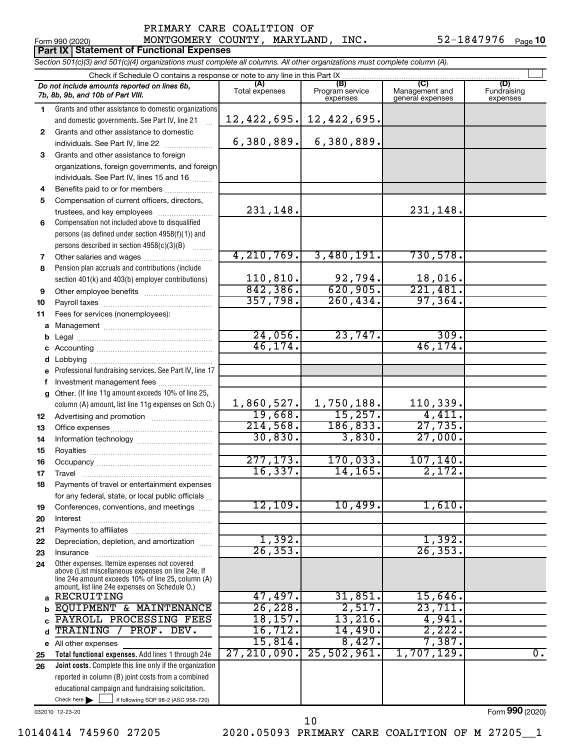PRIMARY CARE COALITION OF MONTGOMERY COUNTY, MARYLAND, INC. 52-1847976

Form 990 (2020)

## Part IX | Statement of Functional Expenses

*Section 501(c)(3) and 501(c)(4) organizations must complete all columns. All other organizations must complete column (A).*

Check if Schedule O contains a response or note to any line in this Part IX

| | *Do not include amounts reported on lines 6b, 7b, 8b, 9b, and 10b of Part VIII.* | (A) Total expenses | (B) Program service expenses | (C) Management and general expenses | (D) Fundraising expenses |
|---|---|---|---|---|---|
| 1 | Grants and other assistance to domestic organizations and domestic governments. See Part IV, line 21 | 12,422,695. | 12,422,695. | | |
| 2 | Grants and other assistance to domestic individuals. See Part IV, line 22 | 6,380,889. | 6,380,889. | | |
| 3 | Grants and other assistance to foreign organizations, foreign governments, and foreign individuals. See Part IV, lines 15 and 16 | | | | |
| 4 | Benefits paid to or for members | | | | |
| 5 | Compensation of current officers, directors, trustees, and key employees | 231,148. | | 231,148. | |
| 6 | Compensation not included above to disqualified persons (as defined under section 4958(f)(1)) and persons described in section 4958(c)(3)(B) | | | | |
| 7 | Other salaries and wages | 4,210,769. | 3,480,191. | 730,578. | |
| 8 | Pension plan accruals and contributions (include section 401(k) and 403(b) employer contributions) | 110,810. | 92,794. | 18,016. | |
| 9 | Other employee benefits | 842,386. | 620,905. | 221,481. | |
| 10 | Payroll taxes | 357,798. | 260,434. | 97,364. | |
| 11 | Fees for services (nonemployees): | | | | |
| a | Management | | | | |
| b | Legal | 24,056. | 23,747. | 309. | |
| c | Accounting | 46,174. | | 46,174. | |
| d | Lobbying | | | | |
| e | Professional fundraising services. See Part IV, line 17 | | | | |
| f | Investment management fees | | | | |
| g | Other. (If line 11g amount exceeds 10% of line 25, column (A) amount, list line 11g expenses on Sch O.) | 1,860,527. | 1,750,188. | 110,339. | |
| 12 | Advertising and promotion | 19,668. | 15,257. | 4,411. | |
| 13 | Office expenses | 214,568. | 186,833. | 27,735. | |
| 14 | Information technology | 30,830. | 3,830. | 27,000. | |
| 15 | Royalties | | | | |
| 16 | Occupancy | 277,173. | 170,033. | 107,140. | |
| 17 | Travel | 16,337. | 14,165. | 2,172. | |
| 18 | Payments of travel or entertainment expenses for any federal, state, or local public officials | | | | |
| 19 | Conferences, conventions, and meetings | 12,109. | 10,499. | 1,610. | |
| 20 | Interest | | | | |
| 21 | Payments to affiliates | | | | |
| 22 | Depreciation, depletion, and amortization | 1,392. | | 1,392. | |
| 23 | Insurance | 26,353. | | 26,353. | |
| 24 | Other expenses. Itemize expenses not covered above (List miscellaneous expenses on line 24e. If line 24e amount exceeds 10% of line 25, column (A) amount, list line 24e expenses on Schedule O.) | | | | |
| a | RECRUITING | 47,497. | 31,851. | 15,646. | |
| b | EQUIPMENT & MAINTENANCE | 26,228. | 2,517. | 23,711. | |
| c | PAYROLL PROCESSING FEES | 18,157. | 13,216. | 4,941. | |
| d | TRAINING / PROF. DEV. | 16,712. | 14,490. | 2,222. | |
| e | All other expenses | 15,814. | 8,427. | 7,387. | |
| 25 | **Total functional expenses.** Add lines 1 through 24e | 27,210,090. | 25,502,961. | 1,707,129. | 0. |
| 26 | **Joint costs.** Complete this line only if the organization reported in column (B) joint costs from a combined educational campaign and fundraising solicitation. Check here ☐ if following SOP 98-2 (ASC 958-720) | | | | |

032010 12-23-20

Form **990** (2020)

10140414 745960 27205 2020.05093 PRIMARY CARE COALITION OF M 27205__1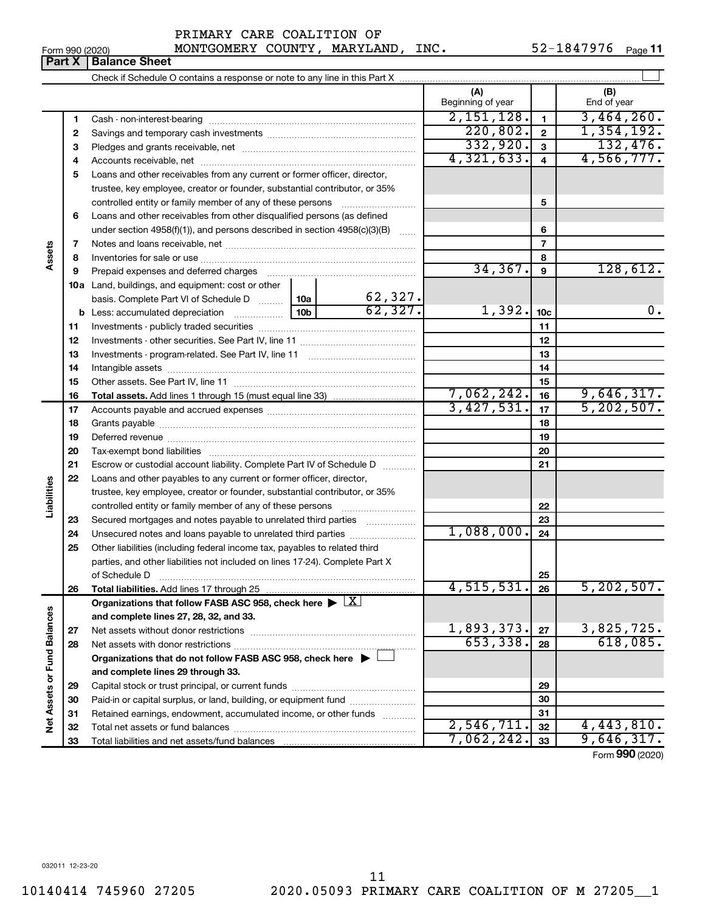PRIMARY CARE COALITION OF

Form 990 (2020) MONTGOMERY COUNTY, MARYLAND, INC. 52-1847976 Page **11**

## Part X Balance Sheet

Check if Schedule O contains a response or note to any line in this Part X

| | | | | (A) Beginning of year | | (B) End of year |
|---|---|---|---|---|---|---|
| **Assets** | 1 | Cash - non-interest-bearing | | 2,151,128. | 1 | 3,464,260. |
| | 2 | Savings and temporary cash investments | | 220,802. | 2 | 1,354,192. |
| | 3 | Pledges and grants receivable, net | | 332,920. | 3 | 132,476. |
| | 4 | Accounts receivable, net | | 4,321,633. | 4 | 4,566,777. |
| | 5 | Loans and other receivables from any current or former officer, director, trustee, key employee, creator or founder, substantial contributor, or 35% controlled entity or family member of any of these persons | | | 5 | |
| | 6 | Loans and other receivables from other disqualified persons (as defined under section 4958(f)(1)), and persons described in section 4958(c)(3)(B) | | | 6 | |
| | 7 | Notes and loans receivable, net | | | 7 | |
| | 8 | Inventories for sale or use | | | 8 | |
| | 9 | Prepaid expenses and deferred charges | | 34,367. | 9 | 128,612. |
| | 10a | Land, buildings, and equipment: cost or other basis. Complete Part VI of Schedule D | 10a 62,327. | | | |
| | b | Less: accumulated depreciation | 10b 62,327. | 1,392. | 10c | 0. |
| | 11 | Investments - publicly traded securities | | | 11 | |
| | 12 | Investments - other securities. See Part IV, line 11 | | | 12 | |
| | 13 | Investments - program-related. See Part IV, line 11 | | | 13 | |
| | 14 | Intangible assets | | | 14 | |
| | 15 | Other assets. See Part IV, line 11 | | | 15 | |
| | 16 | **Total assets.** Add lines 1 through 15 (must equal line 33) | | 7,062,242. | 16 | 9,646,317. |
| **Liabilities** | 17 | Accounts payable and accrued expenses | | 3,427,531. | 17 | 5,202,507. |
| | 18 | Grants payable | | | 18 | |
| | 19 | Deferred revenue | | | 19 | |
| | 20 | Tax-exempt bond liabilities | | | 20 | |
| | 21 | Escrow or custodial account liability. Complete Part IV of Schedule D | | | 21 | |
| | 22 | Loans and other payables to any current or former officer, director, trustee, key employee, creator or founder, substantial contributor, or 35% controlled entity or family member of any of these persons | | | 22 | |
| | 23 | Secured mortgages and notes payable to unrelated third parties | | | 23 | |
| | 24 | Unsecured notes and loans payable to unrelated third parties | | 1,088,000. | 24 | |
| | 25 | Other liabilities (including federal income tax, payables to related third parties, and other liabilities not included on lines 17-24). Complete Part X of Schedule D | | | 25 | |
| | 26 | **Total liabilities.** Add lines 17 through 25 | | 4,515,531. | 26 | 5,202,507. |
| **Net Assets or Fund Balances** | | **Organizations that follow FASB ASC 958, check here** ▶ [X] **and complete lines 27, 28, 32, and 33.** | | | | |
| | 27 | Net assets without donor restrictions | | 1,893,373. | 27 | 3,825,725. |
| | 28 | Net assets with donor restrictions | | 653,338. | 28 | 618,085. |
| | | **Organizations that do not follow FASB ASC 958, check here** ▶ [ ] **and complete lines 29 through 33.** | | | | |
| | 29 | Capital stock or trust principal, or current funds | | | 29 | |
| | 30 | Paid-in or capital surplus, or land, building, or equipment fund | | | 30 | |
| | 31 | Retained earnings, endowment, accumulated income, or other funds | | | 31 | |
| | 32 | Total net assets or fund balances | | 2,546,711. | 32 | 4,443,810. |
| | 33 | Total liabilities and net assets/fund balances | | 7,062,242. | 33 | 9,646,317. |

Form **990** (2020)

032011 12-23-20

10140414 745960 27205 2020.05093 PRIMARY CARE COALITION OF M 27205__1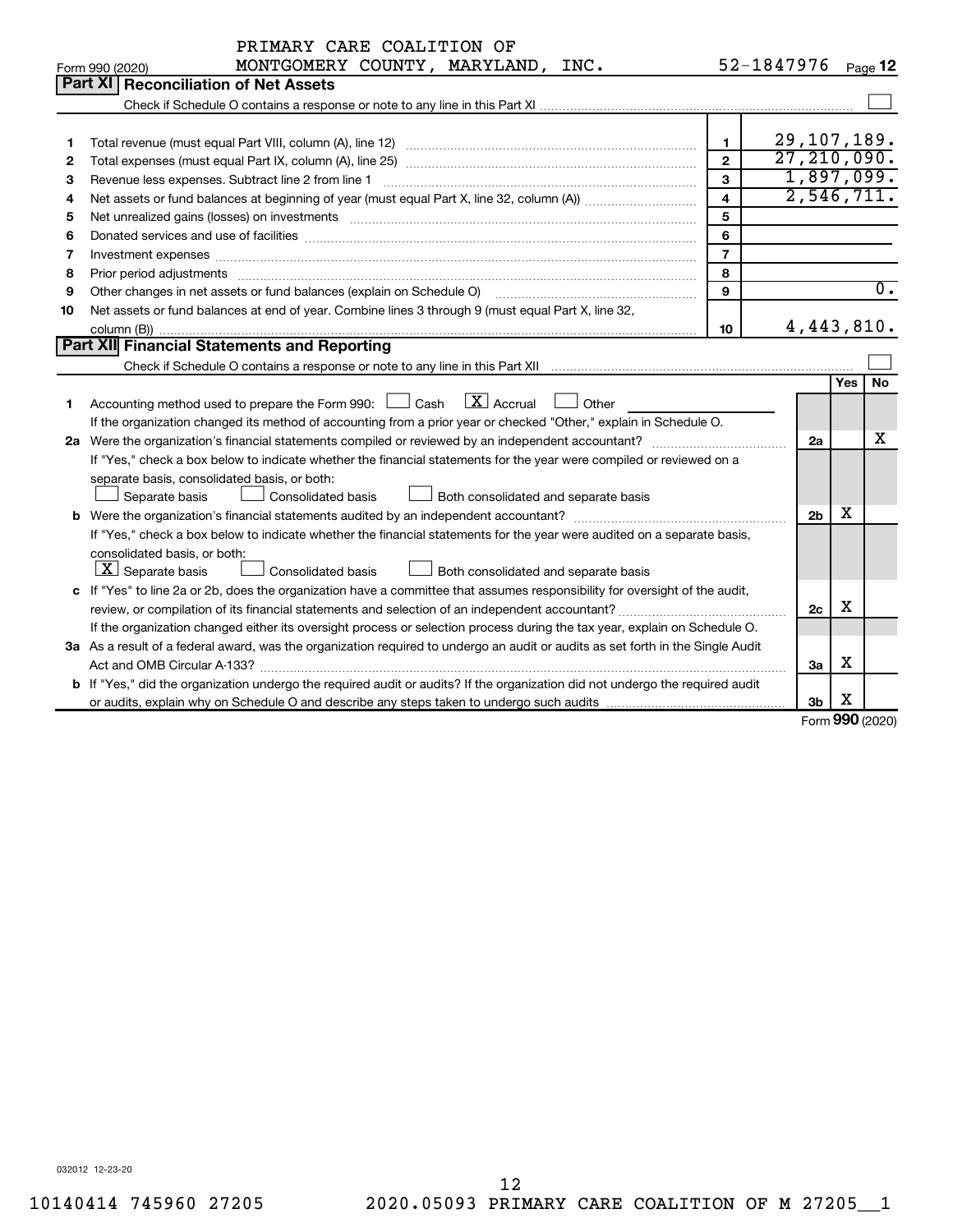PRIMARY CARE COALITION OF
Form 990 (2020) MONTGOMERY COUNTY, MARYLAND, INC. 52-1847976 Page **12**

## Part XI Reconciliation of Net Assets

Check if Schedule O contains a response or note to any line in this Part XI ☐

| | | | |
|---|---|---|---|
| **1** | Total revenue (must equal Part VIII, column (A), line 12) | **1** | 29,107,189. |
| **2** | Total expenses (must equal Part IX, column (A), line 25) | **2** | 27,210,090. |
| **3** | Revenue less expenses. Subtract line 2 from line 1 | **3** | 1,897,099. |
| **4** | Net assets or fund balances at beginning of year (must equal Part X, line 32, column (A)) | **4** | 2,546,711. |
| **5** | Net unrealized gains (losses) on investments | **5** | |
| **6** | Donated services and use of facilities | **6** | |
| **7** | Investment expenses | **7** | |
| **8** | Prior period adjustments | **8** | |
| **9** | Other changes in net assets or fund balances (explain on Schedule O) | **9** | 0. |
| **10** | Net assets or fund balances at end of year. Combine lines 3 through 9 (must equal Part X, line 32, column (B)) | **10** | 4,443,810. |

## Part XII Financial Statements and Reporting

Check if Schedule O contains a response or note to any line in this Part XII ☐

| | | | Yes | No |
|---|---|---|---|---|
| **1** | Accounting method used to prepare the Form 990: ☐ Cash ☒ Accrual ☐ Other ______<br>If the organization changed its method of accounting from a prior year or checked "Other," explain in Schedule O. | | | |
| **2a** | Were the organization's financial statements compiled or reviewed by an independent accountant? | **2a** | | X |
| | If "Yes," check a box below to indicate whether the financial statements for the year were compiled or reviewed on a separate basis, consolidated basis, or both:<br>☐ Separate basis ☐ Consolidated basis ☐ Both consolidated and separate basis | | | |
| **b** | Were the organization's financial statements audited by an independent accountant? | **2b** | X | |
| | If "Yes," check a box below to indicate whether the financial statements for the year were audited on a separate basis, consolidated basis, or both:<br>☒ Separate basis ☐ Consolidated basis ☐ Both consolidated and separate basis | | | |
| **c** | If "Yes" to line 2a or 2b, does the organization have a committee that assumes responsibility for oversight of the audit, review, or compilation of its financial statements and selection of an independent accountant? | **2c** | X | |
| | If the organization changed either its oversight process or selection process during the tax year, explain on Schedule O. | | | |
| **3a** | As a result of a federal award, was the organization required to undergo an audit or audits as set forth in the Single Audit Act and OMB Circular A-133? | **3a** | X | |
| **b** | If "Yes," did the organization undergo the required audit or audits? If the organization did not undergo the required audit or audits, explain why on Schedule O and describe any steps taken to undergo such audits | **3b** | X | |

Form **990** (2020)

032012 12-23-20

10140414 745960 27205 2020.05093 PRIMARY CARE COALITION OF M 27205__1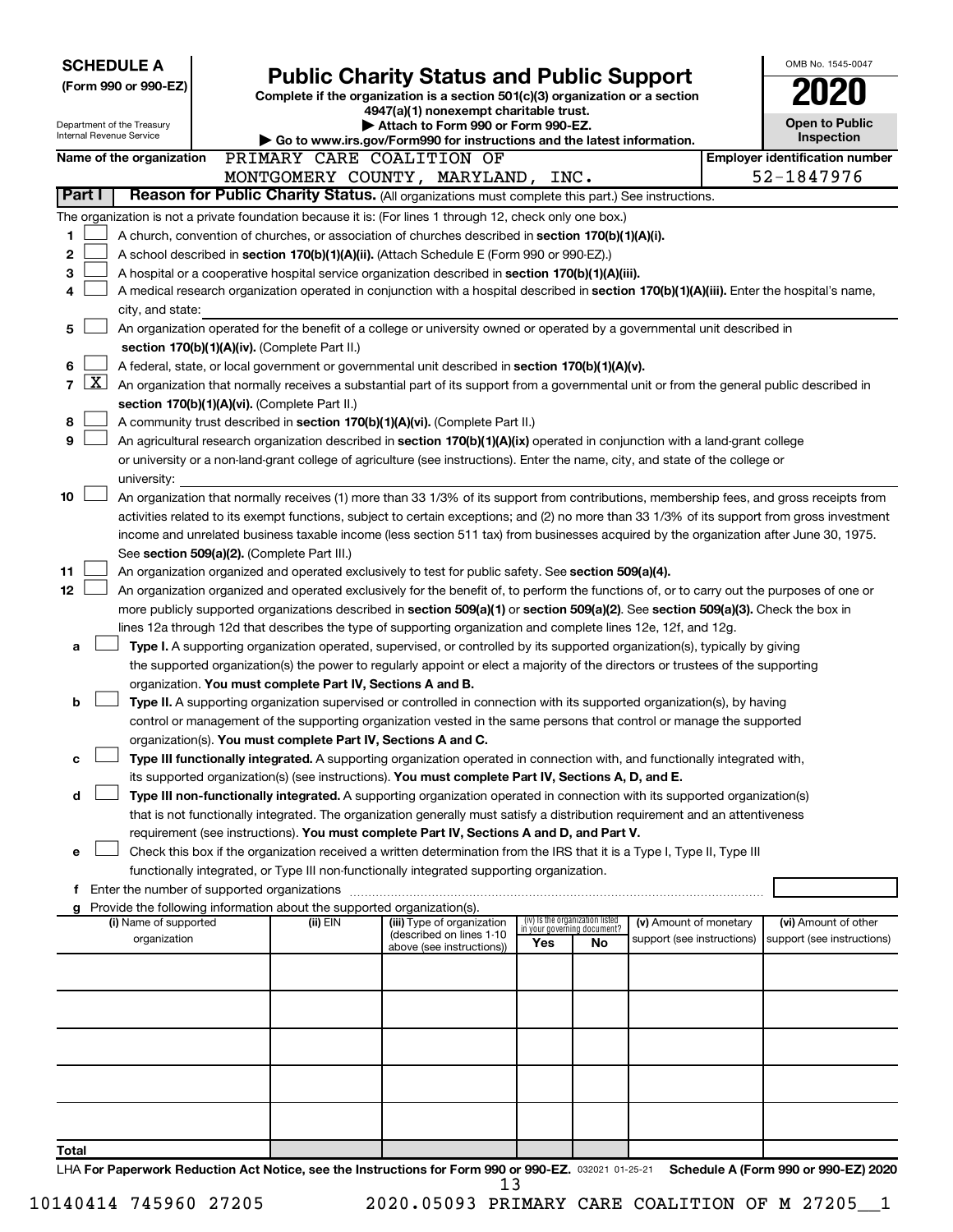**SCHEDULE A**
**(Form 990 or 990-EZ)**

Department of the Treasury
Internal Revenue Service

# Public Charity Status and Public Support

**Complete if the organization is a section 501(c)(3) organization or a section 4947(a)(1) nonexempt charitable trust.**
**▶ Attach to Form 990 or Form 990-EZ.**
**▶ Go to www.irs.gov/Form990 for instructions and the latest information.**

OMB No. 1545-0047
**2020**
**Open to Public Inspection**

| Name of the organization | Employer identification number |
|---|---|
| PRIMARY CARE COALITION OF MONTGOMERY COUNTY, MARYLAND, INC. | 52-1847976 |

**Part I** **Reason for Public Charity Status.** (All organizations must complete this part.) See instructions.

The organization is not a private foundation because it is: (For lines 1 through 12, check only one box.)

1. ☐ A church, convention of churches, or association of churches described in **section 170(b)(1)(A)(i).**
2. ☐ A school described in **section 170(b)(1)(A)(ii).** (Attach Schedule E (Form 990 or 990-EZ).)
3. ☐ A hospital or a cooperative hospital service organization described in **section 170(b)(1)(A)(iii).**
4. ☐ A medical research organization operated in conjunction with a hospital described in **section 170(b)(1)(A)(iii).** Enter the hospital's name, city, and state:
5. ☐ An organization operated for the benefit of a college or university owned or operated by a governmental unit described in **section 170(b)(1)(A)(iv).** (Complete Part II.)
6. ☐ A federal, state, or local government or governmental unit described in **section 170(b)(1)(A)(v).**
7. ☒ An organization that normally receives a substantial part of its support from a governmental unit or from the general public described in **section 170(b)(1)(A)(vi).** (Complete Part II.)
8. ☐ A community trust described in **section 170(b)(1)(A)(vi).** (Complete Part II.)
9. ☐ An agricultural research organization described in **section 170(b)(1)(A)(ix)** operated in conjunction with a land-grant college or university or a non-land-grant college of agriculture (see instructions). Enter the name, city, and state of the college or university:
10. ☐ An organization that normally receives (1) more than 33 1/3% of its support from contributions, membership fees, and gross receipts from activities related to its exempt functions, subject to certain exceptions; and (2) no more than 33 1/3% of its support from gross investment income and unrelated business taxable income (less section 511 tax) from businesses acquired by the organization after June 30, 1975. See **section 509(a)(2).** (Complete Part III.)
11. ☐ An organization organized and operated exclusively to test for public safety. See **section 509(a)(4).**
12. ☐ An organization organized and operated exclusively for the benefit of, to perform the functions of, or to carry out the purposes of one or more publicly supported organizations described in **section 509(a)(1)** or **section 509(a)(2).** See **section 509(a)(3).** Check the box in lines 12a through 12d that describes the type of supporting organization and complete lines 12e, 12f, and 12g.
   - **a** ☐ **Type I.** A supporting organization operated, supervised, or controlled by its supported organization(s), typically by giving the supported organization(s) the power to regularly appoint or elect a majority of the directors or trustees of the supporting organization. **You must complete Part IV, Sections A and B.**
   - **b** ☐ **Type II.** A supporting organization supervised or controlled in connection with its supported organization(s), by having control or management of the supporting organization vested in the same persons that control or manage the supported organization(s). **You must complete Part IV, Sections A and C.**
   - **c** ☐ **Type III functionally integrated.** A supporting organization operated in connection with, and functionally integrated with, its supported organization(s) (see instructions). **You must complete Part IV, Sections A, D, and E.**
   - **d** ☐ **Type III non-functionally integrated.** A supporting organization operated in connection with its supported organization(s) that is not functionally integrated. The organization generally must satisfy a distribution requirement and an attentiveness requirement (see instructions). **You must complete Part IV, Sections A and D, and Part V.**
   - **e** ☐ Check this box if the organization received a written determination from the IRS that it is a Type I, Type II, Type III functionally integrated, or Type III non-functionally integrated supporting organization.
   - **f** Enter the number of supported organizations
   - **g** Provide the following information about the supported organization(s).

| (i) Name of supported organization | (ii) EIN | (iii) Type of organization (described on lines 1-10 above (see instructions)) | (iv) Is the organization listed in your governing document? Yes | No | (v) Amount of monetary support (see instructions) | (vi) Amount of other support (see instructions) |
|---|---|---|---|---|---|---|
| | | | | | | |
| | | | | | | |
| | | | | | | |
| | | | | | | |
| | | | | | | |
| **Total** | | | | | | |

LHA **For Paperwork Reduction Act Notice, see the Instructions for Form 990 or 990-EZ.** 032021 01-25-21 **Schedule A (Form 990 or 990-EZ) 2020**

10140414 745960 27205 2020.05093 PRIMARY CARE COALITION OF M 27205__1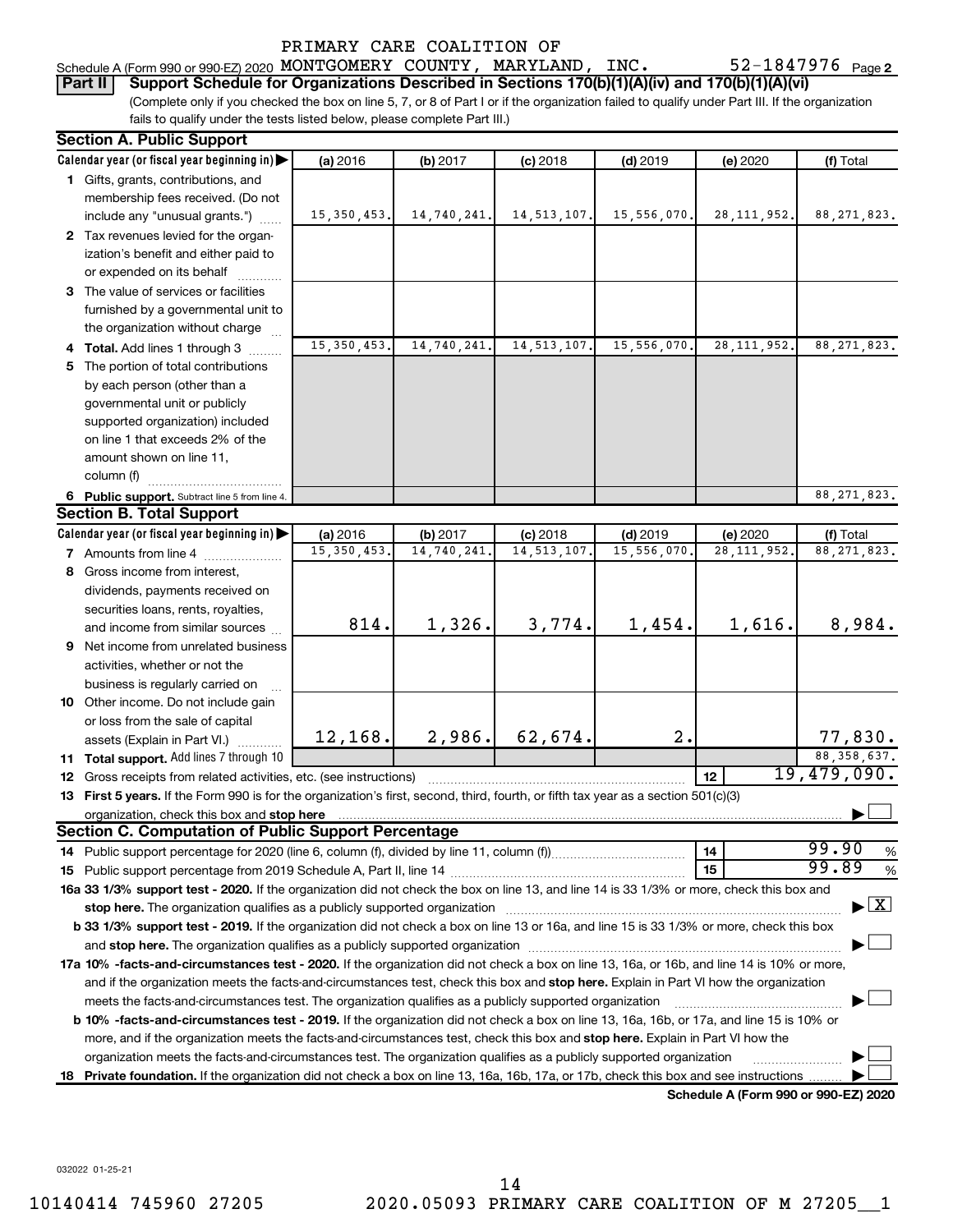PRIMARY CARE COALITION OF

Schedule A (Form 990 or 990-EZ) 2020 MONTGOMERY COUNTY, MARYLAND, INC. 52-1847976 Page 2

**Part II Support Schedule for Organizations Described in Sections 170(b)(1)(A)(iv) and 170(b)(1)(A)(vi)**

(Complete only if you checked the box on line 5, 7, or 8 of Part I or if the organization failed to qualify under Part III. If the organization fails to qualify under the tests listed below, please complete Part III.)

**Section A. Public Support**

| Calendar year (or fiscal year beginning in) ▶ | (a) 2016 | (b) 2017 | (c) 2018 | (d) 2019 | (e) 2020 | (f) Total |
|---|---|---|---|---|---|---|
| 1 Gifts, grants, contributions, and membership fees received. (Do not include any "unusual grants.") | 15,350,453. | 14,740,241. | 14,513,107. | 15,556,070. | 28,111,952. | 88,271,823. |
| 2 Tax revenues levied for the organization's benefit and either paid to or expended on its behalf | | | | | | |
| 3 The value of services or facilities furnished by a governmental unit to the organization without charge | | | | | | |
| 4 **Total.** Add lines 1 through 3 | 15,350,453. | 14,740,241. | 14,513,107. | 15,556,070. | 28,111,952. | 88,271,823. |
| 5 The portion of total contributions by each person (other than a governmental unit or publicly supported organization) included on line 1 that exceeds 2% of the amount shown on line 11, column (f) | | | | | | |
| 6 **Public support.** Subtract line 5 from line 4. | | | | | | 88,271,823. |

**Section B. Total Support**

| Calendar year (or fiscal year beginning in) ▶ | (a) 2016 | (b) 2017 | (c) 2018 | (d) 2019 | (e) 2020 | (f) Total |
|---|---|---|---|---|---|---|
| 7 Amounts from line 4 | 15,350,453. | 14,740,241. | 14,513,107. | 15,556,070. | 28,111,952. | 88,271,823. |
| 8 Gross income from interest, dividends, payments received on securities loans, rents, royalties, and income from similar sources | 814. | 1,326. | 3,774. | 1,454. | 1,616. | 8,984. |
| 9 Net income from unrelated business activities, whether or not the business is regularly carried on | | | | | | |
| 10 Other income. Do not include gain or loss from the sale of capital assets (Explain in Part VI.) | 12,168. | 2,986. | 62,674. | 2. | | 77,830. |
| 11 **Total support.** Add lines 7 through 10 | | | | | | 88,358,637. |

12 Gross receipts from related activities, etc. (see instructions) | 12 | 19,479,090.

13 **First 5 years.** If the Form 990 is for the organization's first, second, third, fourth, or fifth tax year as a section 501(c)(3) organization, check this box and **stop here** ☐

**Section C. Computation of Public Support Percentage**

14 Public support percentage for 2020 (line 6, column (f), divided by line 11, column (f)) | 14 | 99.90 %

15 Public support percentage from 2019 Schedule A, Part II, line 14 | 15 | 99.89 %

**16a 33 1/3% support test - 2020.** If the organization did not check the box on line 13, and line 14 is 33 1/3% or more, check this box and **stop here.** The organization qualifies as a publicly supported organization ▶ ☒

**b 33 1/3% support test - 2019.** If the organization did not check a box on line 13 or 16a, and line 15 is 33 1/3% or more, check this box and **stop here.** The organization qualifies as a publicly supported organization ▶ ☐

**17a 10% -facts-and-circumstances test - 2020.** If the organization did not check a box on line 13, 16a, or 16b, and line 14 is 10% or more, and if the organization meets the facts-and-circumstances test, check this box and **stop here.** Explain in Part VI how the organization meets the facts-and-circumstances test. The organization qualifies as a publicly supported organization ▶ ☐

**b 10% -facts-and-circumstances test - 2019.** If the organization did not check a box on line 13, 16a, 16b, or 17a, and line 15 is 10% or more, and if the organization meets the facts-and-circumstances test, check this box and **stop here.** Explain in Part VI how the organization meets the facts-and-circumstances test. The organization qualifies as a publicly supported organization ▶ ☐

**18 Private foundation.** If the organization did not check a box on line 13, 16a, 16b, 17a, or 17b, check this box and see instructions ▶ ☐

**Schedule A (Form 990 or 990-EZ) 2020**

032022 01-25-21

10140414 745960 27205 2020.05093 PRIMARY CARE COALITION OF M 27205__1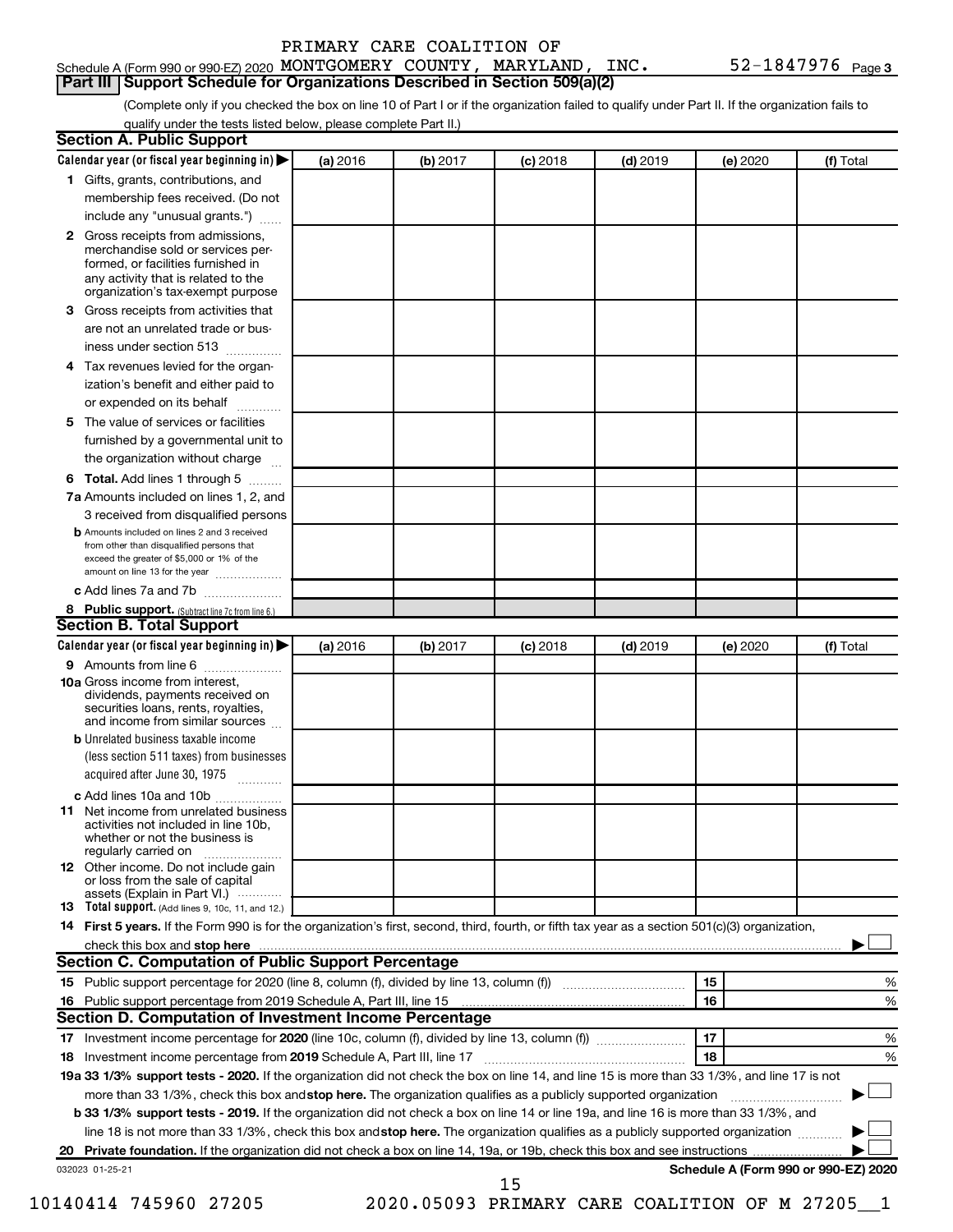Schedule A (Form 990 or 990-EZ) 2020 PRIMARY CARE COALITION OF MONTGOMERY COUNTY, MARYLAND, INC. 52-1847976 Page 3

## Part III Support Schedule for Organizations Described in Section 509(a)(2)

(Complete only if you checked the box on line 10 of Part I or if the organization failed to qualify under Part II. If the organization fails to qualify under the tests listed below, please complete Part II.)

### Section A. Public Support

| Calendar year (or fiscal year beginning in) ▶ | (a) 2016 | (b) 2017 | (c) 2018 | (d) 2019 | (e) 2020 | (f) Total |
|---|---|---|---|---|---|---|
| 1 Gifts, grants, contributions, and membership fees received. (Do not include any "unusual grants.") | | | | | | |
| 2 Gross receipts from admissions, merchandise sold or services performed, or facilities furnished in any activity that is related to the organization's tax-exempt purpose | | | | | | |
| 3 Gross receipts from activities that are not an unrelated trade or business under section 513 | | | | | | |
| 4 Tax revenues levied for the organization's benefit and either paid to or expended on its behalf | | | | | | |
| 5 The value of services or facilities furnished by a governmental unit to the organization without charge | | | | | | |
| 6 Total. Add lines 1 through 5 | | | | | | |
| 7a Amounts included on lines 1, 2, and 3 received from disqualified persons | | | | | | |
| b Amounts included on lines 2 and 3 received from other than disqualified persons that exceed the greater of $5,000 or 1% of the amount on line 13 for the year | | | | | | |
| c Add lines 7a and 7b | | | | | | |
| 8 Public support. (Subtract line 7c from line 6.) | | | | | | |

### Section B. Total Support

| Calendar year (or fiscal year beginning in) ▶ | (a) 2016 | (b) 2017 | (c) 2018 | (d) 2019 | (e) 2020 | (f) Total |
|---|---|---|---|---|---|---|
| 9 Amounts from line 6 | | | | | | |
| 10a Gross income from interest, dividends, payments received on securities loans, rents, royalties, and income from similar sources | | | | | | |
| b Unrelated business taxable income (less section 511 taxes) from businesses acquired after June 30, 1975 | | | | | | |
| c Add lines 10a and 10b | | | | | | |
| 11 Net income from unrelated business activities not included in line 10b, whether or not the business is regularly carried on | | | | | | |
| 12 Other income. Do not include gain or loss from the sale of capital assets (Explain in Part VI.) | | | | | | |
| 13 Total support. (Add lines 9, 10c, 11, and 12.) | | | | | | |

14 First 5 years. If the Form 990 is for the organization's first, second, third, fourth, or fifth tax year as a section 501(c)(3) organization, check this box and stop here ▶ ☐

### Section C. Computation of Public Support Percentage

| | | | |
|---|---|---|---|
| 15 | Public support percentage for 2020 (line 8, column (f), divided by line 13, column (f)) | 15 | % |
| 16 | Public support percentage from 2019 Schedule A, Part III, line 15 | 16 | % |

### Section D. Computation of Investment Income Percentage

| | | | |
|---|---|---|---|
| 17 | Investment income percentage for 2020 (line 10c, column (f), divided by line 13, column (f)) | 17 | % |
| 18 | Investment income percentage from 2019 Schedule A, Part III, line 17 | 18 | % |

19a 33 1/3% support tests - 2020. If the organization did not check the box on line 14, and line 15 is more than 33 1/3%, and line 17 is not more than 33 1/3%, check this box and stop here. The organization qualifies as a publicly supported organization ▶ ☐

b 33 1/3% support tests - 2019. If the organization did not check a box on line 14 or line 19a, and line 16 is more than 33 1/3%, and line 18 is not more than 33 1/3%, check this box and stop here. The organization qualifies as a publicly supported organization ▶ ☐

20 Private foundation. If the organization did not check a box on line 14, 19a, or 19b, check this box and see instructions ▶ ☐

032023 01-25-21 Schedule A (Form 990 or 990-EZ) 2020

10140414 745960 27205 2020.05093 PRIMARY CARE COALITION OF M 27205__1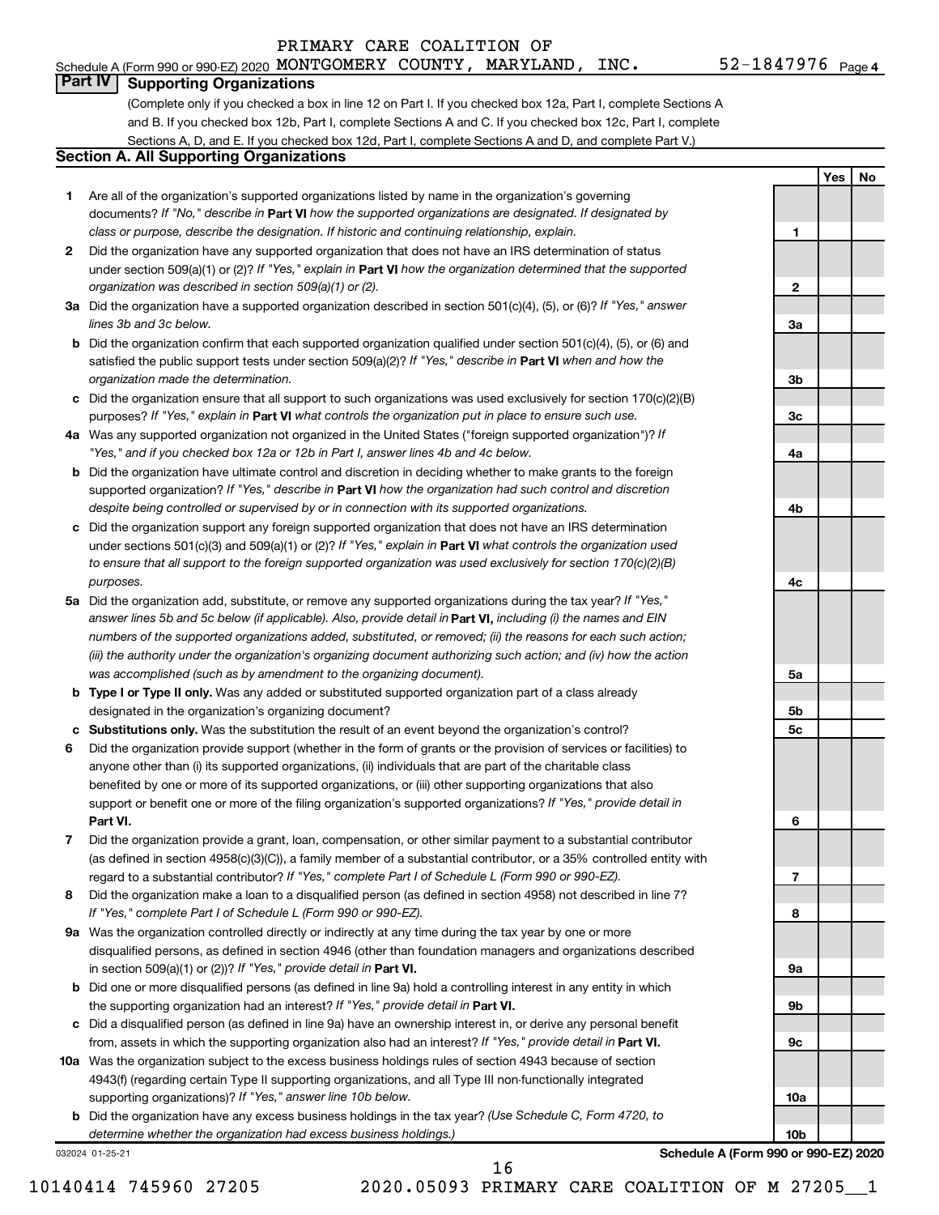PRIMARY CARE COALITION OF

Schedule A (Form 990 or 990-EZ) 2020 MONTGOMERY COUNTY, MARYLAND, INC. 52-1847976 Page 4

## Part IV Supporting Organizations

(Complete only if you checked a box in line 12 on Part I. If you checked box 12a, Part I, complete Sections A and B. If you checked box 12b, Part I, complete Sections A and C. If you checked box 12c, Part I, complete Sections A, D, and E. If you checked box 12d, Part I, complete Sections A and D, and complete Part V.)

### Section A. All Supporting Organizations

| | | | Yes | No |
|---|---|---|---|---|
| **1** | Are all of the organization's supported organizations listed by name in the organization's governing documents? *If "No," describe in* **Part VI** *how the supported organizations are designated. If designated by class or purpose, describe the designation. If historic and continuing relationship, explain.* | 1 | | |
| **2** | Did the organization have any supported organization that does not have an IRS determination of status under section 509(a)(1) or (2)? *If "Yes," explain in* **Part VI** *how the organization determined that the supported organization was described in section 509(a)(1) or (2).* | 2 | | |
| **3a** | Did the organization have a supported organization described in section 501(c)(4), (5), or (6)? *If "Yes," answer lines 3b and 3c below.* | 3a | | |
| **b** | Did the organization confirm that each supported organization qualified under section 501(c)(4), (5), or (6) and satisfied the public support tests under section 509(a)(2)? *If "Yes," describe in* **Part VI** *when and how the organization made the determination.* | 3b | | |
| **c** | Did the organization ensure that all support to such organizations was used exclusively for section 170(c)(2)(B) purposes? *If "Yes," explain in* **Part VI** *what controls the organization put in place to ensure such use.* | 3c | | |
| **4a** | Was any supported organization not organized in the United States ("foreign supported organization")? *If "Yes," and if you checked box 12a or 12b in Part I, answer lines 4b and 4c below.* | 4a | | |
| **b** | Did the organization have ultimate control and discretion in deciding whether to make grants to the foreign supported organization? *If "Yes," describe in* **Part VI** *how the organization had such control and discretion despite being controlled or supervised by or in connection with its supported organizations.* | 4b | | |
| **c** | Did the organization support any foreign supported organization that does not have an IRS determination under sections 501(c)(3) and 509(a)(1) or (2)? *If "Yes," explain in* **Part VI** *what controls the organization used to ensure that all support to the foreign supported organization was used exclusively for section 170(c)(2)(B) purposes.* | 4c | | |
| **5a** | Did the organization add, substitute, or remove any supported organizations during the tax year? *If "Yes," answer lines 5b and 5c below (if applicable). Also, provide detail in* **Part VI,** *including (i) the names and EIN numbers of the supported organizations added, substituted, or removed; (ii) the reasons for each such action; (iii) the authority under the organization's organizing document authorizing such action; and (iv) how the action was accomplished (such as by amendment to the organizing document).* | 5a | | |
| **b** | **Type I or Type II only.** Was any added or substituted supported organization part of a class already designated in the organization's organizing document? | 5b | | |
| **c** | **Substitutions only.** Was the substitution the result of an event beyond the organization's control? | 5c | | |
| **6** | Did the organization provide support (whether in the form of grants or the provision of services or facilities) to anyone other than (i) its supported organizations, (ii) individuals that are part of the charitable class benefited by one or more of its supported organizations, or (iii) other supporting organizations that also support or benefit one or more of the filing organization's supported organizations? *If "Yes," provide detail in* **Part VI.** | 6 | | |
| **7** | Did the organization provide a grant, loan, compensation, or other similar payment to a substantial contributor (as defined in section 4958(c)(3)(C)), a family member of a substantial contributor, or a 35% controlled entity with regard to a substantial contributor? *If "Yes," complete Part I of Schedule L (Form 990 or 990-EZ).* | 7 | | |
| **8** | Did the organization make a loan to a disqualified person (as defined in section 4958) not described in line 7? *If "Yes," complete Part I of Schedule L (Form 990 or 990-EZ).* | 8 | | |
| **9a** | Was the organization controlled directly or indirectly at any time during the tax year by one or more disqualified persons, as defined in section 4946 (other than foundation managers and organizations described in section 509(a)(1) or (2))? *If "Yes," provide detail in* **Part VI.** | 9a | | |
| **b** | Did one or more disqualified persons (as defined in line 9a) hold a controlling interest in any entity in which the supporting organization had an interest? *If "Yes," provide detail in* **Part VI.** | 9b | | |
| **c** | Did a disqualified person (as defined in line 9a) have an ownership interest in, or derive any personal benefit from, assets in which the supporting organization also had an interest? *If "Yes," provide detail in* **Part VI.** | 9c | | |
| **10a** | Was the organization subject to the excess business holdings rules of section 4943 because of section 4943(f) (regarding certain Type II supporting organizations, and all Type III non-functionally integrated supporting organizations)? *If "Yes," answer line 10b below.* | 10a | | |
| **b** | Did the organization have any excess business holdings in the tax year? *(Use Schedule C, Form 4720, to determine whether the organization had excess business holdings.)* | 10b | | |

032024 01-25-21

**Schedule A (Form 990 or 990-EZ) 2020**

10140414 745960 27205 2020.05093 PRIMARY CARE COALITION OF M 27205__1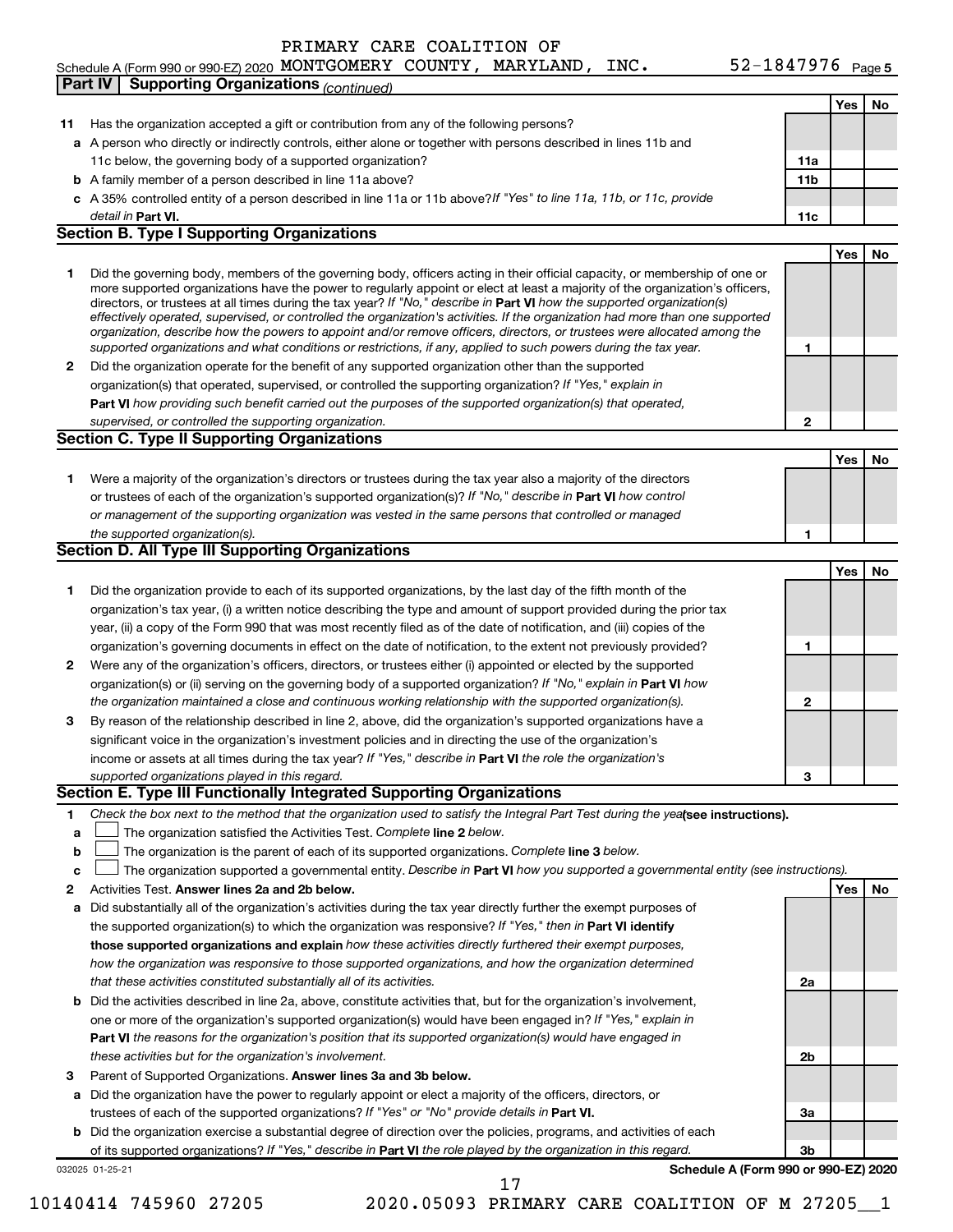PRIMARY CARE COALITION OF

Schedule A (Form 990 or 990-EZ) 2020 MONTGOMERY COUNTY, MARYLAND, INC. 52-1847976 Page 5

**Part IV | Supporting Organizations** *(continued)*

| | | | Yes | No |
|---|---|---|---|---|
| **11** | Has the organization accepted a gift or contribution from any of the following persons? | | | |
| **a** | A person who directly or indirectly controls, either alone or together with persons described in lines 11b and 11c below, the governing body of a supported organization? | **11a** | | |
| **b** | A family member of a person described in line 11a above? | **11b** | | |
| **c** | A 35% controlled entity of a person described in line 11a or 11b above? *If "Yes" to line 11a, 11b, or 11c, provide detail in* **Part VI.** | **11c** | | |

**Section B. Type I Supporting Organizations**

| | | | Yes | No |
|---|---|---|---|---|
| **1** | Did the governing body, members of the governing body, officers acting in their official capacity, or membership of one or more supported organizations have the power to regularly appoint or elect at least a majority of the organization's officers, directors, or trustees at all times during the tax year? *If "No," describe in* **Part VI** *how the supported organization(s) effectively operated, supervised, or controlled the organization's activities. If the organization had more than one supported organization, describe how the powers to appoint and/or remove officers, directors, or trustees were allocated among the supported organizations and what conditions or restrictions, if any, applied to such powers during the tax year.* | **1** | | |
| **2** | Did the organization operate for the benefit of any supported organization other than the supported organization(s) that operated, supervised, or controlled the supporting organization? *If "Yes," explain in* **Part VI** *how providing such benefit carried out the purposes of the supported organization(s) that operated, supervised, or controlled the supporting organization.* | **2** | | |

**Section C. Type II Supporting Organizations**

| | | | Yes | No |
|---|---|---|---|---|
| **1** | Were a majority of the organization's directors or trustees during the tax year also a majority of the directors or trustees of each of the organization's supported organization(s)? *If "No," describe in* **Part VI** *how control or management of the supporting organization was vested in the same persons that controlled or managed the supported organization(s).* | **1** | | |

**Section D. All Type III Supporting Organizations**

| | | | Yes | No |
|---|---|---|---|---|
| **1** | Did the organization provide to each of its supported organizations, by the last day of the fifth month of the organization's tax year, (i) a written notice describing the type and amount of support provided during the prior tax year, (ii) a copy of the Form 990 that was most recently filed as of the date of notification, and (iii) copies of the organization's governing documents in effect on the date of notification, to the extent not previously provided? | **1** | | |
| **2** | Were any of the organization's officers, directors, or trustees either (i) appointed or elected by the supported organization(s) or (ii) serving on the governing body of a supported organization? *If "No," explain in* **Part VI** *how the organization maintained a close and continuous working relationship with the supported organization(s).* | **2** | | |
| **3** | By reason of the relationship described in line 2, above, did the organization's supported organizations have a significant voice in the organization's investment policies and in directing the use of the organization's income or assets at all times during the tax year? *If "Yes," describe in* **Part VI** *the role the organization's supported organizations played in this regard.* | **3** | | |

**Section E. Type III Functionally Integrated Supporting Organizations**

**1** *Check the box next to the method that the organization used to satisfy the Integral Part Test during the year* **(see instructions).**

**a** ☐ The organization satisfied the Activities Test. *Complete* **line 2** *below.*

**b** ☐ The organization is the parent of each of its supported organizations. *Complete* **line 3** *below.*

**c** ☐ The organization supported a governmental entity. *Describe in* **Part VI** *how you supported a governmental entity (see instructions).*

| | | | Yes | No |
|---|---|---|---|---|
| **2** | Activities Test. **Answer lines 2a and 2b below.** | | | |
| **a** | Did substantially all of the organization's activities during the tax year directly further the exempt purposes of the supported organization(s) to which the organization was responsive? *If "Yes," then in* **Part VI identify those supported organizations and explain** *how these activities directly furthered their exempt purposes, how the organization was responsive to those supported organizations, and how the organization determined that these activities constituted substantially all of its activities.* | **2a** | | |
| **b** | Did the activities described in line 2a, above, constitute activities that, but for the organization's involvement, one or more of the organization's supported organization(s) would have been engaged in? *If "Yes," explain in* **Part VI** *the reasons for the organization's position that its supported organization(s) would have engaged in these activities but for the organization's involvement.* | **2b** | | |
| **3** | Parent of Supported Organizations. **Answer lines 3a and 3b below.** | | | |
| **a** | Did the organization have the power to regularly appoint or elect a majority of the officers, directors, or trustees of each of the supported organizations? *If "Yes" or "No" provide details in* **Part VI.** | **3a** | | |
| **b** | Did the organization exercise a substantial degree of direction over the policies, programs, and activities of each of its supported organizations? *If "Yes," describe in* **Part VI** *the role played by the organization in this regard.* | **3b** | | |

032025 01-25-21 **Schedule A (Form 990 or 990-EZ) 2020**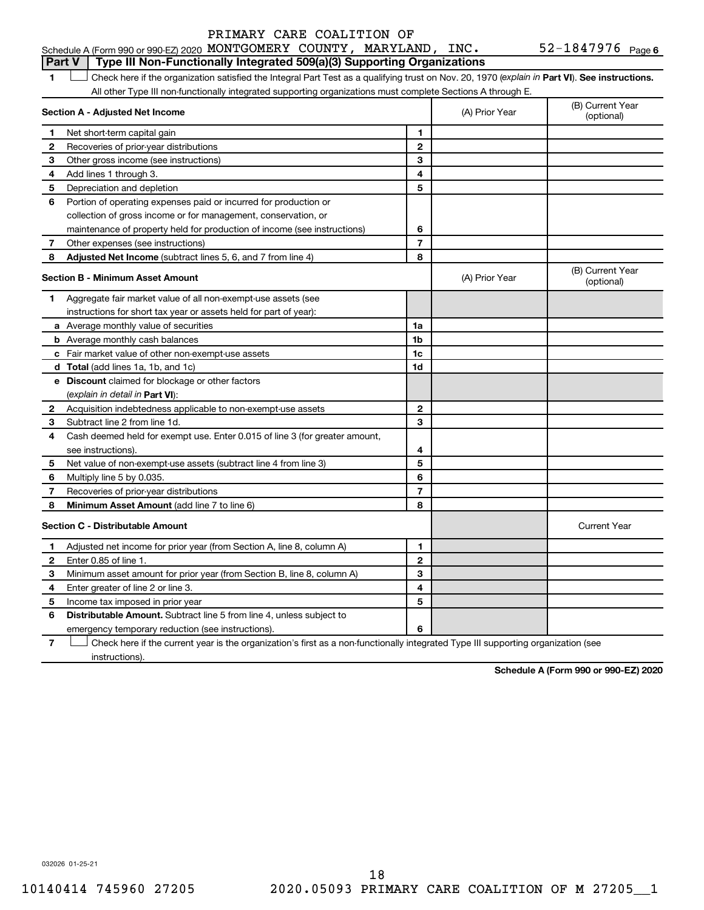PRIMARY CARE COALITION OF

Schedule A (Form 990 or 990-EZ) 2020 MONTGOMERY COUNTY, MARYLAND, INC. 52-1847976 Page 6

**Part V | Type III Non-Functionally Integrated 509(a)(3) Supporting Organizations**

1 ☐ Check here if the organization satisfied the Integral Part Test as a qualifying trust on Nov. 20, 1970 (*explain in* **Part VI**). **See instructions.** All other Type III non-functionally integrated supporting organizations must complete Sections A through E.

| **Section A - Adjusted Net Income** | | | (A) Prior Year | (B) Current Year (optional) |
|---|---|---|---|---|
| 1 | Net short-term capital gain | 1 | | |
| 2 | Recoveries of prior-year distributions | 2 | | |
| 3 | Other gross income (see instructions) | 3 | | |
| 4 | Add lines 1 through 3. | 4 | | |
| 5 | Depreciation and depletion | 5 | | |
| 6 | Portion of operating expenses paid or incurred for production or collection of gross income or for management, conservation, or maintenance of property held for production of income (see instructions) | 6 | | |
| 7 | Other expenses (see instructions) | 7 | | |
| 8 | **Adjusted Net Income** (subtract lines 5, 6, and 7 from line 4) | 8 | | |

| **Section B - Minimum Asset Amount** | | | (A) Prior Year | (B) Current Year (optional) |
|---|---|---|---|---|
| 1 | Aggregate fair market value of all non-exempt-use assets (see instructions for short tax year or assets held for part of year): | | | |
| a | Average monthly value of securities | 1a | | |
| b | Average monthly cash balances | 1b | | |
| c | Fair market value of other non-exempt-use assets | 1c | | |
| d | **Total** (add lines 1a, 1b, and 1c) | 1d | | |
| e | **Discount** claimed for blockage or other factors (*explain in detail in* **Part VI**): | | | |
| 2 | Acquisition indebtedness applicable to non-exempt-use assets | 2 | | |
| 3 | Subtract line 2 from line 1d. | 3 | | |
| 4 | Cash deemed held for exempt use. Enter 0.015 of line 3 (for greater amount, see instructions). | 4 | | |
| 5 | Net value of non-exempt-use assets (subtract line 4 from line 3) | 5 | | |
| 6 | Multiply line 5 by 0.035. | 6 | | |
| 7 | Recoveries of prior-year distributions | 7 | | |
| 8 | **Minimum Asset Amount** (add line 7 to line 6) | 8 | | |

| **Section C - Distributable Amount** | | | | Current Year |
|---|---|---|---|---|
| 1 | Adjusted net income for prior year (from Section A, line 8, column A) | 1 | | |
| 2 | Enter 0.85 of line 1. | 2 | | |
| 3 | Minimum asset amount for prior year (from Section B, line 8, column A) | 3 | | |
| 4 | Enter greater of line 2 or line 3. | 4 | | |
| 5 | Income tax imposed in prior year | 5 | | |
| 6 | **Distributable Amount.** Subtract line 5 from line 4, unless subject to emergency temporary reduction (see instructions). | 6 | | |

7 ☐ Check here if the current year is the organization's first as a non-functionally integrated Type III supporting organization (see instructions).

**Schedule A (Form 990 or 990-EZ) 2020**

032026 01-25-21

18

10140414 745960 27205 2020.05093 PRIMARY CARE COALITION OF M 27205__1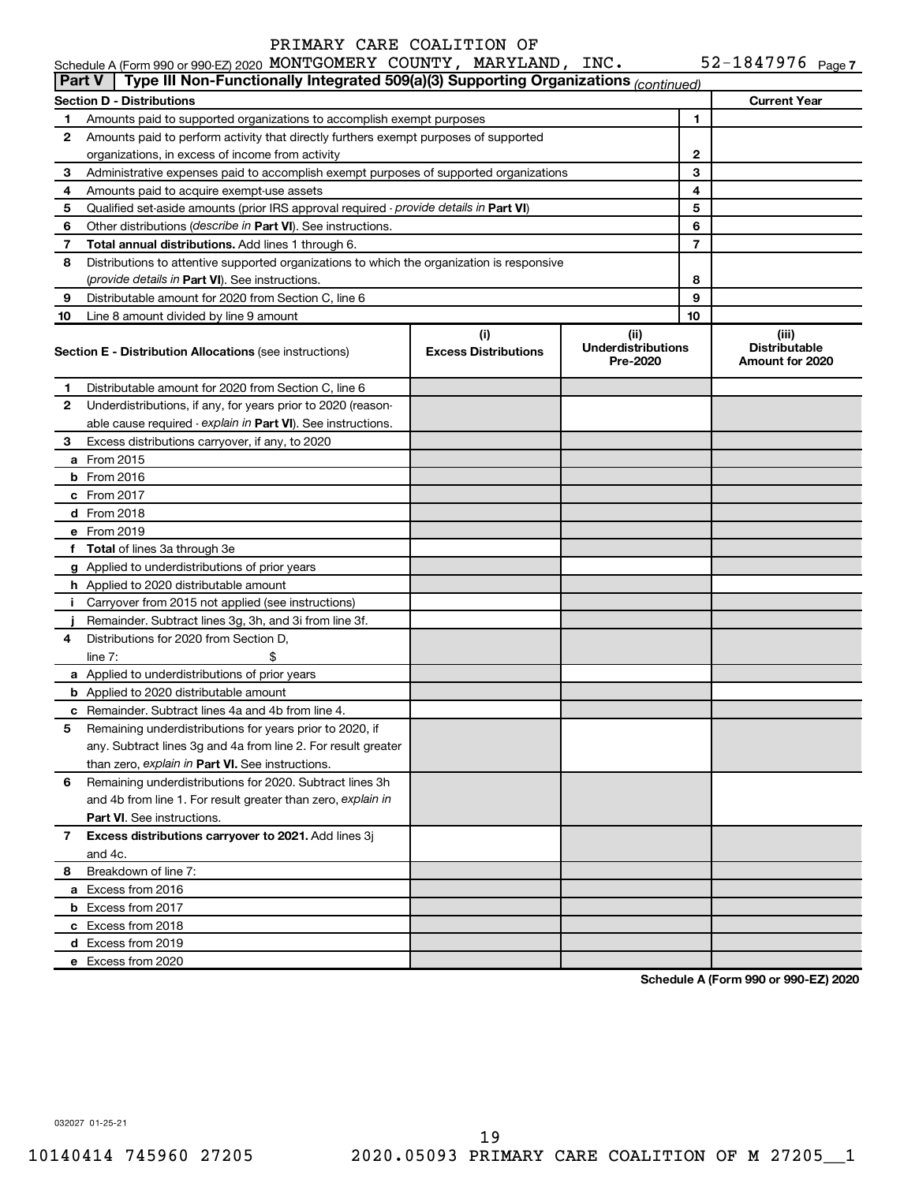PRIMARY CARE COALITION OF MONTGOMERY COUNTY, MARYLAND, INC. 52-1847976

Schedule A (Form 990 or 990-EZ) 2020 Page 7

**Part V | Type III Non-Functionally Integrated 509(a)(3) Supporting Organizations** *(continued)*

| **Section D - Distributions** | | | **Current Year** |
|---|---|---|---|
| 1 | Amounts paid to supported organizations to accomplish exempt purposes | 1 | |
| 2 | Amounts paid to perform activity that directly furthers exempt purposes of supported organizations, in excess of income from activity | 2 | |
| 3 | Administrative expenses paid to accomplish exempt purposes of supported organizations | 3 | |
| 4 | Amounts paid to acquire exempt-use assets | 4 | |
| 5 | Qualified set-aside amounts (prior IRS approval required - *provide details in* **Part VI**) | 5 | |
| 6 | Other distributions (*describe in* **Part VI**). See instructions. | 6 | |
| 7 | **Total annual distributions.** Add lines 1 through 6. | 7 | |
| 8 | Distributions to attentive supported organizations to which the organization is responsive (*provide details in* **Part VI**). See instructions. | 8 | |
| 9 | Distributable amount for 2020 from Section C, line 6 | 9 | |
| 10 | Line 8 amount divided by line 9 amount | 10 | |

| **Section E - Distribution Allocations** (see instructions) | (i) **Excess Distributions** | (ii) **Underdistributions Pre-2020** | (iii) **Distributable Amount for 2020** |
|---|---|---|---|
| **1** Distributable amount for 2020 from Section C, line 6 | | | |
| **2** Underdistributions, if any, for years prior to 2020 (reasonable cause required - *explain in* **Part VI**). See instructions. | | | |
| **3** Excess distributions carryover, if any, to 2020 | | | |
| **a** From 2015 | | | |
| **b** From 2016 | | | |
| **c** From 2017 | | | |
| **d** From 2018 | | | |
| **e** From 2019 | | | |
| **f** **Total** of lines 3a through 3e | | | |
| **g** Applied to underdistributions of prior years | | | |
| **h** Applied to 2020 distributable amount | | | |
| **i** Carryover from 2015 not applied (see instructions) | | | |
| **j** Remainder. Subtract lines 3g, 3h, and 3i from line 3f. | | | |
| **4** Distributions for 2020 from Section D, line 7: $ | | | |
| **a** Applied to underdistributions of prior years | | | |
| **b** Applied to 2020 distributable amount | | | |
| **c** Remainder. Subtract lines 4a and 4b from line 4. | | | |
| **5** Remaining underdistributions for years prior to 2020, if any. Subtract lines 3g and 4a from line 2. For result greater than zero, *explain in* **Part VI**. See instructions. | | | |
| **6** Remaining underdistributions for 2020. Subtract lines 3h and 4b from line 1. For result greater than zero, *explain in* **Part VI**. See instructions. | | | |
| **7** **Excess distributions carryover to 2021.** Add lines 3j and 4c. | | | |
| **8** Breakdown of line 7: | | | |
| **a** Excess from 2016 | | | |
| **b** Excess from 2017 | | | |
| **c** Excess from 2018 | | | |
| **d** Excess from 2019 | | | |
| **e** Excess from 2020 | | | |

**Schedule A (Form 990 or 990-EZ) 2020**

032027 01-25-21

10140414 745960 27205 2020.05093 PRIMARY CARE COALITION OF M 27205__1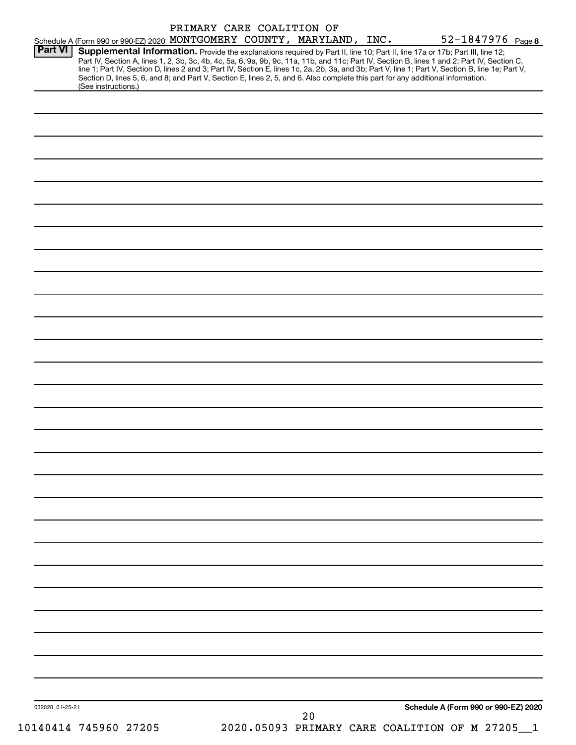PRIMARY CARE COALITION OF
Schedule A (Form 990 or 990-EZ) 2020 MONTGOMERY COUNTY, MARYLAND, INC. 52-1847976 Page 8

**Part VI** **Supplemental Information.** Provide the explanations required by Part II, line 10; Part II, line 17a or 17b; Part III, line 12; Part IV, Section A, lines 1, 2, 3b, 3c, 4b, 4c, 5a, 6, 9a, 9b, 9c, 11a, 11b, and 11c; Part IV, Section B, lines 1 and 2; Part IV, Section C, line 1; Part IV, Section D, lines 2 and 3; Part IV, Section E, lines 1c, 2a, 2b, 3a, and 3b; Part V, line 1; Part V, Section B, line 1e; Part V, Section D, lines 5, 6, and 8; and Part V, Section E, lines 2, 5, and 6. Also complete this part for any additional information. (See instructions.)

032028 01-25-21

**Schedule A (Form 990 or 990-EZ) 2020**

10140414 745960 27205 2020.05093 PRIMARY CARE COALITION OF M 27205__1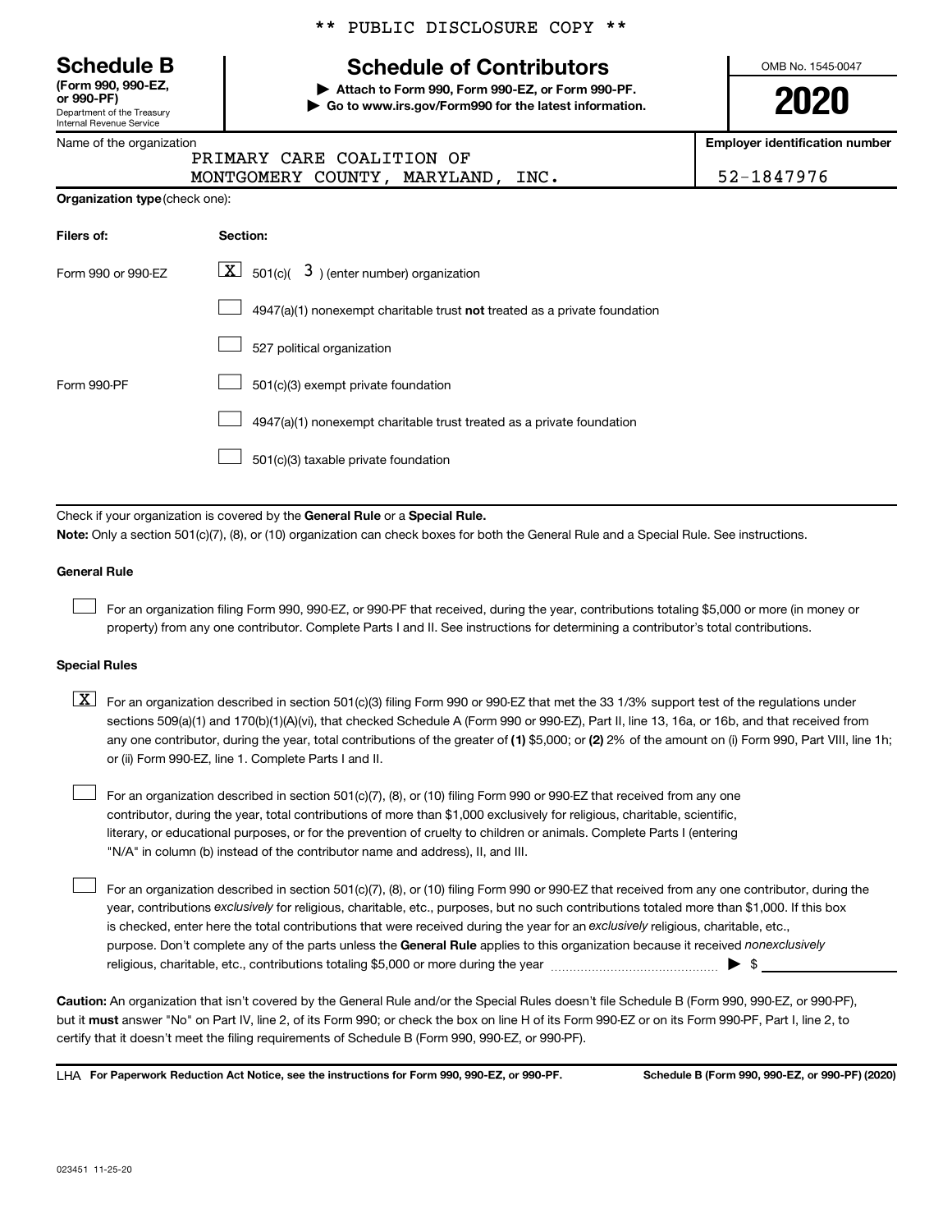** PUBLIC DISCLOSURE COPY **

**Schedule B**
**(Form 990, 990-EZ, or 990-PF)**
Department of the Treasury
Internal Revenue Service

# Schedule of Contributors

▶ **Attach to Form 990, Form 990-EZ, or Form 990-PF.**
▶ **Go to www.irs.gov/Form990 for the latest information.**

OMB No. 1545-0047

**2020**

Name of the organization: PRIMARY CARE COALITION OF MONTGOMERY COUNTY, MARYLAND, INC.

**Employer identification number**: 52-1847976

**Organization type** (check one):

| Filers of: | Section: |
|---|---|
| Form 990 or 990-EZ | [X] 501(c)( 3 ) (enter number) organization |
| | [ ] 4947(a)(1) nonexempt charitable trust **not** treated as a private foundation |
| | [ ] 527 political organization |
| Form 990-PF | [ ] 501(c)(3) exempt private foundation |
| | [ ] 4947(a)(1) nonexempt charitable trust treated as a private foundation |
| | [ ] 501(c)(3) taxable private foundation |

Check if your organization is covered by the **General Rule** or a **Special Rule.**

**Note:** Only a section 501(c)(7), (8), or (10) organization can check boxes for both the General Rule and a Special Rule. See instructions.

**General Rule**

[ ] For an organization filing Form 990, 990-EZ, or 990-PF that received, during the year, contributions totaling $5,000 or more (in money or property) from any one contributor. Complete Parts I and II. See instructions for determining a contributor's total contributions.

**Special Rules**

[X] For an organization described in section 501(c)(3) filing Form 990 or 990-EZ that met the 33 1/3% support test of the regulations under sections 509(a)(1) and 170(b)(1)(A)(vi), that checked Schedule A (Form 990 or 990-EZ), Part II, line 13, 16a, or 16b, and that received from any one contributor, during the year, total contributions of the greater of **(1)** $5,000; or **(2)** 2% of the amount on (i) Form 990, Part VIII, line 1h; or (ii) Form 990-EZ, line 1. Complete Parts I and II.

[ ] For an organization described in section 501(c)(7), (8), or (10) filing Form 990 or 990-EZ that received from any one contributor, during the year, total contributions of more than $1,000 exclusively for religious, charitable, scientific, literary, or educational purposes, or for the prevention of cruelty to children or animals. Complete Parts I (entering "N/A" in column (b) instead of the contributor name and address), II, and III.

[ ] For an organization described in section 501(c)(7), (8), or (10) filing Form 990 or 990-EZ that received from any one contributor, during the year, contributions *exclusively* for religious, charitable, etc., purposes, but no such contributions totaled more than $1,000. If this box is checked, enter here the total contributions that were received during the year for an *exclusively* religious, charitable, etc., purpose. Don't complete any of the parts unless the **General Rule** applies to this organization because it received *nonexclusively* religious, charitable, etc., contributions totaling $5,000 or more during the year ▶ $ ____________

**Caution:** An organization that isn't covered by the General Rule and/or the Special Rules doesn't file Schedule B (Form 990, 990-EZ, or 990-PF), but it **must** answer "No" on Part IV, line 2, of its Form 990; or check the box on line H of its Form 990-EZ or on its Form 990-PF, Part I, line 2, to certify that it doesn't meet the filing requirements of Schedule B (Form 990, 990-EZ, or 990-PF).

LHA **For Paperwork Reduction Act Notice, see the instructions for Form 990, 990-EZ, or 990-PF.** **Schedule B (Form 990, 990-EZ, or 990-PF) (2020)**

023451 11-25-20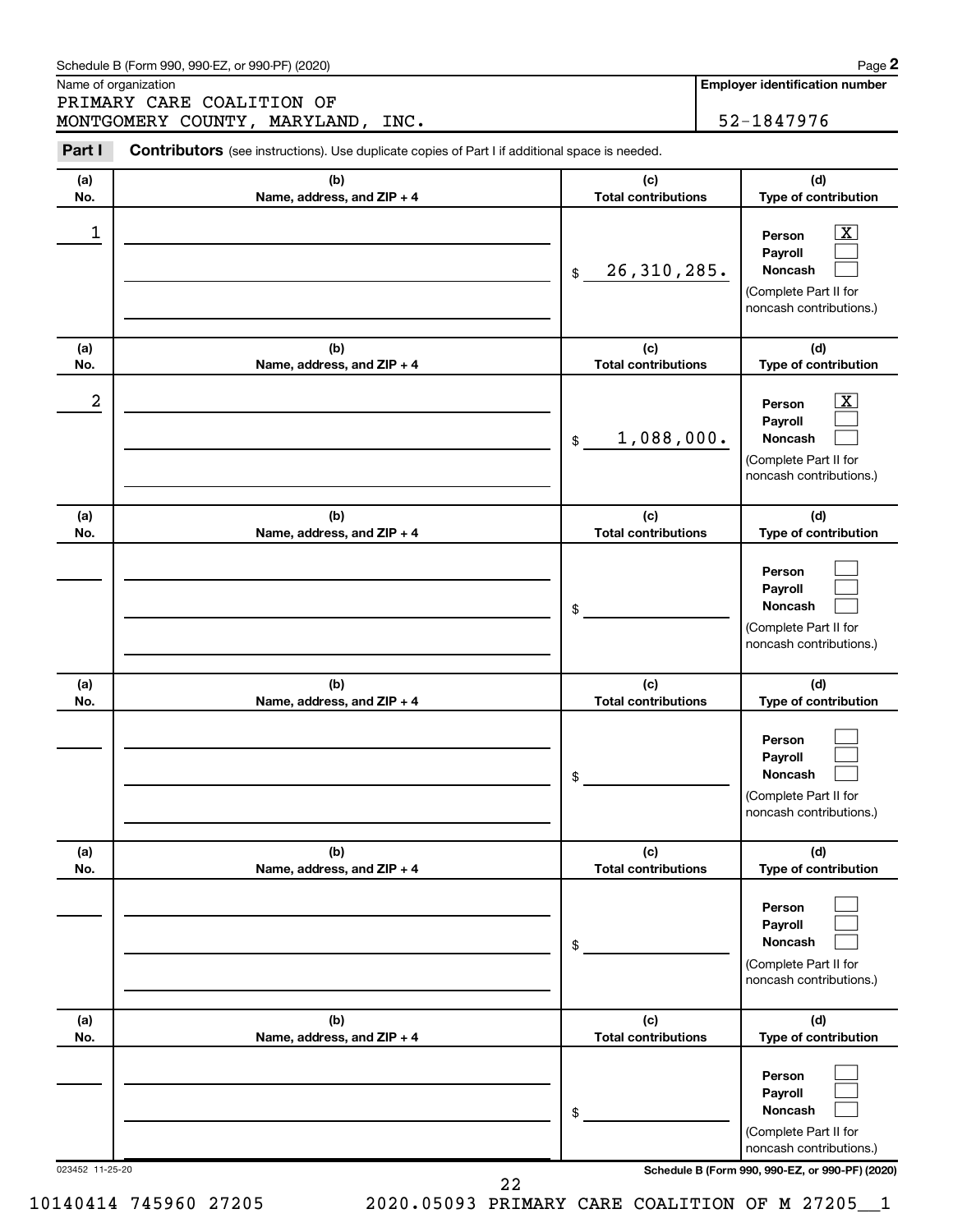Schedule B (Form 990, 990-EZ, or 990-PF) (2020)

Name of organization

PRIMARY CARE COALITION OF
MONTGOMERY COUNTY, MARYLAND, INC.

**Employer identification number**

52-1847976

**Part I** **Contributors** (see instructions). Use duplicate copies of Part I if additional space is needed.

| (a) No. | (b) Name, address, and ZIP + 4 | (c) Total contributions | (d) Type of contribution |
|---|---|---|---|
| 1 | | $ 26,310,285. | Person [X] Payroll [ ] Noncash [ ] (Complete Part II for noncash contributions.) |
| 2 | | $ 1,088,000. | Person [X] Payroll [ ] Noncash [ ] (Complete Part II for noncash contributions.) |
| | | $ | Person [ ] Payroll [ ] Noncash [ ] (Complete Part II for noncash contributions.) |
| | | $ | Person [ ] Payroll [ ] Noncash [ ] (Complete Part II for noncash contributions.) |
| | | $ | Person [ ] Payroll [ ] Noncash [ ] (Complete Part II for noncash contributions.) |
| | | $ | Person [ ] Payroll [ ] Noncash [ ] (Complete Part II for noncash contributions.) |

023452 11-25-20

**Schedule B (Form 990, 990-EZ, or 990-PF) (2020)**

10140414 745960 27205 2020.05093 PRIMARY CARE COALITION OF M 27205__1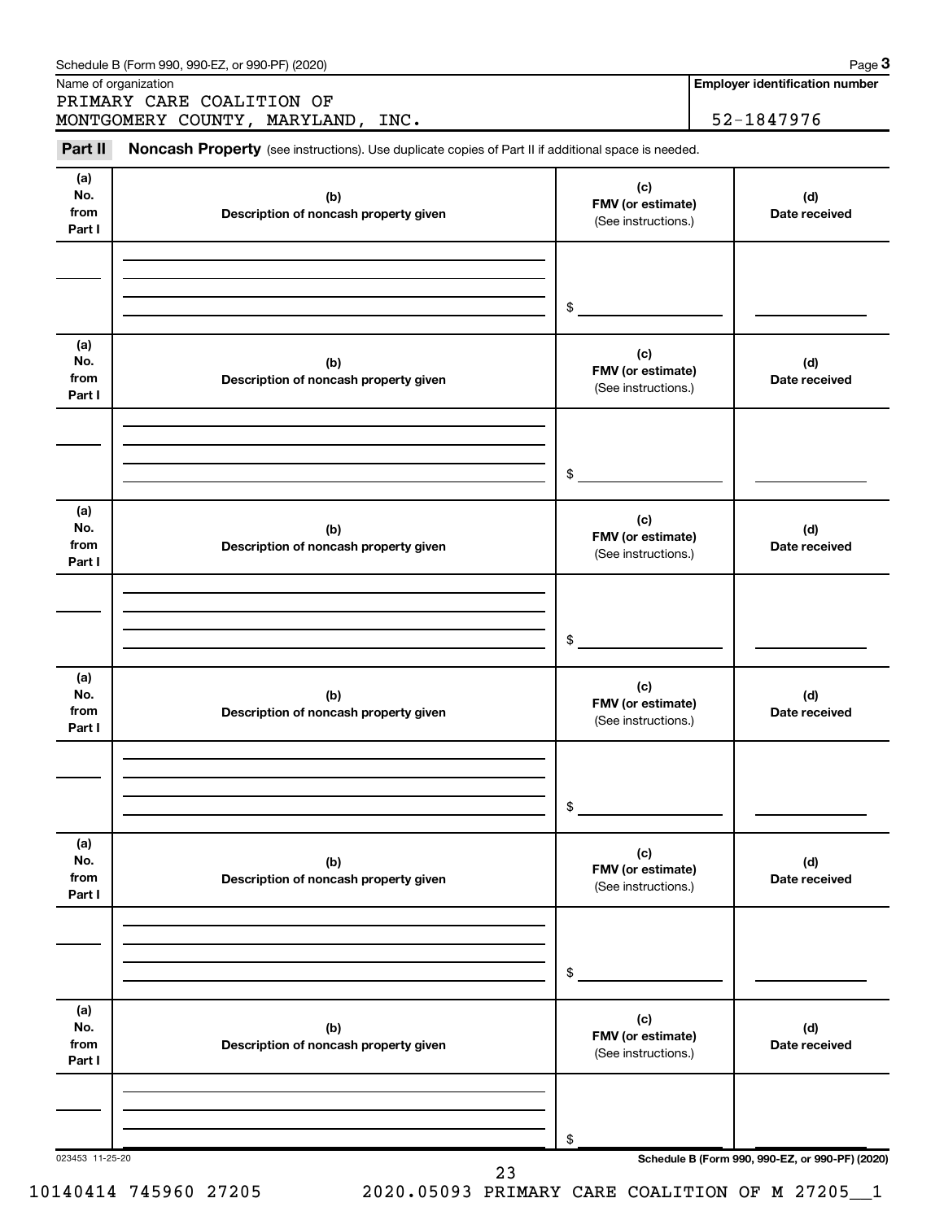Schedule B (Form 990, 990-EZ, or 990-PF) (2020)

Name of organization: PRIMARY CARE COALITION OF MONTGOMERY COUNTY, MARYLAND, INC.

Employer identification number: 52-1847976

**Part II** **Noncash Property** (see instructions). Use duplicate copies of Part II if additional space is needed.

| (a) No. from Part I | (b) Description of noncash property given | (c) FMV (or estimate) (See instructions.) | (d) Date received |
|---|---|---|---|
| | | $ | |

| (a) No. from Part I | (b) Description of noncash property given | (c) FMV (or estimate) (See instructions.) | (d) Date received |
|---|---|---|---|
| | | $ | |

| (a) No. from Part I | (b) Description of noncash property given | (c) FMV (or estimate) (See instructions.) | (d) Date received |
|---|---|---|---|
| | | $ | |

| (a) No. from Part I | (b) Description of noncash property given | (c) FMV (or estimate) (See instructions.) | (d) Date received |
|---|---|---|---|
| | | $ | |

| (a) No. from Part I | (b) Description of noncash property given | (c) FMV (or estimate) (See instructions.) | (d) Date received |
|---|---|---|---|
| | | $ | |

| (a) No. from Part I | (b) Description of noncash property given | (c) FMV (or estimate) (See instructions.) | (d) Date received |
|---|---|---|---|
| | | $ | |

023453 11-25-20

Schedule B (Form 990, 990-EZ, or 990-PF) (2020)

10140414 745960 27205 2020.05093 PRIMARY CARE COALITION OF M 27205__1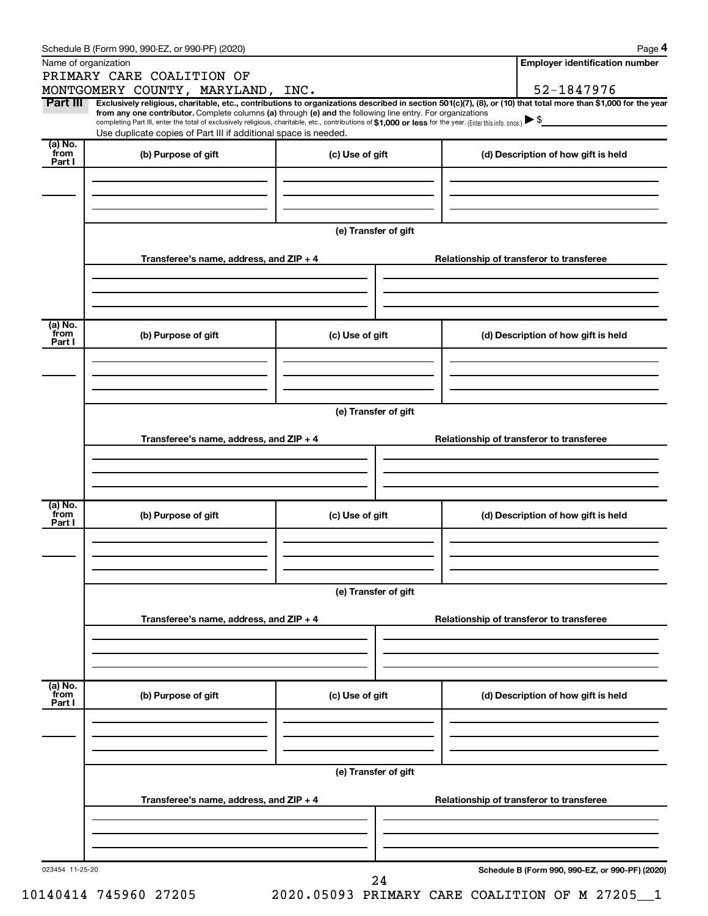Schedule B (Form 990, 990-EZ, or 990-PF) (2020)

| Name of organization | Employer identification number |
|---|---|
| PRIMARY CARE COALITION OF MONTGOMERY COUNTY, MARYLAND, INC. | 52-1847976 |

**Part III** **Exclusively religious, charitable, etc., contributions to organizations described in section 501(c)(7), (8), or (10) that total more than $1,000 for the year from any one contributor.** Complete columns **(a)** through **(e)** and the following line entry. For organizations completing Part III, enter the total of exclusively religious, charitable, etc., contributions of **$1,000 or less** for the year. (Enter this info. once.) ▶ $

Use duplicate copies of Part III if additional space is needed.

| (a) No. from Part I | (b) Purpose of gift | (c) Use of gift | (d) Description of how gift is held |
|---|---|---|---|
| | | | |

(e) Transfer of gift

| Transferee's name, address, and ZIP + 4 | Relationship of transferor to transferee |
|---|---|
| | |

| (a) No. from Part I | (b) Purpose of gift | (c) Use of gift | (d) Description of how gift is held |
|---|---|---|---|
| | | | |

(e) Transfer of gift

| Transferee's name, address, and ZIP + 4 | Relationship of transferor to transferee |
|---|---|
| | |

| (a) No. from Part I | (b) Purpose of gift | (c) Use of gift | (d) Description of how gift is held |
|---|---|---|---|
| | | | |

(e) Transfer of gift

| Transferee's name, address, and ZIP + 4 | Relationship of transferor to transferee |
|---|---|
| | |

| (a) No. from Part I | (b) Purpose of gift | (c) Use of gift | (d) Description of how gift is held |
|---|---|---|---|
| | | | |

(e) Transfer of gift

| Transferee's name, address, and ZIP + 4 | Relationship of transferor to transferee |
|---|---|
| | |

023454 11-25-20

Schedule B (Form 990, 990-EZ, or 990-PF) (2020)

10140414 745960 27205 2020.05093 PRIMARY CARE COALITION OF M 27205__1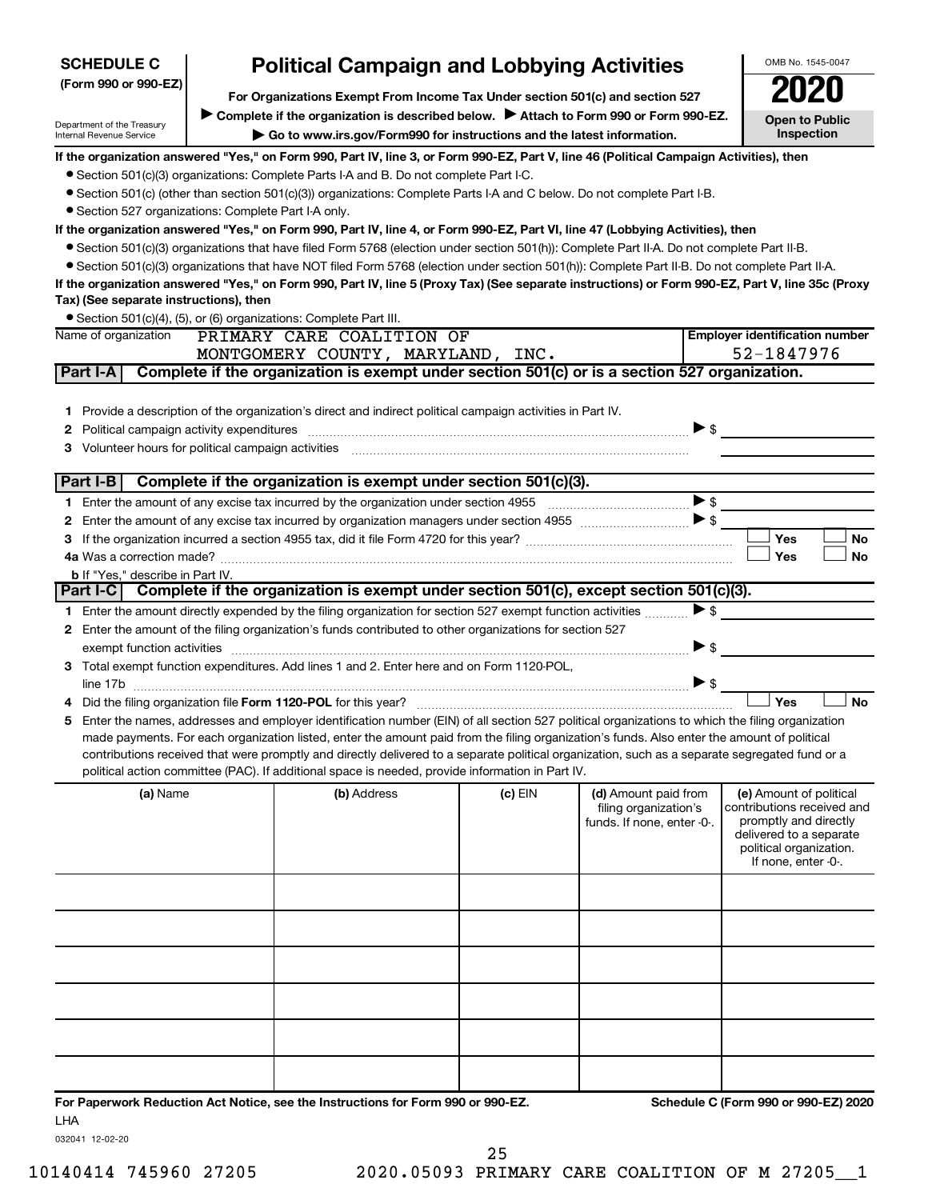**SCHEDULE C**
**(Form 990 or 990-EZ)**

Department of the Treasury
Internal Revenue Service

# Political Campaign and Lobbying Activities

**For Organizations Exempt From Income Tax Under section 501(c) and section 527**

▶ **Complete if the organization is described below.** ▶ **Attach to Form 990 or Form 990-EZ.**

▶ **Go to www.irs.gov/Form990 for instructions and the latest information.**

OMB No. 1545-0047

**2020**

**Open to Public Inspection**

**If the organization answered "Yes," on Form 990, Part IV, line 3, or Form 990-EZ, Part V, line 46 (Political Campaign Activities), then**

- Section 501(c)(3) organizations: Complete Parts I-A and B. Do not complete Part I-C.
- Section 501(c) (other than section 501(c)(3)) organizations: Complete Parts I-A and C below. Do not complete Part I-B.
- Section 527 organizations: Complete Part I-A only.

**If the organization answered "Yes," on Form 990, Part IV, line 4, or Form 990-EZ, Part VI, line 47 (Lobbying Activities), then**

- Section 501(c)(3) organizations that have filed Form 5768 (election under section 501(h)): Complete Part II-A. Do not complete Part II-B.
- Section 501(c)(3) organizations that have NOT filed Form 5768 (election under section 501(h)): Complete Part II-B. Do not complete Part II-A.

**If the organization answered "Yes," on Form 990, Part IV, line 5 (Proxy Tax) (See separate instructions) or Form 990-EZ, Part V, line 35c (Proxy Tax) (See separate instructions), then**

- Section 501(c)(4), (5), or (6) organizations: Complete Part III.

| Name of organization | Employer identification number |
|---|---|
| PRIMARY CARE COALITION OF MONTGOMERY COUNTY, MARYLAND, INC. | 52-1847976 |

## Part I-A Complete if the organization is exempt under section 501(c) or is a section 527 organization.

1 Provide a description of the organization's direct and indirect political campaign activities in Part IV.

2 Political campaign activity expenditures ▶ $

3 Volunteer hours for political campaign activities

## Part I-B Complete if the organization is exempt under section 501(c)(3).

1 Enter the amount of any excise tax incurred by the organization under section 4955 ▶ $

2 Enter the amount of any excise tax incurred by organization managers under section 4955 ▶ $

3 If the organization incurred a section 4955 tax, did it file Form 4720 for this year? ☐ Yes ☐ No

4a Was a correction made? ☐ Yes ☐ No

b If "Yes," describe in Part IV.

## Part I-C Complete if the organization is exempt under section 501(c), except section 501(c)(3).

1 Enter the amount directly expended by the filing organization for section 527 exempt function activities ▶ $

2 Enter the amount of the filing organization's funds contributed to other organizations for section 527 exempt function activities ▶ $

3 Total exempt function expenditures. Add lines 1 and 2. Enter here and on Form 1120-POL, line 17b ▶ $

4 Did the filing organization file **Form 1120-POL** for this year? ☐ Yes ☐ No

5 Enter the names, addresses and employer identification number (EIN) of all section 527 political organizations to which the filing organization made payments. For each organization listed, enter the amount paid from the filing organization's funds. Also enter the amount of political contributions received that were promptly and directly delivered to a separate political organization, such as a separate segregated fund or a political action committee (PAC). If additional space is needed, provide information in Part IV.

| (a) Name | (b) Address | (c) EIN | (d) Amount paid from filing organization's funds. If none, enter -0-. | (e) Amount of political contributions received and promptly and directly delivered to a separate political organization. If none, enter -0-. |
|---|---|---|---|---|
| | | | | |
| | | | | |
| | | | | |
| | | | | |
| | | | | |
| | | | | |

**For Paperwork Reduction Act Notice, see the Instructions for Form 990 or 990-EZ.** **Schedule C (Form 990 or 990-EZ) 2020**

LHA

032041 12-02-20

10140414 745960 27205 2020.05093 PRIMARY CARE COALITION OF M 27205__1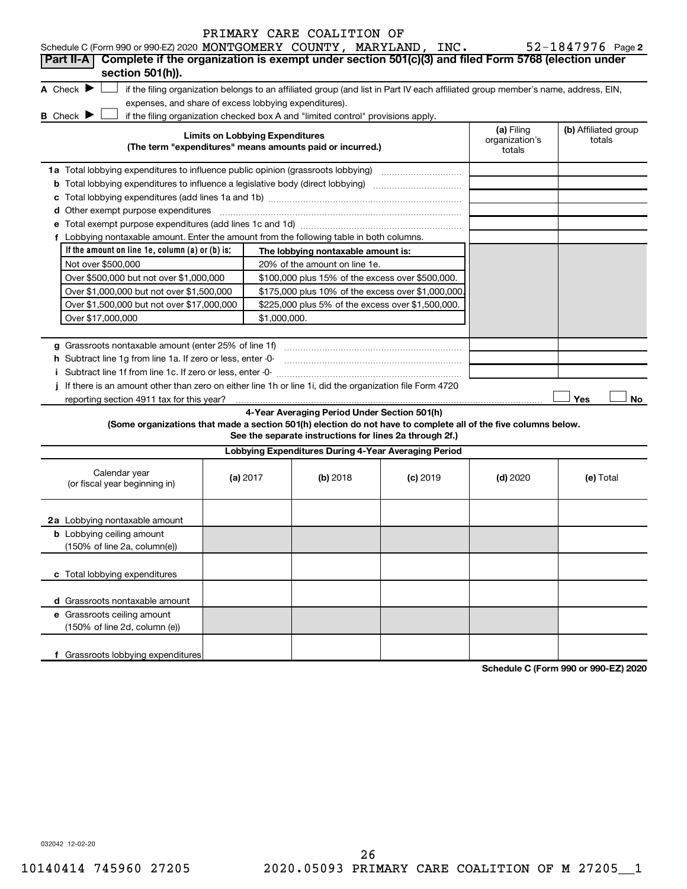Schedule C (Form 990 or 990-EZ) 2020 PRIMARY CARE COALITION OF MONTGOMERY COUNTY, MARYLAND, INC. 52-1847976 Page 2

**Part II-A** **Complete if the organization is exempt under section 501(c)(3) and filed Form 5768 (election under section 501(h)).**

A Check ▶ ☐ if the filing organization belongs to an affiliated group (and list in Part IV each affiliated group member's name, address, EIN, expenses, and share of excess lobbying expenditures).

B Check ▶ ☐ if the filing organization checked box A and "limited control" provisions apply.

| Limits on Lobbying Expenditures (The term "expenditures" means amounts paid or incurred.) | (a) Filing organization's totals | (b) Affiliated group totals |
|---|---|---|
| 1a Total lobbying expenditures to influence public opinion (grassroots lobbying) | | |
| b Total lobbying expenditures to influence a legislative body (direct lobbying) | | |
| c Total lobbying expenditures (add lines 1a and 1b) | | |
| d Other exempt purpose expenditures | | |
| e Total exempt purpose expenditures (add lines 1c and 1d) | | |
| f Lobbying nontaxable amount. Enter the amount from the following table in both columns. | | |

| If the amount on line 1e, column (a) or (b) is: | The lobbying nontaxable amount is: |
|---|---|
| Not over $500,000 | 20% of the amount on line 1e. |
| Over $500,000 but not over $1,000,000 | $100,000 plus 15% of the excess over $500,000. |
| Over $1,000,000 but not over $1,500,000 | $175,000 plus 10% of the excess over $1,000,000. |
| Over $1,500,000 but not over $17,000,000 | $225,000 plus 5% of the excess over $1,500,000. |
| Over $17,000,000 | $1,000,000. |

| | (a) Filing organization's totals | (b) Affiliated group totals |
|---|---|---|
| g Grassroots nontaxable amount (enter 25% of line 1f) | | |
| h Subtract line 1g from line 1a. If zero or less, enter -0- | | |
| i Subtract line 1f from line 1c. If zero or less, enter -0- | | |

j If there is an amount other than zero on either line 1h or line 1i, did the organization file Form 4720 reporting section 4911 tax for this year? ☐ Yes ☐ No

**4-Year Averaging Period Under Section 501(h)**

**(Some organizations that made a section 501(h) election do not have to complete all of the five columns below. See the separate instructions for lines 2a through 2f.)**

**Lobbying Expenditures During 4-Year Averaging Period**

| Calendar year (or fiscal year beginning in) | (a) 2017 | (b) 2018 | (c) 2019 | (d) 2020 | (e) Total |
|---|---|---|---|---|---|
| 2a Lobbying nontaxable amount | | | | | |
| b Lobbying ceiling amount (150% of line 2a, column(e)) | | | | | |
| c Total lobbying expenditures | | | | | |
| d Grassroots nontaxable amount | | | | | |
| e Grassroots ceiling amount (150% of line 2d, column (e)) | | | | | |
| f Grassroots lobbying expenditures | | | | | |

**Schedule C (Form 990 or 990-EZ) 2020**

032042 12-02-20

10140414 745960 27205 2020.05093 PRIMARY CARE COALITION OF M 27205__1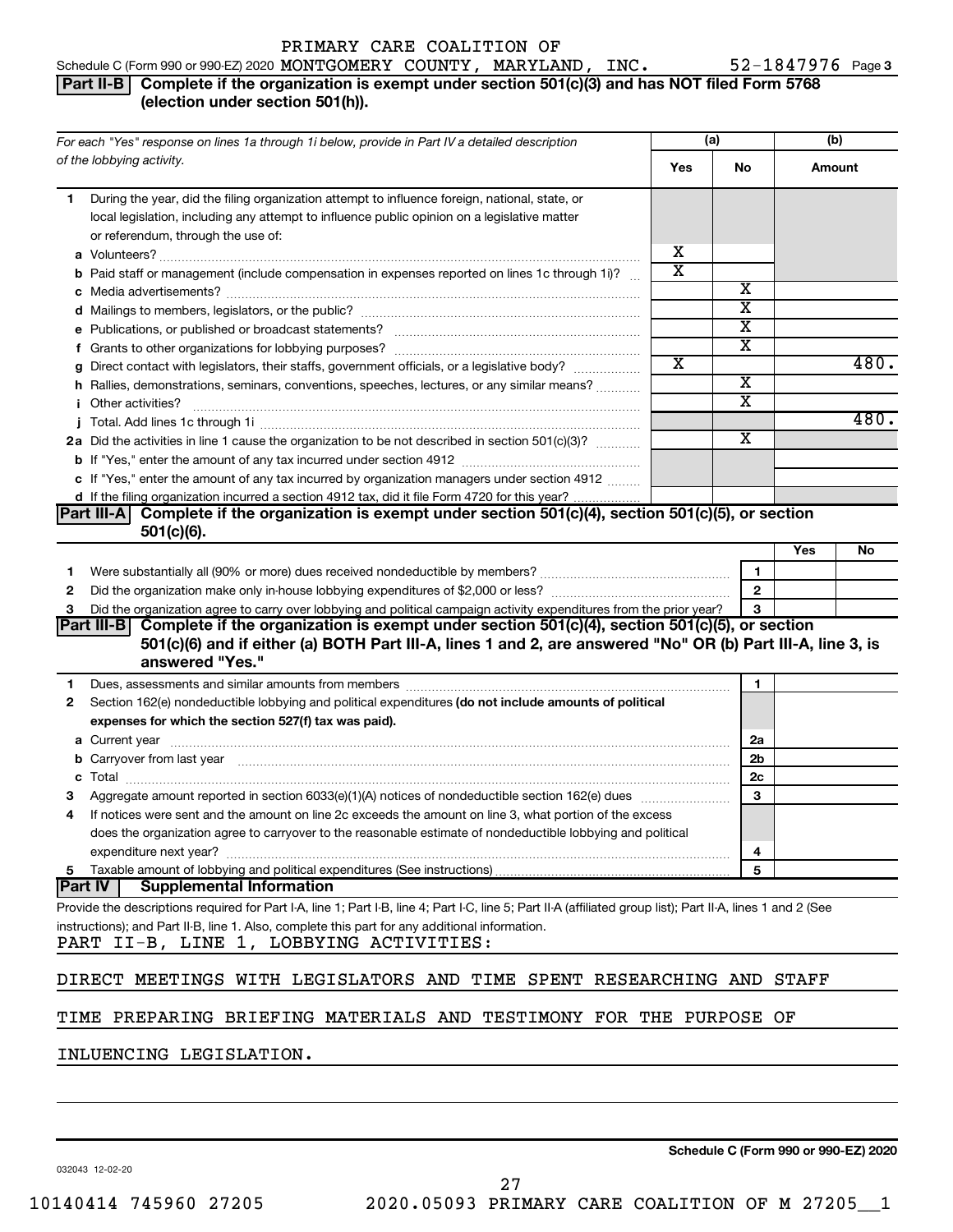PRIMARY CARE COALITION OF

Schedule C (Form 990 or 990-EZ) 2020 MONTGOMERY COUNTY, MARYLAND, INC. 52-1847976 Page 3

## Part II-B Complete if the organization is exempt under section 501(c)(3) and has NOT filed Form 5768 (election under section 501(h)).

| For each "Yes" response on lines 1a through 1i below, provide in Part IV a detailed description of the lobbying activity. | (a) Yes | (a) No | (b) Amount |
|---|---|---|---|
| **1** During the year, did the filing organization attempt to influence foreign, national, state, or local legislation, including any attempt to influence public opinion on a legislative matter or referendum, through the use of: | | | |
| **a** Volunteers? | X | | |
| **b** Paid staff or management (include compensation in expenses reported on lines 1c through 1i)? | X | | |
| **c** Media advertisements? | | X | |
| **d** Mailings to members, legislators, or the public? | | X | |
| **e** Publications, or published or broadcast statements? | | X | |
| **f** Grants to other organizations for lobbying purposes? | | X | |
| **g** Direct contact with legislators, their staffs, government officials, or a legislative body? | X | | 480. |
| **h** Rallies, demonstrations, seminars, conventions, speeches, lectures, or any similar means? | | X | |
| **i** Other activities? | | X | |
| **j** Total. Add lines 1c through 1i | | | 480. |
| **2a** Did the activities in line 1 cause the organization to be not described in section 501(c)(3)? | | X | |
| **b** If "Yes," enter the amount of any tax incurred under section 4912 | | | |
| **c** If "Yes," enter the amount of any tax incurred by organization managers under section 4912 | | | |
| **d** If the filing organization incurred a section 4912 tax, did it file Form 4720 for this year? | | | |

## Part III-A Complete if the organization is exempt under section 501(c)(4), section 501(c)(5), or section 501(c)(6).

| | | Yes | No |
|---|---|---|---|
| **1** Were substantially all (90% or more) dues received nondeductible by members? | 1 | | |
| **2** Did the organization make only in-house lobbying expenditures of $2,000 or less? | 2 | | |
| **3** Did the organization agree to carry over lobbying and political campaign activity expenditures from the prior year? | 3 | | |

## Part III-B Complete if the organization is exempt under section 501(c)(4), section 501(c)(5), or section 501(c)(6) and if either (a) BOTH Part III-A, lines 1 and 2, are answered "No" OR (b) Part III-A, line 3, is answered "Yes."

| | | |
|---|---|---|
| **1** Dues, assessments and similar amounts from members | 1 | |
| **2** Section 162(e) nondeductible lobbying and political expenditures **(do not include amounts of political expenses for which the section 527(f) tax was paid).** | | |
| **a** Current year | 2a | |
| **b** Carryover from last year | 2b | |
| **c** Total | 2c | |
| **3** Aggregate amount reported in section 6033(e)(1)(A) notices of nondeductible section 162(e) dues | 3 | |
| **4** If notices were sent and the amount on line 2c exceeds the amount on line 3, what portion of the excess does the organization agree to carryover to the reasonable estimate of nondeductible lobbying and political expenditure next year? | 4 | |
| **5** Taxable amount of lobbying and political expenditures (See instructions) | 5 | |

## Part IV Supplemental Information

Provide the descriptions required for Part I-A, line 1; Part I-B, line 4; Part I-C, line 5; Part II-A (affiliated group list); Part II-A, lines 1 and 2 (See instructions); and Part II-B, line 1. Also, complete this part for any additional information.

PART II-B, LINE 1, LOBBYING ACTIVITIES:

DIRECT MEETINGS WITH LEGISLATORS AND TIME SPENT RESEARCHING AND STAFF TIME PREPARING BRIEFING MATERIALS AND TESTIMONY FOR THE PURPOSE OF INLUENCING LEGISLATION.

Schedule C (Form 990 or 990-EZ) 2020

032043 12-02-20

10140414 745960 27205 2020.05093 PRIMARY CARE COALITION OF M 27205__1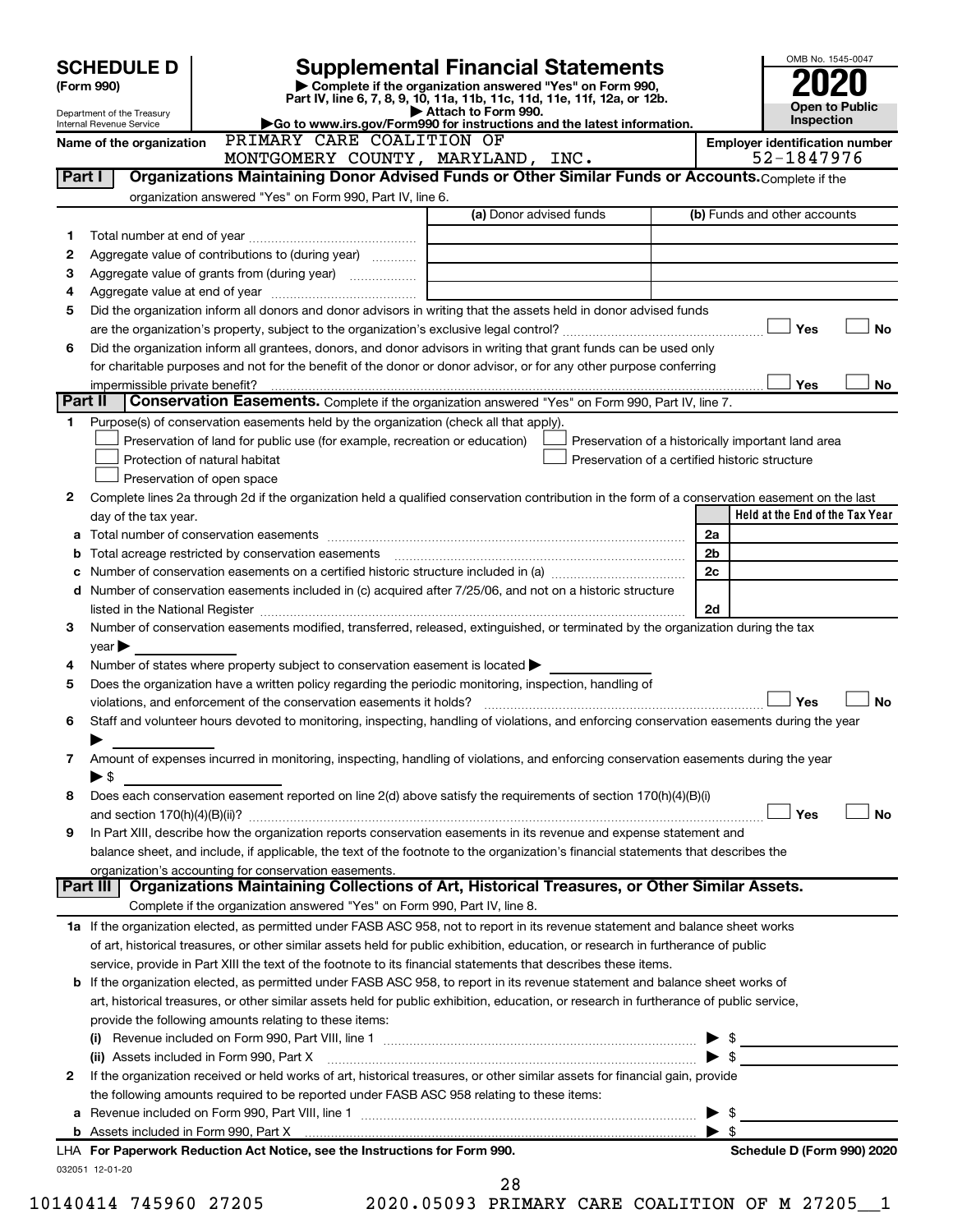# SCHEDULE D (Form 990)

Department of the Treasury
Internal Revenue Service

## Supplemental Financial Statements

▶ Complete if the organization answered "Yes" on Form 990, Part IV, line 6, 7, 8, 9, 10, 11a, 11b, 11c, 11d, 11e, 11f, 12a, or 12b.
▶ Attach to Form 990.
▶Go to www.irs.gov/Form990 for instructions and the latest information.

OMB No. 1545-0047

**2020**

**Open to Public Inspection**

Name of the organization: PRIMARY CARE COALITION OF MONTGOMERY COUNTY, MARYLAND, INC.

Employer identification number: 52-1847976

### Part I — Organizations Maintaining Donor Advised Funds or Other Similar Funds or Accounts.
Complete if the organization answered "Yes" on Form 990, Part IV, line 6.

| | | (a) Donor advised funds | (b) Funds and other accounts |
|---|---|---|---|
| 1 | Total number at end of year | | |
| 2 | Aggregate value of contributions to (during year) | | |
| 3 | Aggregate value of grants from (during year) | | |
| 4 | Aggregate value at end of year | | |

5 Did the organization inform all donors and donor advisors in writing that the assets held in donor advised funds are the organization's property, subject to the organization's exclusive legal control? ☐ Yes ☐ No

6 Did the organization inform all grantees, donors, and donor advisors in writing that grant funds can be used only for charitable purposes and not for the benefit of the donor or donor advisor, or for any other purpose conferring impermissible private benefit? ☐ Yes ☐ No

### Part II — Conservation Easements.
Complete if the organization answered "Yes" on Form 990, Part IV, line 7.

1 Purpose(s) of conservation easements held by the organization (check all that apply).

- ☐ Preservation of land for public use (for example, recreation or education)
- ☐ Protection of natural habitat
- ☐ Preservation of open space
- ☐ Preservation of a historically important land area
- ☐ Preservation of a certified historic structure

2 Complete lines 2a through 2d if the organization held a qualified conservation contribution in the form of a conservation easement on the last day of the tax year.

| | | | Held at the End of the Tax Year |
|---|---|---|---|
| a | Total number of conservation easements | 2a | |
| b | Total acreage restricted by conservation easements | 2b | |
| c | Number of conservation easements on a certified historic structure included in (a) | 2c | |
| d | Number of conservation easements included in (c) acquired after 7/25/06, and not on a historic structure listed in the National Register | 2d | |

3 Number of conservation easements modified, transferred, released, extinguished, or terminated by the organization during the tax year ▶

4 Number of states where property subject to conservation easement is located ▶

5 Does the organization have a written policy regarding the periodic monitoring, inspection, handling of violations, and enforcement of the conservation easements it holds? ☐ Yes ☐ No

6 Staff and volunteer hours devoted to monitoring, inspecting, handling of violations, and enforcing conservation easements during the year ▶

7 Amount of expenses incurred in monitoring, inspecting, handling of violations, and enforcing conservation easements during the year ▶ $

8 Does each conservation easement reported on line 2(d) above satisfy the requirements of section 170(h)(4)(B)(i) and section 170(h)(4)(B)(ii)? ☐ Yes ☐ No

9 In Part XIII, describe how the organization reports conservation easements in its revenue and expense statement and balance sheet, and include, if applicable, the text of the footnote to the organization's financial statements that describes the organization's accounting for conservation easements.

### Part III — Organizations Maintaining Collections of Art, Historical Treasures, or Other Similar Assets.
Complete if the organization answered "Yes" on Form 990, Part IV, line 8.

1a If the organization elected, as permitted under FASB ASC 958, not to report in its revenue statement and balance sheet works of art, historical treasures, or other similar assets held for public exhibition, education, or research in furtherance of public service, provide in Part XIII the text of the footnote to its financial statements that describes these items.

b If the organization elected, as permitted under FASB ASC 958, to report in its revenue statement and balance sheet works of art, historical treasures, or other similar assets held for public exhibition, education, or research in furtherance of public service, provide the following amounts relating to these items:

(i) Revenue included on Form 990, Part VIII, line 1 ▶ $

(ii) Assets included in Form 990, Part X ▶ $

2 If the organization received or held works of art, historical treasures, or other similar assets for financial gain, provide the following amounts required to be reported under FASB ASC 958 relating to these items:

a Revenue included on Form 990, Part VIII, line 1 ▶ $

b Assets included in Form 990, Part X ▶ $

LHA For Paperwork Reduction Act Notice, see the Instructions for Form 990. Schedule D (Form 990) 2020

032051 12-01-20

10140414 745960 27205 2020.05093 PRIMARY CARE COALITION OF M 27205__1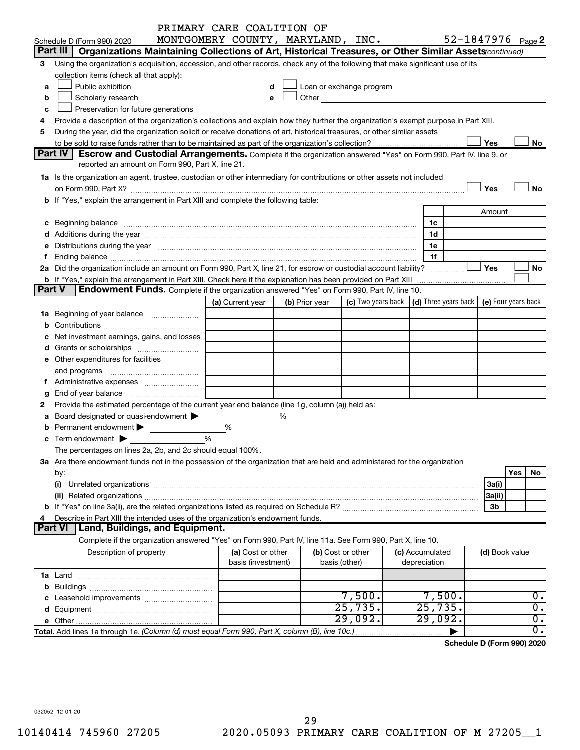PRIMARY CARE COALITION OF MONTGOMERY COUNTY, MARYLAND, INC. 52-1847976

Schedule D (Form 990) 2020 Page 2

## Part III Organizations Maintaining Collections of Art, Historical Treasures, or Other Similar Assets *(continued)*

3 Using the organization's acquisition, accession, and other records, check any of the following that make significant use of its collection items (check all that apply):

a ☐ Public exhibition
b ☐ Scholarly research
c ☐ Preservation for future generations
d ☐ Loan or exchange program
e ☐ Other

4 Provide a description of the organization's collections and explain how they further the organization's exempt purpose in Part XIII.

5 During the year, did the organization solicit or receive donations of art, historical treasures, or other similar assets to be sold to raise funds rather than to be maintained as part of the organization's collection? ☐ Yes ☐ No

## Part IV Escrow and Custodial Arrangements.

Complete if the organization answered "Yes" on Form 990, Part IV, line 9, or reported an amount on Form 990, Part X, line 21.

1a Is the organization an agent, trustee, custodian or other intermediary for contributions or other assets not included on Form 990, Part X? ☐ Yes ☐ No

b If "Yes," explain the arrangement in Part XIII and complete the following table:

| | | Amount |
|---|---|---|
| c Beginning balance | 1c | |
| d Additions during the year | 1d | |
| e Distributions during the year | 1e | |
| f Ending balance | 1f | |

2a Did the organization include an amount on Form 990, Part X, line 21, for escrow or custodial account liability? ☐ Yes ☐ No

b If "Yes," explain the arrangement in Part XIII. Check here if the explanation has been provided on Part XIII ☐

## Part V Endowment Funds.

Complete if the organization answered "Yes" on Form 990, Part IV, line 10.

| | (a) Current year | (b) Prior year | (c) Two years back | (d) Three years back | (e) Four years back |
|---|---|---|---|---|---|
| 1a Beginning of year balance | | | | | |
| b Contributions | | | | | |
| c Net investment earnings, gains, and losses | | | | | |
| d Grants or scholarships | | | | | |
| e Other expenditures for facilities and programs | | | | | |
| f Administrative expenses | | | | | |
| g End of year balance | | | | | |

2 Provide the estimated percentage of the current year end balance (line 1g, column (a)) held as:

a Board designated or quasi-endowment ▶ %
b Permanent endowment ▶ %
c Term endowment ▶ %

The percentages on lines 2a, 2b, and 2c should equal 100%.

3a Are there endowment funds not in the possession of the organization that are held and administered for the organization by:

| | | Yes | No |
|---|---|---|---|
| (i) Unrelated organizations | 3a(i) | | |
| (ii) Related organizations | 3a(ii) | | |
| b If "Yes" on line 3a(ii), are the related organizations listed as required on Schedule R? | 3b | | |

4 Describe in Part XIII the intended uses of the organization's endowment funds.

## Part VI Land, Buildings, and Equipment.

Complete if the organization answered "Yes" on Form 990, Part IV, line 11a. See Form 990, Part X, line 10.

| Description of property | (a) Cost or other basis (investment) | (b) Cost or other basis (other) | (c) Accumulated depreciation | (d) Book value |
|---|---|---|---|---|
| 1a Land | | | | |
| b Buildings | | | | |
| c Leasehold improvements | | 7,500. | 7,500. | 0. |
| d Equipment | | 25,735. | 25,735. | 0. |
| e Other | | 29,092. | 29,092. | 0. |
| **Total.** Add lines 1a through 1e. *(Column (d) must equal Form 990, Part X, column (B), line 10c.)* | | | ▶ | 0. |

**Schedule D (Form 990) 2020**

032052 12-01-20

10140414 745960 27205 2020.05093 PRIMARY CARE COALITION OF M 27205__1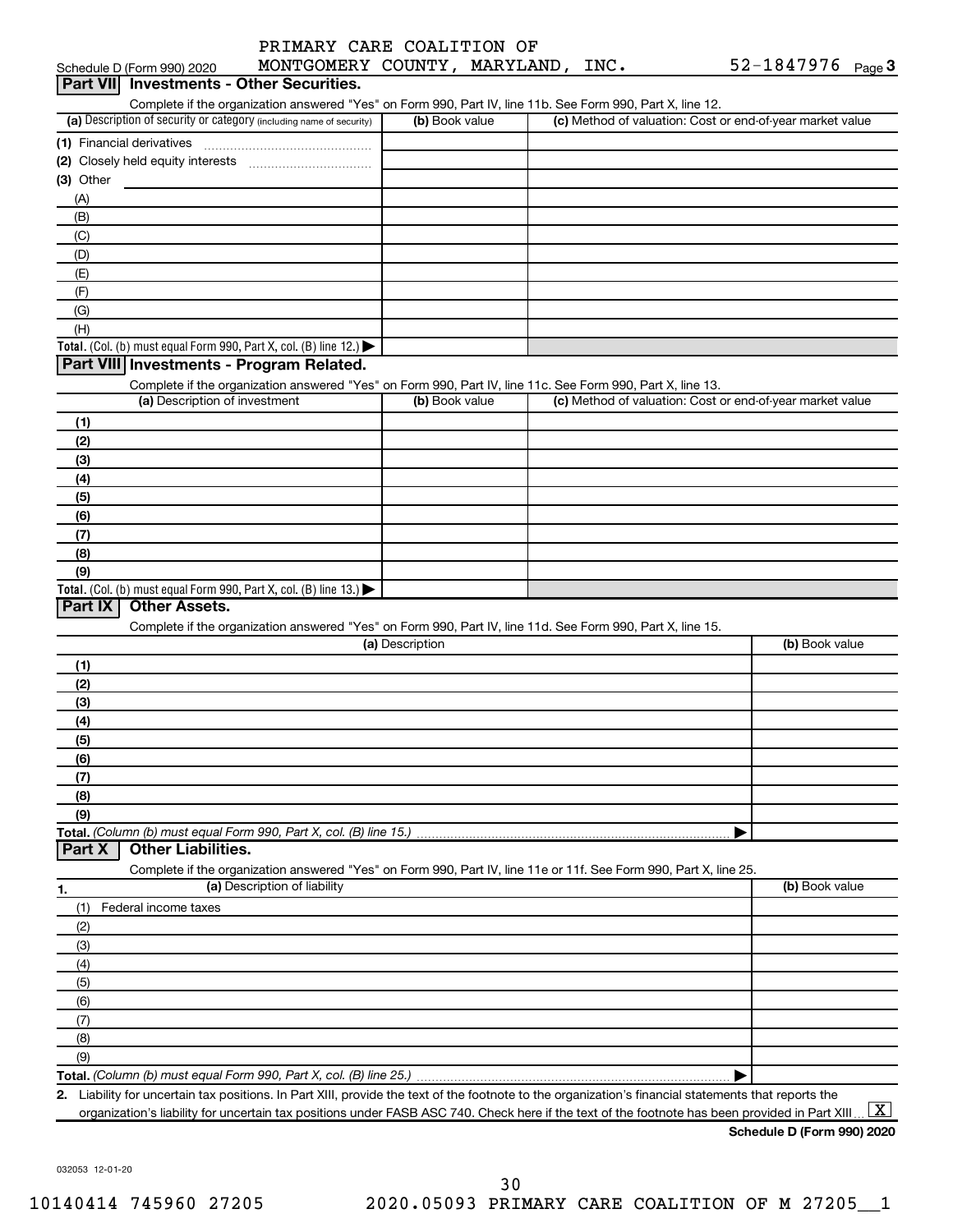Schedule D (Form 990) 2020 PRIMARY CARE COALITION OF MONTGOMERY COUNTY, MARYLAND, INC. 52-1847976 Page 3

## Part VII Investments - Other Securities.

Complete if the organization answered "Yes" on Form 990, Part IV, line 11b. See Form 990, Part X, line 12.

| (a) Description of security or category (including name of security) | (b) Book value | (c) Method of valuation: Cost or end-of-year market value |
|---|---|---|
| (1) Financial derivatives | | |
| (2) Closely held equity interests | | |
| (3) Other | | |
| (A) | | |
| (B) | | |
| (C) | | |
| (D) | | |
| (E) | | |
| (F) | | |
| (G) | | |
| (H) | | |
| **Total.** (Col. (b) must equal Form 990, Part X, col. (B) line 12.) ▶ | | |

## Part VIII Investments - Program Related.

Complete if the organization answered "Yes" on Form 990, Part IV, line 11c. See Form 990, Part X, line 13.

| (a) Description of investment | (b) Book value | (c) Method of valuation: Cost or end-of-year market value |
|---|---|---|
| (1) | | |
| (2) | | |
| (3) | | |
| (4) | | |
| (5) | | |
| (6) | | |
| (7) | | |
| (8) | | |
| (9) | | |
| **Total.** (Col. (b) must equal Form 990, Part X, col. (B) line 13.) ▶ | | |

## Part IX Other Assets.

Complete if the organization answered "Yes" on Form 990, Part IV, line 11d. See Form 990, Part X, line 15.

| (a) Description | (b) Book value |
|---|---|
| (1) | |
| (2) | |
| (3) | |
| (4) | |
| (5) | |
| (6) | |
| (7) | |
| (8) | |
| (9) | |
| **Total.** *(Column (b) must equal Form 990, Part X, col. (B) line 15.)* ▶ | |

## Part X Other Liabilities.

Complete if the organization answered "Yes" on Form 990, Part IV, line 11e or 11f. See Form 990, Part X, line 25.

| 1. (a) Description of liability | (b) Book value |
|---|---|
| (1) Federal income taxes | |
| (2) | |
| (3) | |
| (4) | |
| (5) | |
| (6) | |
| (7) | |
| (8) | |
| (9) | |
| **Total.** *(Column (b) must equal Form 990, Part X, col. (B) line 25.)* ▶ | |

2. Liability for uncertain tax positions. In Part XIII, provide the text of the footnote to the organization's financial statements that reports the organization's liability for uncertain tax positions under FASB ASC 740. Check here if the text of the footnote has been provided in Part XIII [X]

**Schedule D (Form 990) 2020**

032053 12-01-20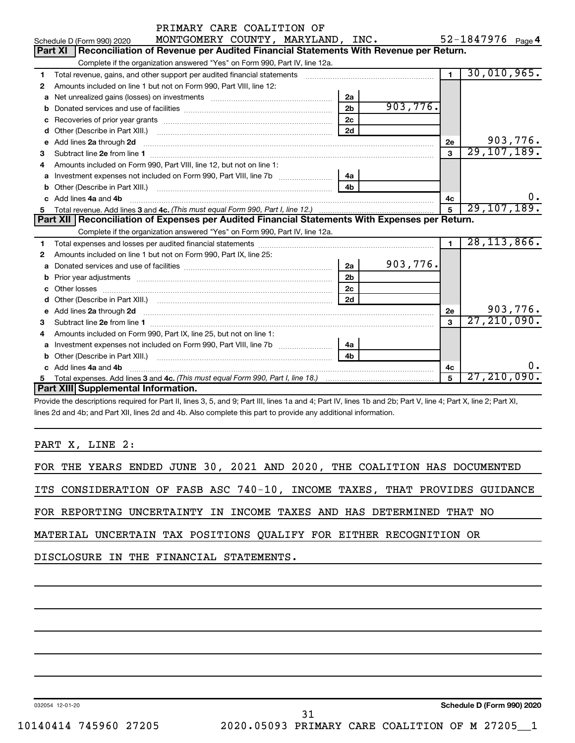PRIMARY CARE COALITION OF

Schedule D (Form 990) 2020 MONTGOMERY COUNTY, MARYLAND, INC. 52-1847976 Page 4

## Part XI Reconciliation of Revenue per Audited Financial Statements With Revenue per Return.

Complete if the organization answered "Yes" on Form 990, Part IV, line 12a.

| | | | | | |
|---|---|---|---|---|---|
| 1 | Total revenue, gains, and other support per audited financial statements | | | 1 | 30,010,965. |
| 2 | Amounts included on line 1 but not on Form 990, Part VIII, line 12: | | | | |
| a | Net unrealized gains (losses) on investments | 2a | | | |
| b | Donated services and use of facilities | 2b | 903,776. | | |
| c | Recoveries of prior year grants | 2c | | | |
| d | Other (Describe in Part XIII.) | 2d | | | |
| e | Add lines 2a through 2d | | | 2e | 903,776. |
| 3 | Subtract line 2e from line 1 | | | 3 | 29,107,189. |
| 4 | Amounts included on Form 990, Part VIII, line 12, but not on line 1: | | | | |
| a | Investment expenses not included on Form 990, Part VIII, line 7b | 4a | | | |
| b | Other (Describe in Part XIII.) | 4b | | | |
| c | Add lines 4a and 4b | | | 4c | 0. |
| 5 | Total revenue. Add lines 3 and 4c. *(This must equal Form 990, Part I, line 12.)* | | | 5 | 29,107,189. |

## Part XII Reconciliation of Expenses per Audited Financial Statements With Expenses per Return.

Complete if the organization answered "Yes" on Form 990, Part IV, line 12a.

| | | | | | |
|---|---|---|---|---|---|
| 1 | Total expenses and losses per audited financial statements | | | 1 | 28,113,866. |
| 2 | Amounts included on line 1 but not on Form 990, Part IX, line 25: | | | | |
| a | Donated services and use of facilities | 2a | 903,776. | | |
| b | Prior year adjustments | 2b | | | |
| c | Other losses | 2c | | | |
| d | Other (Describe in Part XIII.) | 2d | | | |
| e | Add lines 2a through 2d | | | 2e | 903,776. |
| 3 | Subtract line 2e from line 1 | | | 3 | 27,210,090. |
| 4 | Amounts included on Form 990, Part IX, line 25, but not on line 1: | | | | |
| a | Investment expenses not included on Form 990, Part VIII, line 7b | 4a | | | |
| b | Other (Describe in Part XIII.) | 4b | | | |
| c | Add lines 4a and 4b | | | 4c | 0. |
| 5 | Total expenses. Add lines 3 and 4c. *(This must equal Form 990, Part I, line 18.)* | | | 5 | 27,210,090. |

## Part XIII Supplemental Information.

Provide the descriptions required for Part II, lines 3, 5, and 9; Part III, lines 1a and 4; Part IV, lines 1b and 2b; Part V, line 4; Part X, line 2; Part XI, lines 2d and 4b; and Part XII, lines 2d and 4b. Also complete this part to provide any additional information.

PART X, LINE 2:

FOR THE YEARS ENDED JUNE 30, 2021 AND 2020, THE COALITION HAS DOCUMENTED ITS CONSIDERATION OF FASB ASC 740-10, INCOME TAXES, THAT PROVIDES GUIDANCE FOR REPORTING UNCERTAINTY IN INCOME TAXES AND HAS DETERMINED THAT NO MATERIAL UNCERTAIN TAX POSITIONS QUALIFY FOR EITHER RECOGNITION OR DISCLOSURE IN THE FINANCIAL STATEMENTS.

032054 12-01-20 **Schedule D (Form 990) 2020**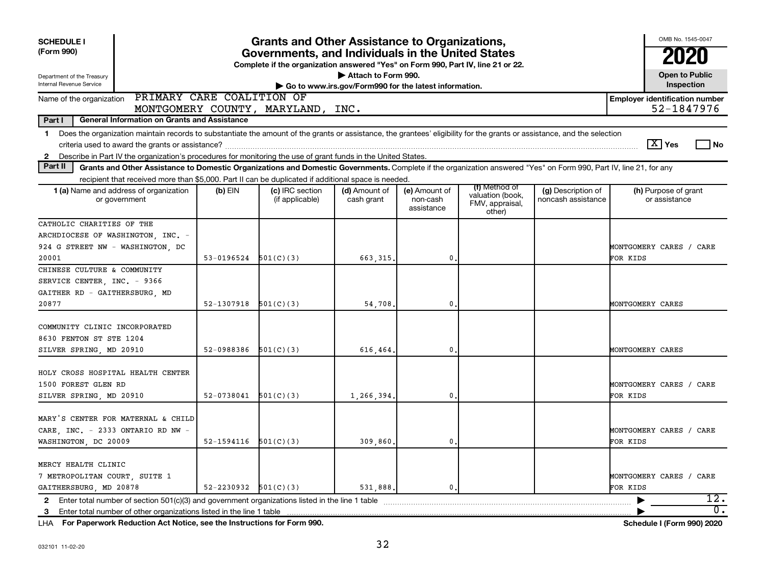**SCHEDULE I**
**(Form 990)**

Department of the Treasury
Internal Revenue Service

# Grants and Other Assistance to Organizations, Governments, and Individuals in the United States

**Complete if the organization answered "Yes" on Form 990, Part IV, line 21 or 22.**
▶ Attach to Form 990.
▶ Go to www.irs.gov/Form990 for the latest information.

OMB No. 1545-0047
**2020**
**Open to Public Inspection**

Name of the organization: PRIMARY CARE COALITION OF MONTGOMERY COUNTY, MARYLAND, INC.

**Employer identification number** 52-1847976

**Part I — General Information on Grants and Assistance**

1 Does the organization maintain records to substantiate the amount of the grants or assistance, the grantees' eligibility for the grants or assistance, and the selection criteria used to award the grants or assistance? [X] Yes [ ] No

2 Describe in Part IV the organization's procedures for monitoring the use of grant funds in the United States.

**Part II — Grants and Other Assistance to Domestic Organizations and Domestic Governments.** Complete if the organization answered "Yes" on Form 990, Part IV, line 21, for any recipient that received more than $5,000. Part II can be duplicated if additional space is needed.

| 1 (a) Name and address of organization or government | (b) EIN | (c) IRC section (if applicable) | (d) Amount of cash grant | (e) Amount of non-cash assistance | (f) Method of valuation (book, FMV, appraisal, other) | (g) Description of noncash assistance | (h) Purpose of grant or assistance |
|---|---|---|---|---|---|---|---|
| CATHOLIC CHARITIES OF THE ARCHDIOCESE OF WASHINGTON, INC. - 924 G STREET NW - WASHINGTON, DC 20001 | 53-0196524 | 501(C)(3) | 663,315. | 0. | | | MONTGOMERY CARES / CARE FOR KIDS |
| CHINESE CULTURE & COMMUNITY SERVICE CENTER, INC. - 9366 GAITHER RD - GAITHERSBURG, MD 20877 | 52-1307918 | 501(C)(3) | 54,708. | 0. | | | MONTGOMERY CARES |
| COMMUNITY CLINIC INCORPORATED 8630 FENTON ST STE 1204 SILVER SPRING, MD 20910 | 52-0988386 | 501(C)(3) | 616,464. | 0. | | | MONTGOMERY CARES |
| HOLY CROSS HOSPITAL HEALTH CENTER 1500 FOREST GLEN RD SILVER SPRING, MD 20910 | 52-0738041 | 501(C)(3) | 1,266,394. | 0. | | | MONTGOMERY CARES / CARE FOR KIDS |
| MARY'S CENTER FOR MATERNAL & CHILD CARE, INC. - 2333 ONTARIO RD NW - WASHINGTON, DC 20009 | 52-1594116 | 501(C)(3) | 309,860. | 0. | | | MONTGOMERY CARES / CARE FOR KIDS |
| MERCY HEALTH CLINIC 7 METROPOLITAN COURT, SUITE 1 GAITHERSBURG, MD 20878 | 52-2230932 | 501(C)(3) | 531,888. | 0. | | | MONTGOMERY CARES / CARE FOR KIDS |

2 Enter total number of section 501(c)(3) and government organizations listed in the line 1 table ▶ 12.

3 Enter total number of other organizations listed in the line 1 table ▶ 0.

LHA For Paperwork Reduction Act Notice, see the Instructions for Form 990. **Schedule I (Form 990) 2020**

032101 11-02-20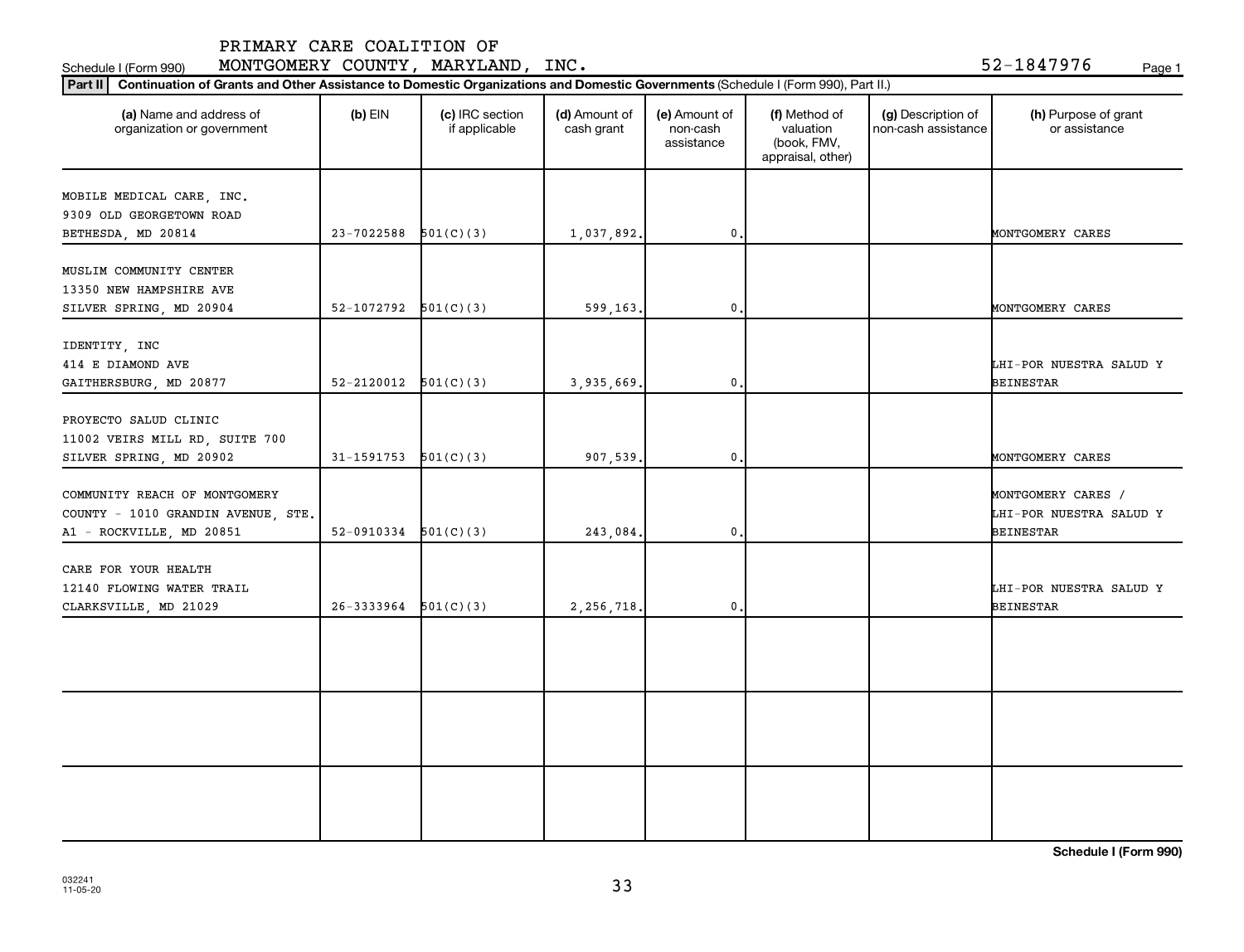PRIMARY CARE COALITION OF

Schedule I (Form 990) MONTGOMERY COUNTY, MARYLAND, INC. 52-1847976 Page 1

**Part II** **Continuation of Grants and Other Assistance to Domestic Organizations and Domestic Governments** (Schedule I (Form 990), Part II.)

| (a) Name and address of organization or government | (b) EIN | (c) IRC section if applicable | (d) Amount of cash grant | (e) Amount of non-cash assistance | (f) Method of valuation (book, FMV, appraisal, other) | (g) Description of non-cash assistance | (h) Purpose of grant or assistance |
|---|---|---|---|---|---|---|---|
| MOBILE MEDICAL CARE, INC. 9309 OLD GEORGETOWN ROAD BETHESDA, MD 20814 | 23-7022588 | 501(C)(3) | 1,037,892. | 0. | | | MONTGOMERY CARES |
| MUSLIM COMMUNITY CENTER 13350 NEW HAMPSHIRE AVE SILVER SPRING, MD 20904 | 52-1072792 | 501(C)(3) | 599,163. | 0. | | | MONTGOMERY CARES |
| IDENTITY, INC 414 E DIAMOND AVE GAITHERSBURG, MD 20877 | 52-2120012 | 501(C)(3) | 3,935,669. | 0. | | | LHI-POR NUESTRA SALUD Y BEINESTAR |
| PROYECTO SALUD CLINIC 11002 VEIRS MILL RD, SUITE 700 SILVER SPRING, MD 20902 | 31-1591753 | 501(C)(3) | 907,539. | 0. | | | MONTGOMERY CARES |
| COMMUNITY REACH OF MONTGOMERY COUNTY - 1010 GRANDIN AVENUE, STE. A1 - ROCKVILLE, MD 20851 | 52-0910334 | 501(C)(3) | 243,084. | 0. | | | MONTGOMERY CARES / LHI-POR NUESTRA SALUD Y BEINESTAR |
| CARE FOR YOUR HEALTH 12140 FLOWING WATER TRAIL CLARKSVILLE, MD 21029 | 26-3333964 | 501(C)(3) | 2,256,718. | 0. | | | LHI-POR NUESTRA SALUD Y BEINESTAR |
| | | | | | | | |
| | | | | | | | |
| | | | | | | | |

**Schedule I (Form 990)**

032241
11-05-20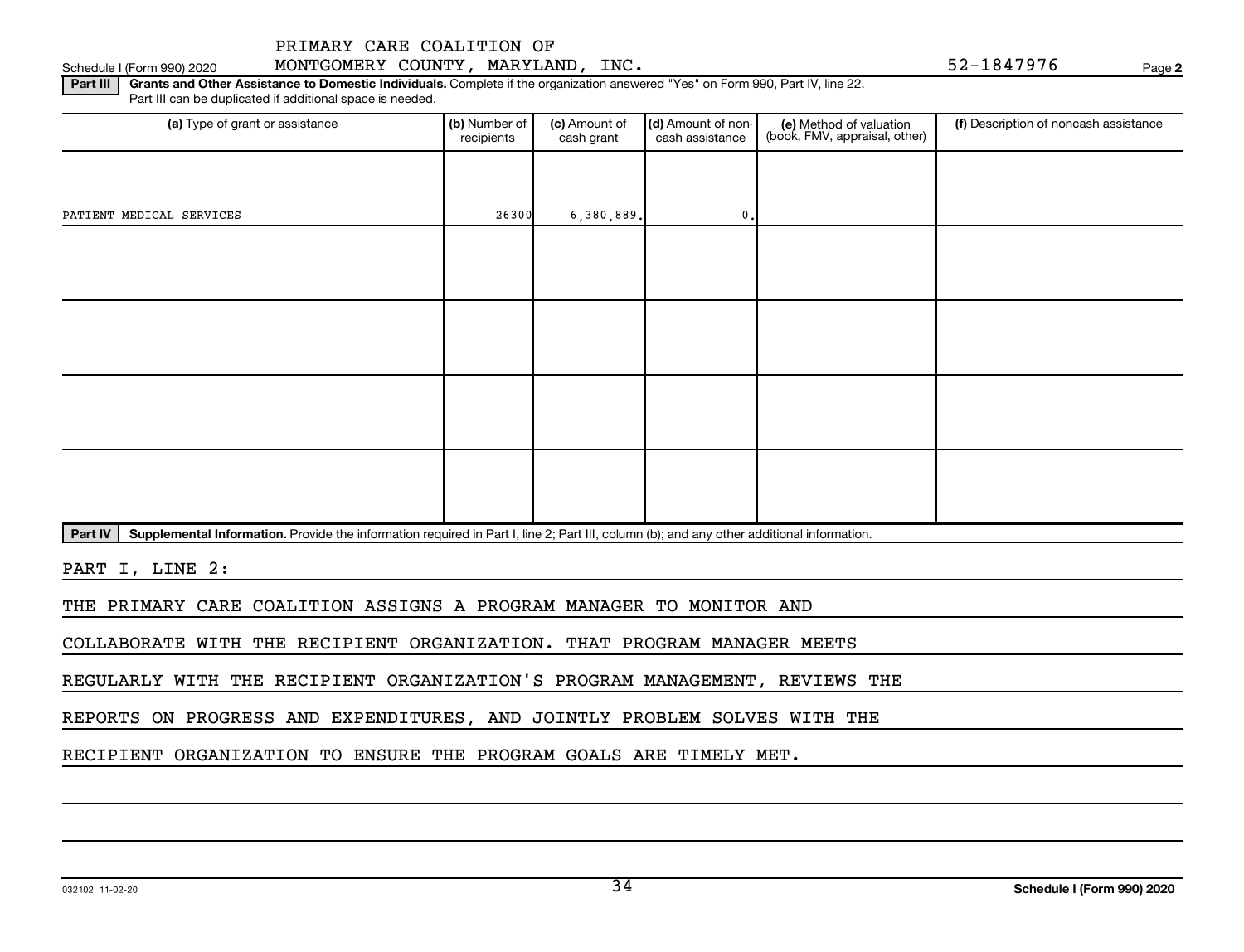PRIMARY CARE COALITION OF
MONTGOMERY COUNTY, MARYLAND, INC.

Schedule I (Form 990) 2020 — 52-1847976 — Page 2

**Part III** **Grants and Other Assistance to Domestic Individuals.** Complete if the organization answered "Yes" on Form 990, Part IV, line 22. Part III can be duplicated if additional space is needed.

| (a) Type of grant or assistance | (b) Number of recipients | (c) Amount of cash grant | (d) Amount of non-cash assistance | (e) Method of valuation (book, FMV, appraisal, other) | (f) Description of noncash assistance |
|---|---|---|---|---|---|
| PATIENT MEDICAL SERVICES | 26300 | 6,380,889. | 0. | | |
| | | | | | |
| | | | | | |
| | | | | | |
| | | | | | |

**Part IV** **Supplemental Information.** Provide the information required in Part I, line 2; Part III, column (b); and any other additional information.

PART I, LINE 2:

THE PRIMARY CARE COALITION ASSIGNS A PROGRAM MANAGER TO MONITOR AND COLLABORATE WITH THE RECIPIENT ORGANIZATION. THAT PROGRAM MANAGER MEETS REGULARLY WITH THE RECIPIENT ORGANIZATION'S PROGRAM MANAGEMENT, REVIEWS THE REPORTS ON PROGRESS AND EXPENDITURES, AND JOINTLY PROBLEM SOLVES WITH THE RECIPIENT ORGANIZATION TO ENSURE THE PROGRAM GOALS ARE TIMELY MET.

032102 11-02-20 **Schedule I (Form 990) 2020**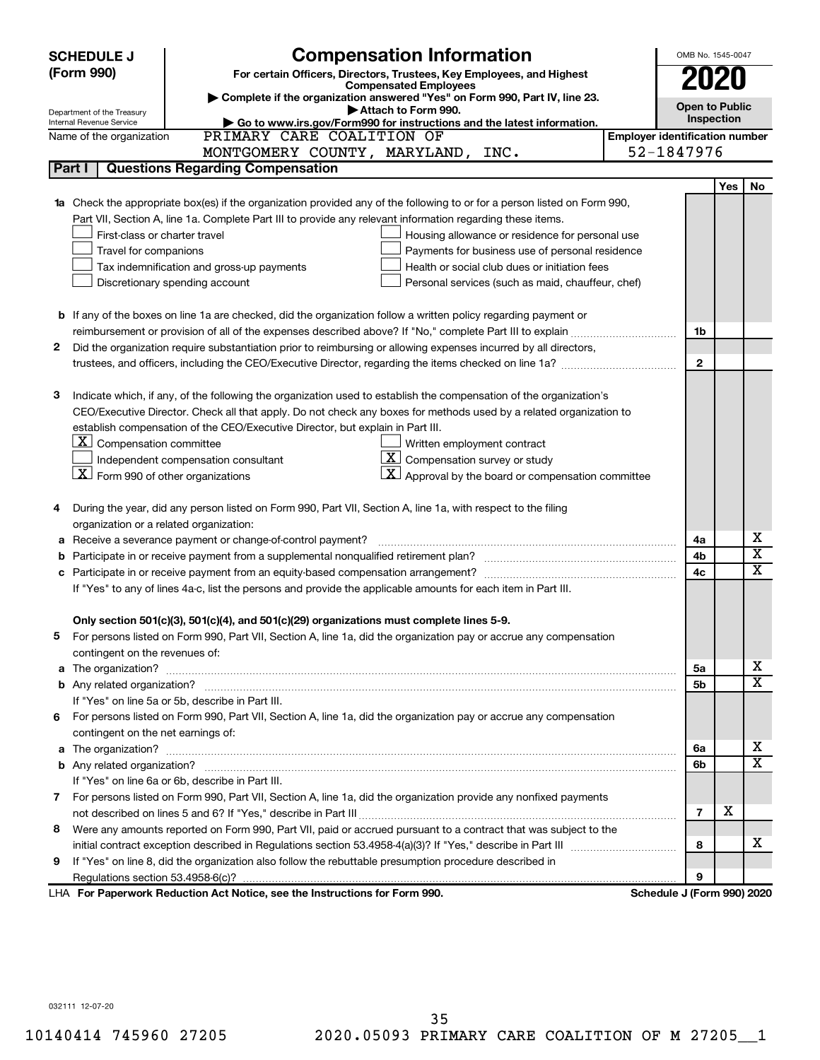**SCHEDULE J (Form 990)**

# Compensation Information

**For certain Officers, Directors, Trustees, Key Employees, and Highest Compensated Employees**

▶ Complete if the organization answered "Yes" on Form 990, Part IV, line 23.
▶ Attach to Form 990.
▶ Go to www.irs.gov/Form990 for instructions and the latest information.

OMB No. 1545-0047

**2020**

**Open to Public Inspection**

Department of the Treasury
Internal Revenue Service

Name of the organization: PRIMARY CARE COALITION OF MONTGOMERY COUNTY, MARYLAND, INC.

Employer identification number: 52-1847976

## Part I | Questions Regarding Compensation

| | | | Yes | No |
|---|---|---|---|---|
| **1a** | Check the appropriate box(es) if the organization provided any of the following to or for a person listed on Form 990, Part VII, Section A, line 1a. Complete Part III to provide any relevant information regarding these items.<br>☐ First-class or charter travel ☐ Housing allowance or residence for personal use<br>☐ Travel for companions ☐ Payments for business use of personal residence<br>☐ Tax indemnification and gross-up payments ☐ Health or social club dues or initiation fees<br>☐ Discretionary spending account ☐ Personal services (such as maid, chauffeur, chef) | | | |
| **b** | If any of the boxes on line 1a are checked, did the organization follow a written policy regarding payment or reimbursement or provision of all of the expenses described above? If "No," complete Part III to explain | 1b | | |
| **2** | Did the organization require substantiation prior to reimbursing or allowing expenses incurred by all directors, trustees, and officers, including the CEO/Executive Director, regarding the items checked on line 1a? | 2 | | |
| **3** | Indicate which, if any, of the following the organization used to establish the compensation of the organization's CEO/Executive Director. Check all that apply. Do not check any boxes for methods used by a related organization to establish compensation of the CEO/Executive Director, but explain in Part III.<br>☒ Compensation committee ☐ Written employment contract<br>☐ Independent compensation consultant ☒ Compensation survey or study<br>☒ Form 990 of other organizations ☒ Approval by the board or compensation committee | | | |
| **4** | During the year, did any person listed on Form 990, Part VII, Section A, line 1a, with respect to the filing organization or a related organization: | | | |
| **a** | Receive a severance payment or change-of-control payment? | 4a | | X |
| **b** | Participate in or receive payment from a supplemental nonqualified retirement plan? | 4b | | X |
| **c** | Participate in or receive payment from an equity-based compensation arrangement? | 4c | | X |
| | If "Yes" to any of lines 4a-c, list the persons and provide the applicable amounts for each item in Part III. | | | |
| | **Only section 501(c)(3), 501(c)(4), and 501(c)(29) organizations must complete lines 5-9.** | | | |
| **5** | For persons listed on Form 990, Part VII, Section A, line 1a, did the organization pay or accrue any compensation contingent on the revenues of: | | | |
| **a** | The organization? | 5a | | X |
| **b** | Any related organization? | 5b | | X |
| | If "Yes" on line 5a or 5b, describe in Part III. | | | |
| **6** | For persons listed on Form 990, Part VII, Section A, line 1a, did the organization pay or accrue any compensation contingent on the net earnings of: | | | |
| **a** | The organization? | 6a | | X |
| **b** | Any related organization? | 6b | | X |
| | If "Yes" on line 6a or 6b, describe in Part III. | | | |
| **7** | For persons listed on Form 990, Part VII, Section A, line 1a, did the organization provide any nonfixed payments not described on lines 5 and 6? If "Yes," describe in Part III | 7 | X | |
| **8** | Were any amounts reported on Form 990, Part VII, paid or accrued pursuant to a contract that was subject to the initial contract exception described in Regulations section 53.4958-4(a)(3)? If "Yes," describe in Part III | 8 | | X |
| **9** | If "Yes" on line 8, did the organization also follow the rebuttable presumption procedure described in Regulations section 53.4958-6(c)? | 9 | | |

LHA **For Paperwork Reduction Act Notice, see the Instructions for Form 990.** **Schedule J (Form 990) 2020**

032111 12-07-20

10140414 745960 27205 2020.05093 PRIMARY CARE COALITION OF M 27205__1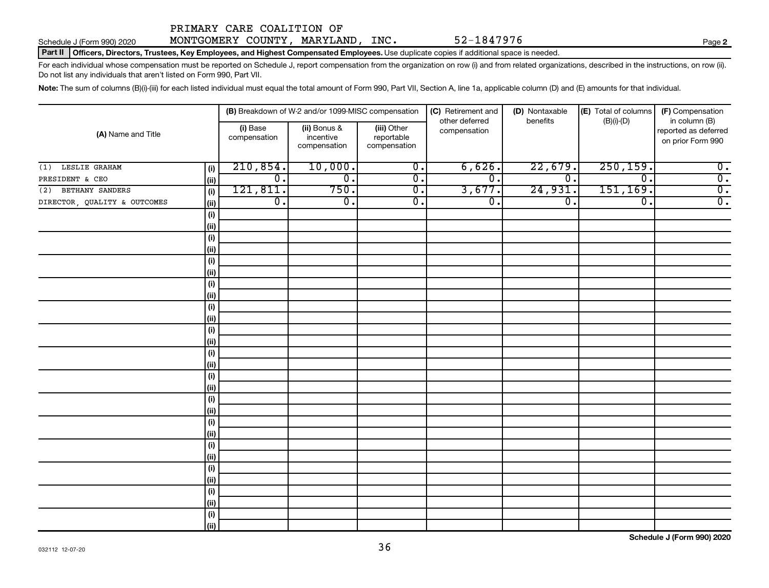PRIMARY CARE COALITION OF

Schedule J (Form 990) 2020 MONTGOMERY COUNTY, MARYLAND, INC. 52-1847976

**Part II Officers, Directors, Trustees, Key Employees, and Highest Compensated Employees.** Use duplicate copies if additional space is needed.

For each individual whose compensation must be reported on Schedule J, report compensation from the organization on row (i) and from related organizations, described in the instructions, on row (ii). Do not list any individuals that aren't listed on Form 990, Part VII.

**Note:** The sum of columns (B)(i)-(iii) for each listed individual must equal the total amount of Form 990, Part VII, Section A, line 1a, applicable column (D) and (E) amounts for that individual.

| (A) Name and Title | | (B) Breakdown of W-2 and/or 1099-MISC compensation | | | (C) Retirement and other deferred compensation | (D) Nontaxable benefits | (E) Total of columns (B)(i)-(D) | (F) Compensation in column (B) reported as deferred on prior Form 990 |
|---|---|---|---|---|---|---|---|---|
| | | (i) Base compensation | (ii) Bonus & incentive compensation | (iii) Other reportable compensation | | | | |
| (1) LESLIE GRAHAM | (i) | 210,854. | 10,000. | 0. | 6,626. | 22,679. | 250,159. | 0. |
| PRESIDENT & CEO | (ii) | 0. | 0. | 0. | 0. | 0. | 0. | 0. |
| (2) BETHANY SANDERS | (i) | 121,811. | 750. | 0. | 3,677. | 24,931. | 151,169. | 0. |
| DIRECTOR, QUALITY & OUTCOMES | (ii) | 0. | 0. | 0. | 0. | 0. | 0. | 0. |

**Schedule J (Form 990) 2020**

032112 12-07-20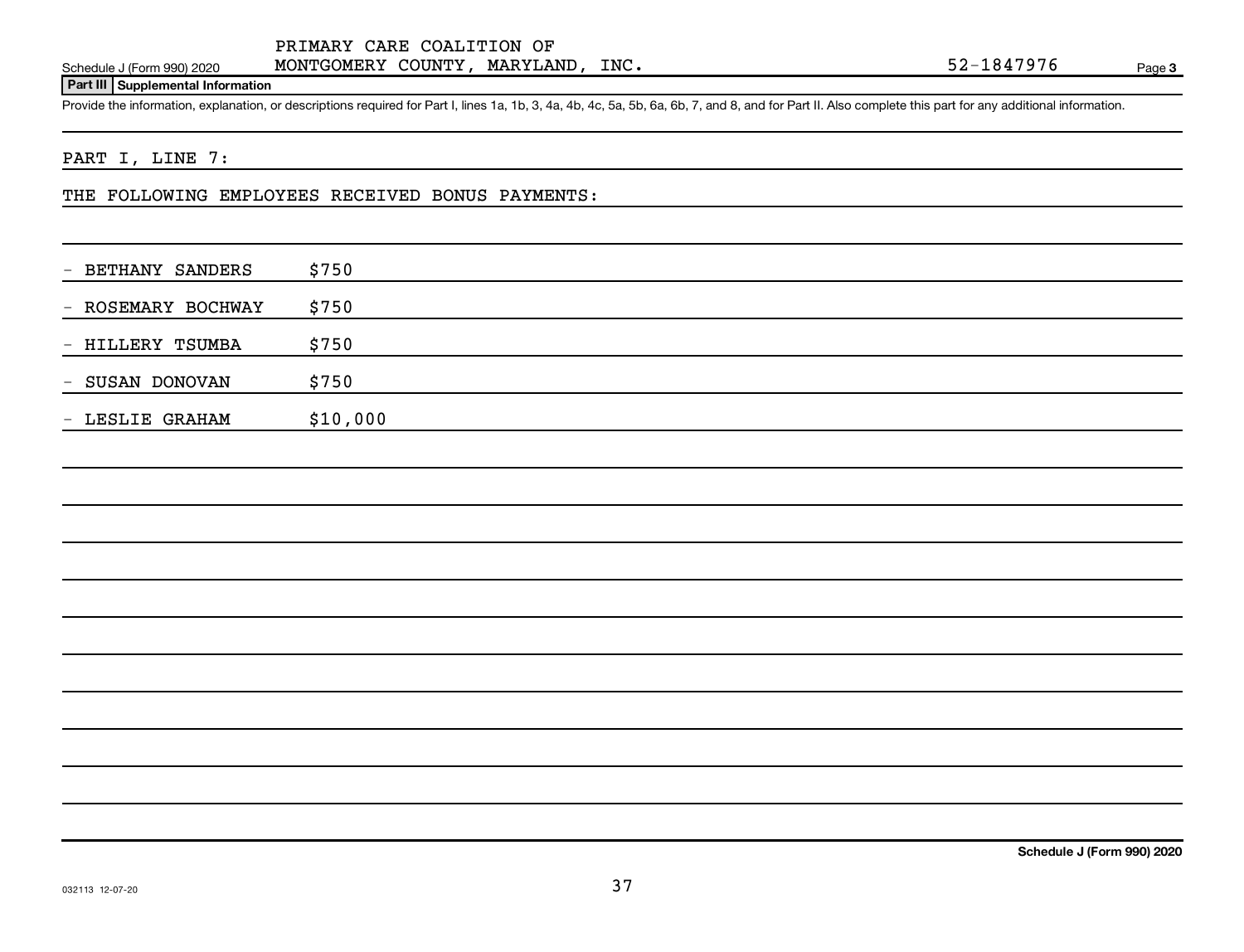PRIMARY CARE COALITION OF MONTGOMERY COUNTY, MARYLAND, INC. 52-1847976

Schedule J (Form 990) 2020

**Part III | Supplemental Information**

Provide the information, explanation, or descriptions required for Part I, lines 1a, 1b, 3, 4a, 4b, 4c, 5a, 5b, 6a, 6b, 7, and 8, and for Part II. Also complete this part for any additional information.

PART I, LINE 7:

THE FOLLOWING EMPLOYEES RECEIVED BONUS PAYMENTS:

- BETHANY SANDERS $750
- ROSEMARY BOCHWAY $750
- HILLERY TSUMBA $750
- SUSAN DONOVAN $750
- LESLIE GRAHAM $10,000

Schedule J (Form 990) 2020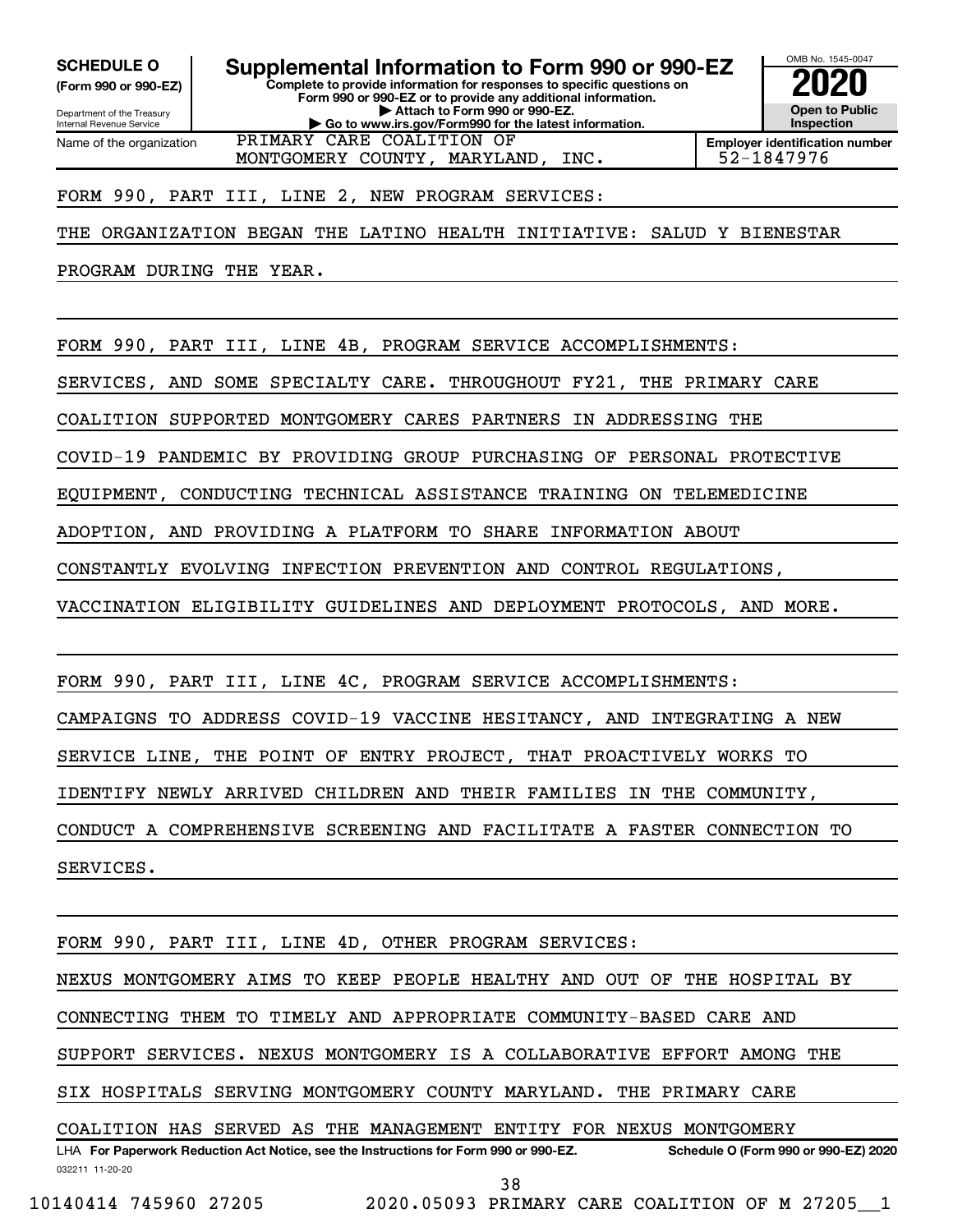**SCHEDULE O**
**(Form 990 or 990-EZ)**

Department of the Treasury
Internal Revenue Service

# Supplemental Information to Form 990 or 990-EZ

**Complete to provide information for responses to specific questions on Form 990 or 990-EZ or to provide any additional information.**
**▶ Attach to Form 990 or 990-EZ.**
**▶ Go to www.irs.gov/Form990 for the latest information.**

OMB No. 1545-0047
**2020**
**Open to Public Inspection**

| Name of the organization | Employer identification number |
|---|---|
| PRIMARY CARE COALITION OF MONTGOMERY COUNTY, MARYLAND, INC. | 52-1847976 |

FORM 990, PART III, LINE 2, NEW PROGRAM SERVICES:

THE ORGANIZATION BEGAN THE LATINO HEALTH INITIATIVE: SALUD Y BIENESTAR PROGRAM DURING THE YEAR.

FORM 990, PART III, LINE 4B, PROGRAM SERVICE ACCOMPLISHMENTS:

SERVICES, AND SOME SPECIALTY CARE. THROUGHOUT FY21, THE PRIMARY CARE COALITION SUPPORTED MONTGOMERY CARES PARTNERS IN ADDRESSING THE COVID-19 PANDEMIC BY PROVIDING GROUP PURCHASING OF PERSONAL PROTECTIVE EQUIPMENT, CONDUCTING TECHNICAL ASSISTANCE TRAINING ON TELEMEDICINE ADOPTION, AND PROVIDING A PLATFORM TO SHARE INFORMATION ABOUT CONSTANTLY EVOLVING INFECTION PREVENTION AND CONTROL REGULATIONS, VACCINATION ELIGIBILITY GUIDELINES AND DEPLOYMENT PROTOCOLS, AND MORE.

FORM 990, PART III, LINE 4C, PROGRAM SERVICE ACCOMPLISHMENTS:

CAMPAIGNS TO ADDRESS COVID-19 VACCINE HESITANCY, AND INTEGRATING A NEW SERVICE LINE, THE POINT OF ENTRY PROJECT, THAT PROACTIVELY WORKS TO IDENTIFY NEWLY ARRIVED CHILDREN AND THEIR FAMILIES IN THE COMMUNITY, CONDUCT A COMPREHENSIVE SCREENING AND FACILITATE A FASTER CONNECTION TO SERVICES.

FORM 990, PART III, LINE 4D, OTHER PROGRAM SERVICES:

NEXUS MONTGOMERY AIMS TO KEEP PEOPLE HEALTHY AND OUT OF THE HOSPITAL BY CONNECTING THEM TO TIMELY AND APPROPRIATE COMMUNITY-BASED CARE AND SUPPORT SERVICES. NEXUS MONTGOMERY IS A COLLABORATIVE EFFORT AMONG THE SIX HOSPITALS SERVING MONTGOMERY COUNTY MARYLAND. THE PRIMARY CARE COALITION HAS SERVED AS THE MANAGEMENT ENTITY FOR NEXUS MONTGOMERY

LHA **For Paperwork Reduction Act Notice, see the Instructions for Form 990 or 990-EZ.** **Schedule O (Form 990 or 990-EZ) 2020**

032211 11-20-20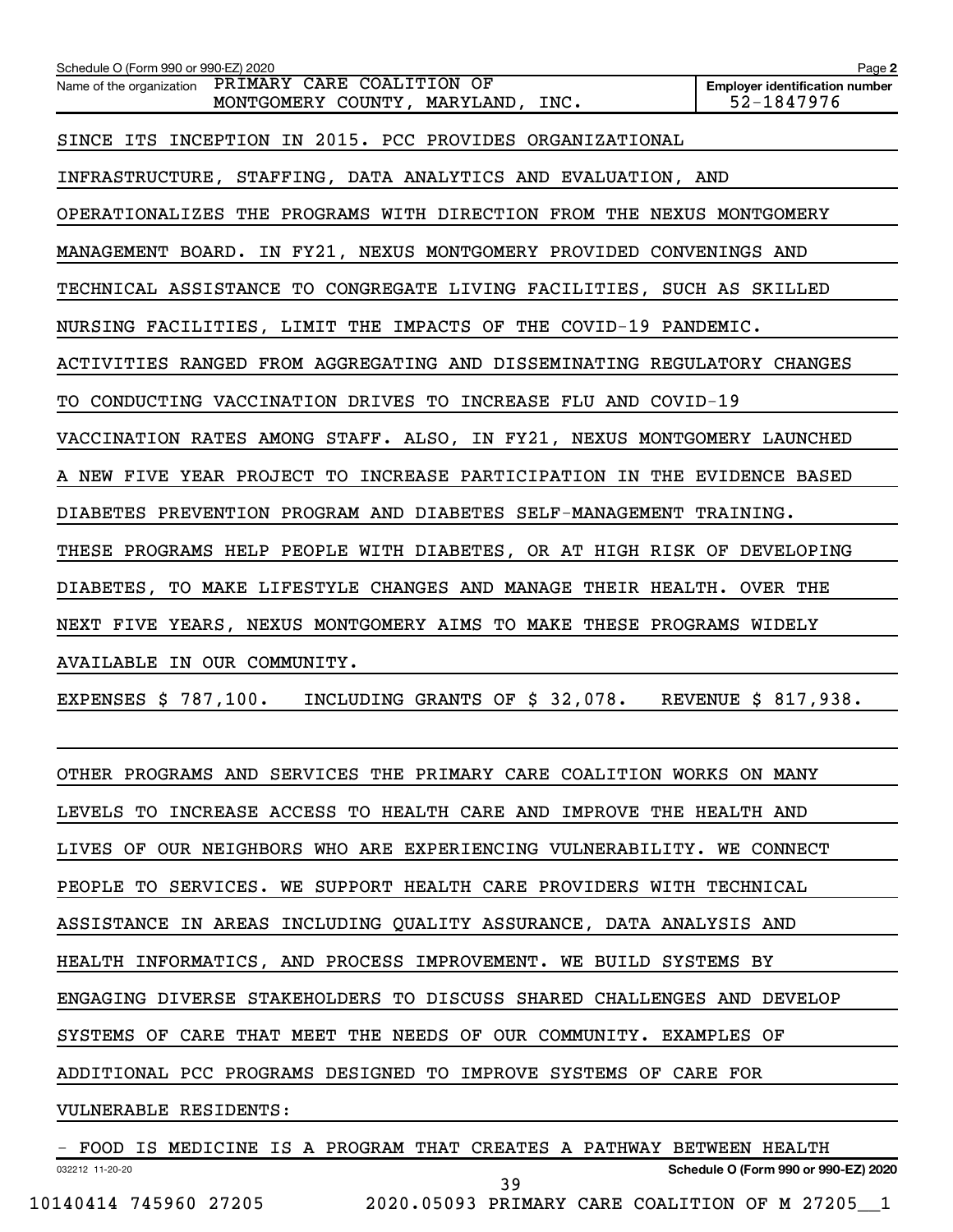Schedule O (Form 990 or 990-EZ) 2020

Name of the organization: PRIMARY CARE COALITION OF MONTGOMERY COUNTY, MARYLAND, INC.

Employer identification number: 52-1847976

SINCE ITS INCEPTION IN 2015. PCC PROVIDES ORGANIZATIONAL INFRASTRUCTURE, STAFFING, DATA ANALYTICS AND EVALUATION, AND OPERATIONALIZES THE PROGRAMS WITH DIRECTION FROM THE NEXUS MONTGOMERY MANAGEMENT BOARD. IN FY21, NEXUS MONTGOMERY PROVIDED CONVENINGS AND TECHNICAL ASSISTANCE TO CONGREGATE LIVING FACILITIES, SUCH AS SKILLED NURSING FACILITIES, LIMIT THE IMPACTS OF THE COVID-19 PANDEMIC. ACTIVITIES RANGED FROM AGGREGATING AND DISSEMINATING REGULATORY CHANGES TO CONDUCTING VACCINATION DRIVES TO INCREASE FLU AND COVID-19 VACCINATION RATES AMONG STAFF. ALSO, IN FY21, NEXUS MONTGOMERY LAUNCHED A NEW FIVE YEAR PROJECT TO INCREASE PARTICIPATION IN THE EVIDENCE BASED DIABETES PREVENTION PROGRAM AND DIABETES SELF-MANAGEMENT TRAINING. THESE PROGRAMS HELP PEOPLE WITH DIABETES, OR AT HIGH RISK OF DEVELOPING DIABETES, TO MAKE LIFESTYLE CHANGES AND MANAGE THEIR HEALTH. OVER THE NEXT FIVE YEARS, NEXUS MONTGOMERY AIMS TO MAKE THESE PROGRAMS WIDELY AVAILABLE IN OUR COMMUNITY.

EXPENSES $ 787,100. INCLUDING GRANTS OF $ 32,078. REVENUE $ 817,938.

OTHER PROGRAMS AND SERVICES THE PRIMARY CARE COALITION WORKS ON MANY LEVELS TO INCREASE ACCESS TO HEALTH CARE AND IMPROVE THE HEALTH AND LIVES OF OUR NEIGHBORS WHO ARE EXPERIENCING VULNERABILITY. WE CONNECT PEOPLE TO SERVICES. WE SUPPORT HEALTH CARE PROVIDERS WITH TECHNICAL ASSISTANCE IN AREAS INCLUDING QUALITY ASSURANCE, DATA ANALYSIS AND HEALTH INFORMATICS, AND PROCESS IMPROVEMENT. WE BUILD SYSTEMS BY ENGAGING DIVERSE STAKEHOLDERS TO DISCUSS SHARED CHALLENGES AND DEVELOP SYSTEMS OF CARE THAT MEET THE NEEDS OF OUR COMMUNITY. EXAMPLES OF ADDITIONAL PCC PROGRAMS DESIGNED TO IMPROVE SYSTEMS OF CARE FOR VULNERABLE RESIDENTS:

- FOOD IS MEDICINE IS A PROGRAM THAT CREATES A PATHWAY BETWEEN HEALTH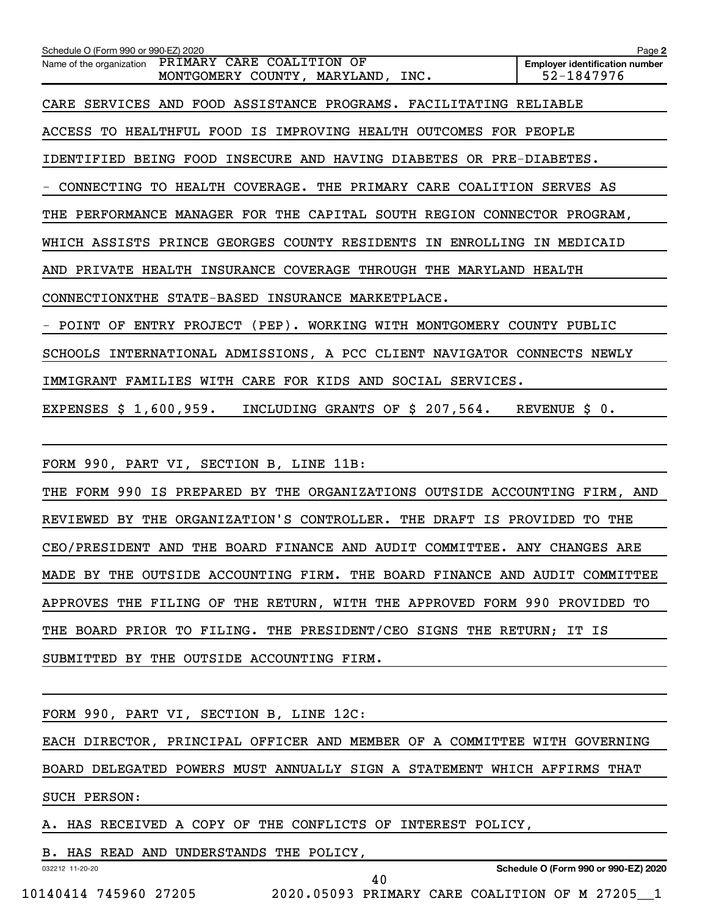CARE SERVICES AND FOOD ASSISTANCE PROGRAMS. FACILITATING RELIABLE ACCESS TO HEALTHFUL FOOD IS IMPROVING HEALTH OUTCOMES FOR PEOPLE IDENTIFIED BEING FOOD INSECURE AND HAVING DIABETES OR PRE-DIABETES.

- CONNECTING TO HEALTH COVERAGE. THE PRIMARY CARE COALITION SERVES AS THE PERFORMANCE MANAGER FOR THE CAPITAL SOUTH REGION CONNECTOR PROGRAM, WHICH ASSISTS PRINCE GEORGES COUNTY RESIDENTS IN ENROLLING IN MEDICAID AND PRIVATE HEALTH INSURANCE COVERAGE THROUGH THE MARYLAND HEALTH CONNECTIONXTHE STATE-BASED INSURANCE MARKETPLACE.

- POINT OF ENTRY PROJECT (PEP). WORKING WITH MONTGOMERY COUNTY PUBLIC SCHOOLS INTERNATIONAL ADMISSIONS, A PCC CLIENT NAVIGATOR CONNECTS NEWLY IMMIGRANT FAMILIES WITH CARE FOR KIDS AND SOCIAL SERVICES.

EXPENSES $ 1,600,959. INCLUDING GRANTS OF $ 207,564. REVENUE $ 0.

FORM 990, PART VI, SECTION B, LINE 11B:

THE FORM 990 IS PREPARED BY THE ORGANIZATIONS OUTSIDE ACCOUNTING FIRM, AND REVIEWED BY THE ORGANIZATION'S CONTROLLER. THE DRAFT IS PROVIDED TO THE CEO/PRESIDENT AND THE BOARD FINANCE AND AUDIT COMMITTEE. ANY CHANGES ARE MADE BY THE OUTSIDE ACCOUNTING FIRM. THE BOARD FINANCE AND AUDIT COMMITTEE APPROVES THE FILING OF THE RETURN, WITH THE APPROVED FORM 990 PROVIDED TO THE BOARD PRIOR TO FILING. THE PRESIDENT/CEO SIGNS THE RETURN; IT IS SUBMITTED BY THE OUTSIDE ACCOUNTING FIRM.

FORM 990, PART VI, SECTION B, LINE 12C:

EACH DIRECTOR, PRINCIPAL OFFICER AND MEMBER OF A COMMITTEE WITH GOVERNING BOARD DELEGATED POWERS MUST ANNUALLY SIGN A STATEMENT WHICH AFFIRMS THAT SUCH PERSON:

A. HAS RECEIVED A COPY OF THE CONFLICTS OF INTEREST POLICY,

B. HAS READ AND UNDERSTANDS THE POLICY,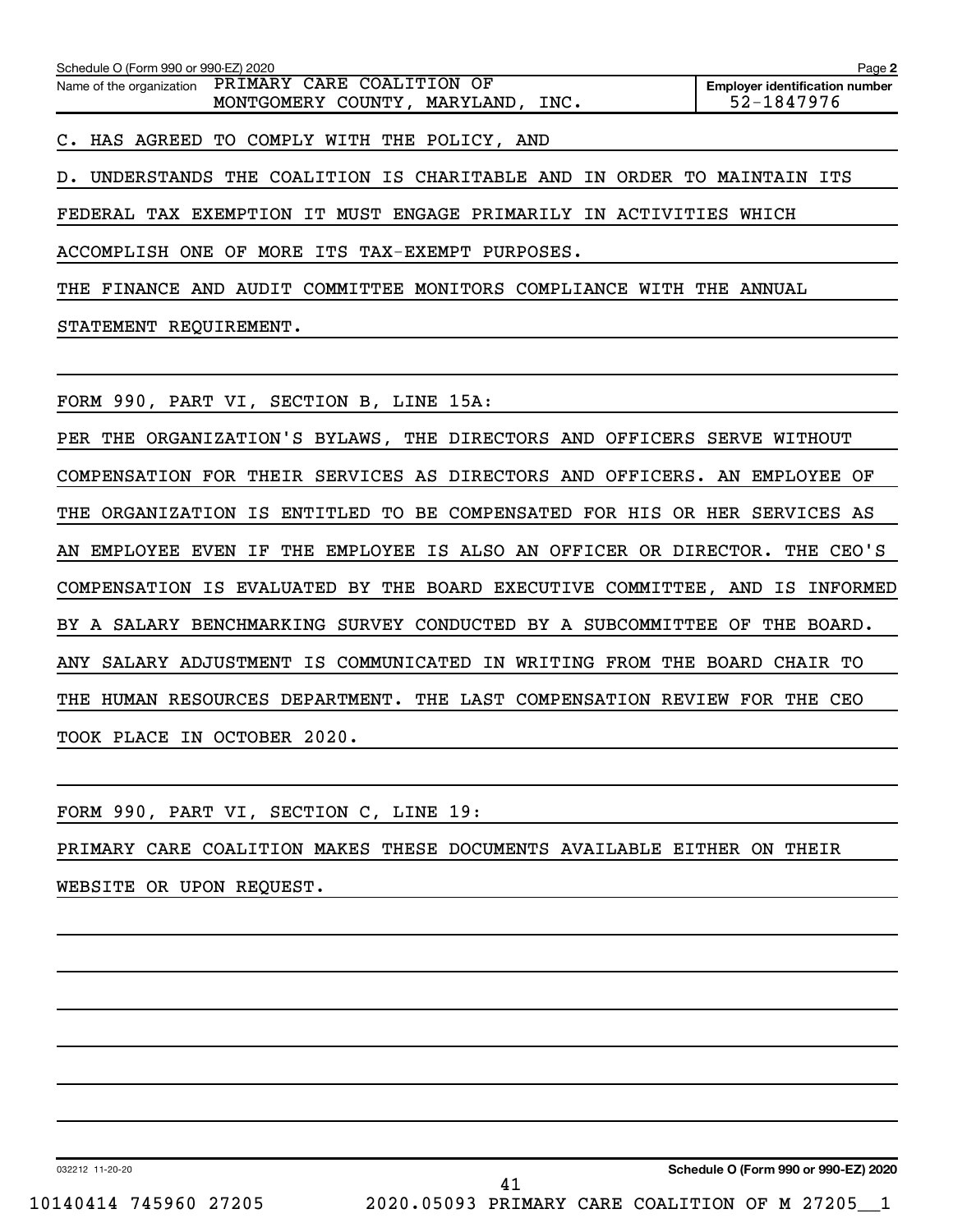Schedule O (Form 990 or 990-EZ) 2020 Page **2**

Name of the organization PRIMARY CARE COALITION OF MONTGOMERY COUNTY, MARYLAND, INC.

**Employer identification number** 52-1847976

C. HAS AGREED TO COMPLY WITH THE POLICY, AND

D. UNDERSTANDS THE COALITION IS CHARITABLE AND IN ORDER TO MAINTAIN ITS FEDERAL TAX EXEMPTION IT MUST ENGAGE PRIMARILY IN ACTIVITIES WHICH ACCOMPLISH ONE OF MORE ITS TAX-EXEMPT PURPOSES.

THE FINANCE AND AUDIT COMMITTEE MONITORS COMPLIANCE WITH THE ANNUAL STATEMENT REQUIREMENT.

FORM 990, PART VI, SECTION B, LINE 15A:

PER THE ORGANIZATION'S BYLAWS, THE DIRECTORS AND OFFICERS SERVE WITHOUT COMPENSATION FOR THEIR SERVICES AS DIRECTORS AND OFFICERS. AN EMPLOYEE OF THE ORGANIZATION IS ENTITLED TO BE COMPENSATED FOR HIS OR HER SERVICES AS AN EMPLOYEE EVEN IF THE EMPLOYEE IS ALSO AN OFFICER OR DIRECTOR. THE CEO'S COMPENSATION IS EVALUATED BY THE BOARD EXECUTIVE COMMITTEE, AND IS INFORMED BY A SALARY BENCHMARKING SURVEY CONDUCTED BY A SUBCOMMITTEE OF THE BOARD. ANY SALARY ADJUSTMENT IS COMMUNICATED IN WRITING FROM THE BOARD CHAIR TO THE HUMAN RESOURCES DEPARTMENT. THE LAST COMPENSATION REVIEW FOR THE CEO TOOK PLACE IN OCTOBER 2020.

FORM 990, PART VI, SECTION C, LINE 19:

PRIMARY CARE COALITION MAKES THESE DOCUMENTS AVAILABLE EITHER ON THEIR WEBSITE OR UPON REQUEST.

032212 11-20-20

**Schedule O (Form 990 or 990-EZ) 2020**

10140414 745960 27205 2020.05093 PRIMARY CARE COALITION OF M 27205__1